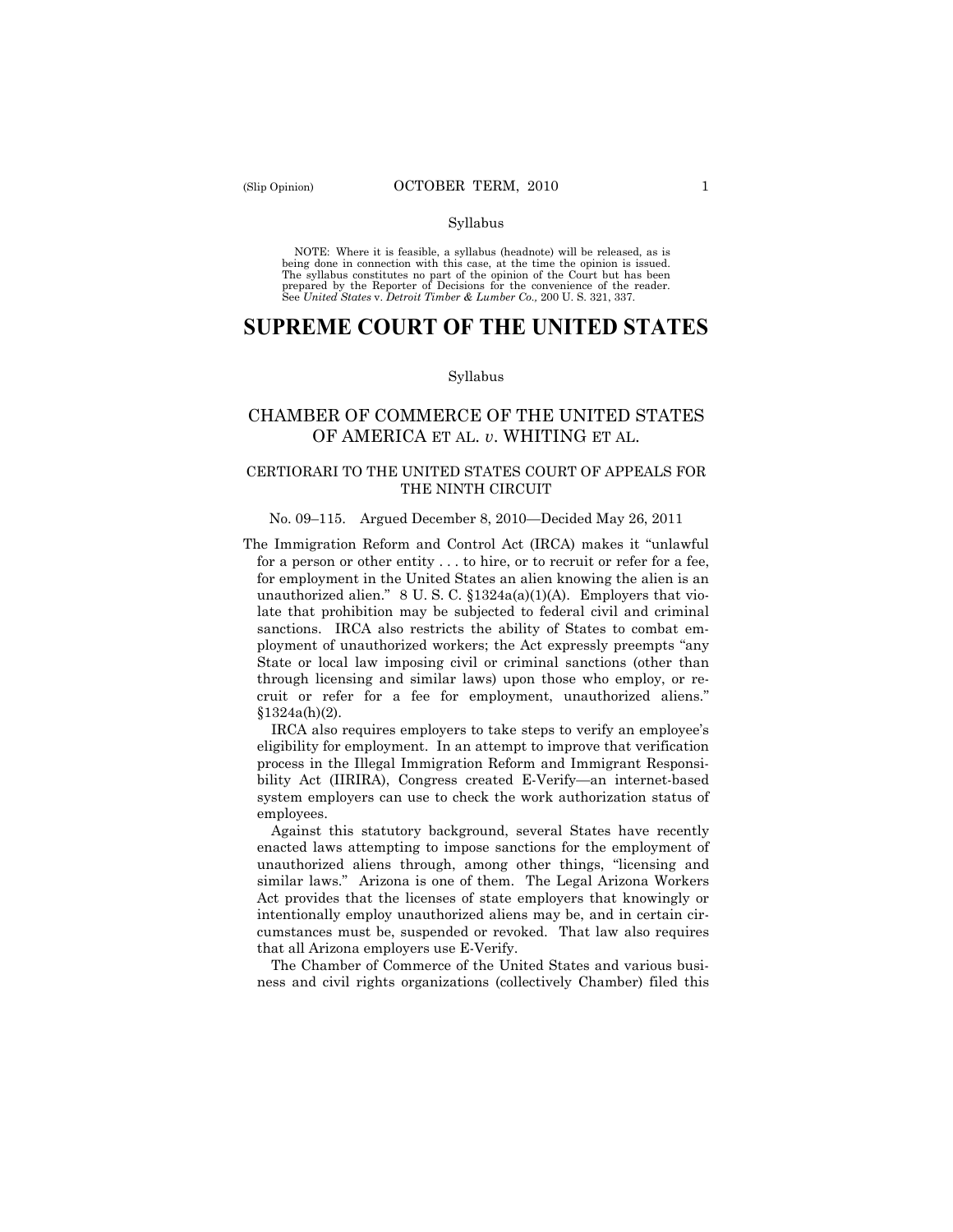Syllabus

NOTE: Where it is feasible, a syllabus (headnote) will be released, as is being done in connection with this case, at the time the opinion is issued. The syllabus constitutes no part of the opinion of the Court but has been prepared by the Reporter of Decisions for the convenience of the reader. See *United States* v. *Detroit Timber & Lumber Co.,* 200 U. S. 321, 337.

# SUPREME COURT OF THE UNITED STATES

Syllabus

## CHAMBER OF COMMERCE OF THE UNITED STATES OF AMERICA ET AL. *v.* WHITING ET AL.

### CERTIORARI TO THE UNITED STATES COURT OF APPEALS FOR THE NINTH CIRCUIT

No. 09–115. Argued December 8, 2010—Decided May 26, 2011

The Immigration Reform and Control Act (IRCA) makes it "unlawful for a person or other entity . . . to hire, or to recruit or refer for a fee, for employment in the United States an alien knowing the alien is an unauthorized alien." 8 U. S. C. §1324a(a)(1)(A). Employers that violate that prohibition may be subjected to federal civil and criminal sanctions. IRCA also restricts the ability of States to combat employment of unauthorized workers; the Act expressly preempts "any State or local law imposing civil or criminal sanctions (other than through licensing and similar laws) upon those who employ, or recruit or refer for a fee for employment, unauthorized aliens." §1324a(h)(2).

IRCA also requires employers to take steps to verify an employee's eligibility for employment. In an attempt to improve that verification process in the Illegal Immigration Reform and Immigrant Responsibility Act (IIRIRA), Congress created E-Verify—an internet-based system employers can use to check the work authorization status of employees.

Against this statutory background, several States have recently enacted laws attempting to impose sanctions for the employment of unauthorized aliens through, among other things, "licensing and similar laws." Arizona is one of them. The Legal Arizona Workers Act provides that the licenses of state employers that knowingly or intentionally employ unauthorized aliens may be, and in certain circumstances must be, suspended or revoked. That law also requires that all Arizona employers use E-Verify.

The Chamber of Commerce of the United States and various business and civil rights organizations (collectively Chamber) filed this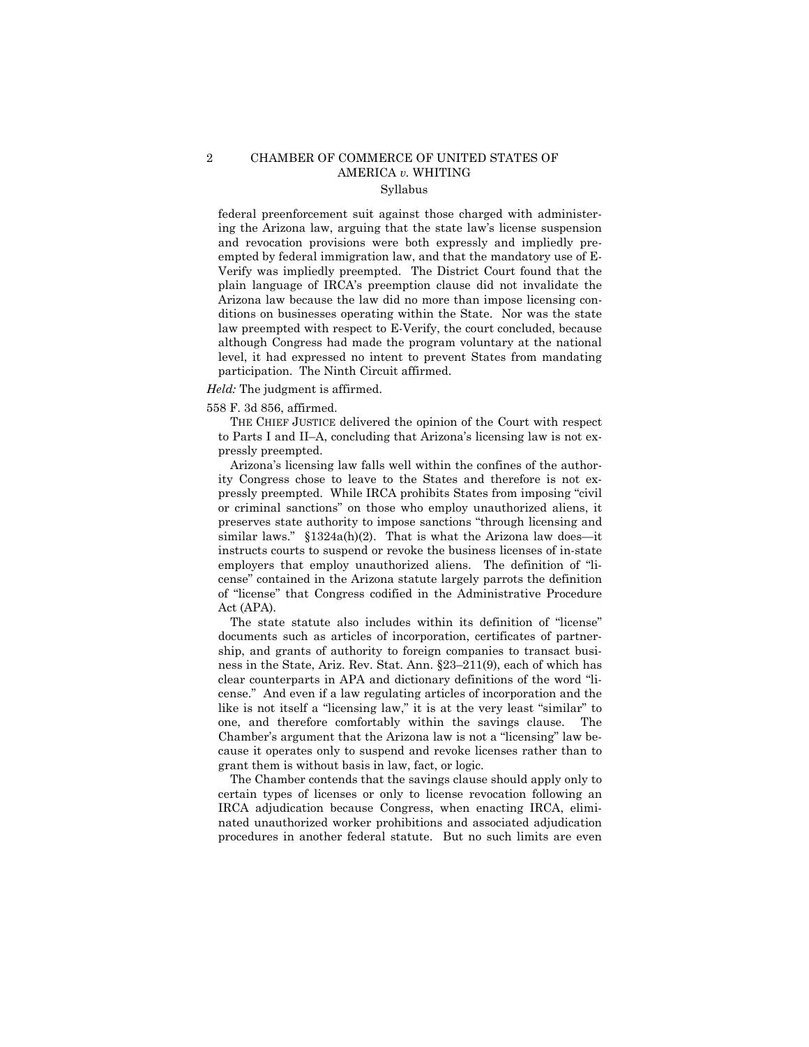federal preenforcement suit against those charged with administering the Arizona law, arguing that the state law's license suspension and revocation provisions were both expressly and impliedly preempted by federal immigration law, and that the mandatory use of E-Verify was impliedly preempted. The District Court found that the plain language of IRCA's preemption clause did not invalidate the Arizona law because the law did no more than impose licensing conditions on businesses operating within the State. Nor was the state law preempted with respect to E-Verify, the court concluded, because although Congress had made the program voluntary at the national level, it had expressed no intent to prevent States from mandating participation. The Ninth Circuit affirmed.

*Held:* The judgment is affirmed.

558 F. 3d 856, affirmed.

THE CHIEF JUSTICE delivered the opinion of the Court with respect to Parts I and II–A, concluding that Arizona's licensing law is not expressly preempted.

Arizona's licensing law falls well within the confines of the authority Congress chose to leave to the States and therefore is not expressly preempted. While IRCA prohibits States from imposing "civil or criminal sanctions" on those who employ unauthorized aliens, it preserves state authority to impose sanctions "through licensing and similar laws." §1324a(h)(2). That is what the Arizona law does—it instructs courts to suspend or revoke the business licenses of in-state employers that employ unauthorized aliens. The definition of "license" contained in the Arizona statute largely parrots the definition of "license" that Congress codified in the Administrative Procedure Act (APA).

The state statute also includes within its definition of "license" documents such as articles of incorporation, certificates of partnership, and grants of authority to foreign companies to transact business in the State, Ariz. Rev. Stat. Ann. §23–211(9), each of which has clear counterparts in APA and dictionary definitions of the word "license." And even if a law regulating articles of incorporation and the like is not itself a "licensing law," it is at the very least "similar" to one, and therefore comfortably within the savings clause. The Chamber's argument that the Arizona law is not a "licensing" law because it operates only to suspend and revoke licenses rather than to grant them is without basis in law, fact, or logic.

The Chamber contends that the savings clause should apply only to certain types of licenses or only to license revocation following an IRCA adjudication because Congress, when enacting IRCA, eliminated unauthorized worker prohibitions and associated adjudication procedures in another federal statute. But no such limits are even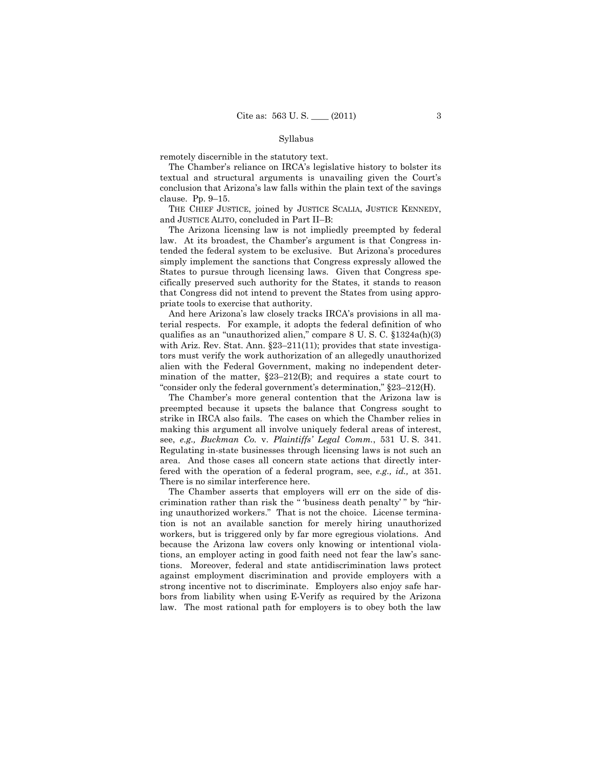remotely discernible in the statutory text.

The Chamber's reliance on IRCA's legislative history to bolster its textual and structural arguments is unavailing given the Court's conclusion that Arizona's law falls within the plain text of the savings clause. Pp. 9–15.

THE CHIEF JUSTICE, joined by JUSTICE SCALIA, JUSTICE KENNEDY, and JUSTICE ALITO, concluded in Part II–B:

The Arizona licensing law is not impliedly preempted by federal law. At its broadest, the Chamber's argument is that Congress intended the federal system to be exclusive. But Arizona's procedures simply implement the sanctions that Congress expressly allowed the States to pursue through licensing laws. Given that Congress specifically preserved such authority for the States, it stands to reason that Congress did not intend to prevent the States from using appropriate tools to exercise that authority.

And here Arizona's law closely tracks IRCA's provisions in all material respects. For example, it adopts the federal definition of who qualifies as an "unauthorized alien," compare 8 U. S. C. §1324a(h)(3) with Ariz. Rev. Stat. Ann. §23–211(11); provides that state investigators must verify the work authorization of an allegedly unauthorized alien with the Federal Government, making no independent determination of the matter, §23–212(B); and requires a state court to "consider only the federal government's determination," §23–212(H).

The Chamber's more general contention that the Arizona law is preempted because it upsets the balance that Congress sought to strike in IRCA also fails. The cases on which the Chamber relies in making this argument all involve uniquely federal areas of interest, see, *e.g., Buckman Co.* v. *Plaintiffs' Legal Comm.*, 531 U. S. 341. Regulating in-state businesses through licensing laws is not such an area. And those cases all concern state actions that directly interfered with the operation of a federal program, see, *e.g., id.,* at 351. There is no similar interference here.

The Chamber asserts that employers will err on the side of discrimination rather than risk the " 'business death penalty' " by "hiring unauthorized workers." That is not the choice. License termination is not an available sanction for merely hiring unauthorized workers, but is triggered only by far more egregious violations. And because the Arizona law covers only knowing or intentional violations, an employer acting in good faith need not fear the law's sanctions. Moreover, federal and state antidiscrimination laws protect against employment discrimination and provide employers with a strong incentive not to discriminate. Employers also enjoy safe harbors from liability when using E-Verify as required by the Arizona law. The most rational path for employers is to obey both the law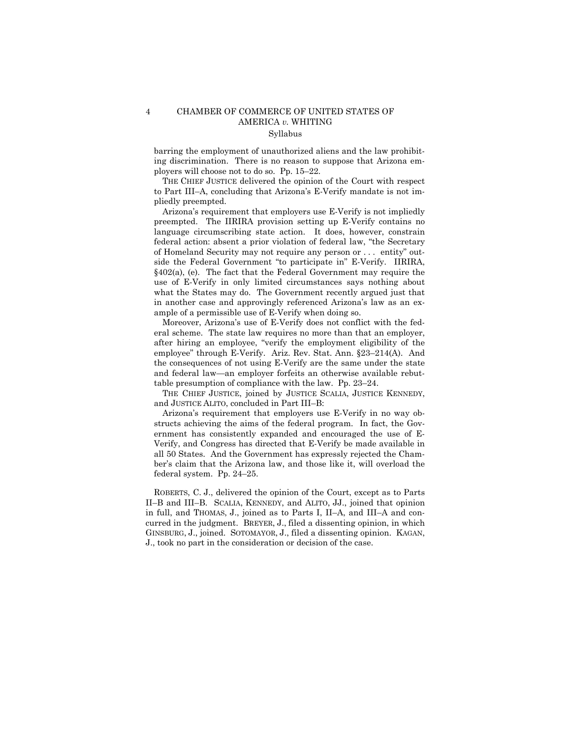barring the employment of unauthorized aliens and the law prohibiting discrimination. There is no reason to suppose that Arizona employers will choose not to do so. Pp. 15–22.

THE CHIEF JUSTICE delivered the opinion of the Court with respect to Part III–A, concluding that Arizona's E-Verify mandate is not impliedly preempted.

Arizona's requirement that employers use E-Verify is not impliedly preempted. The IIRIRA provision setting up E-Verify contains no language circumscribing state action. It does, however, constrain federal action: absent a prior violation of federal law, "the Secretary of Homeland Security may not require any person or . . . entity" outside the Federal Government "to participate in" E-Verify. IIRIRA, §402(a), (e). The fact that the Federal Government may require the use of E-Verify in only limited circumstances says nothing about what the States may do. The Government recently argued just that in another case and approvingly referenced Arizona's law as an example of a permissible use of E-Verify when doing so.

Moreover, Arizona's use of E-Verify does not conflict with the federal scheme. The state law requires no more than that an employer, after hiring an employee, "verify the employment eligibility of the employee" through E-Verify. Ariz. Rev. Stat. Ann. §23–214(A). And the consequences of not using E-Verify are the same under the state and federal law—an employer forfeits an otherwise available rebuttable presumption of compliance with the law. Pp. 23–24.

THE CHIEF JUSTICE, joined by JUSTICE SCALIA, JUSTICE KENNEDY, and JUSTICE ALITO, concluded in Part III–B:

Arizona's requirement that employers use E-Verify in no way obstructs achieving the aims of the federal program. In fact, the Government has consistently expanded and encouraged the use of E-Verify, and Congress has directed that E-Verify be made available in all 50 States. And the Government has expressly rejected the Chamber's claim that the Arizona law, and those like it, will overload the federal system. Pp. 24–25.

ROBERTS, C. J., delivered the opinion of the Court, except as to Parts II–B and III–B. SCALIA, KENNEDY, and ALITO, JJ., joined that opinion in full, and THOMAS, J., joined as to Parts I, II–A, and III–A and concurred in the judgment. BREYER, J., filed a dissenting opinion, in which GINSBURG, J., joined. SOTOMAYOR, J., filed a dissenting opinion. KAGAN, J., took no part in the consideration or decision of the case.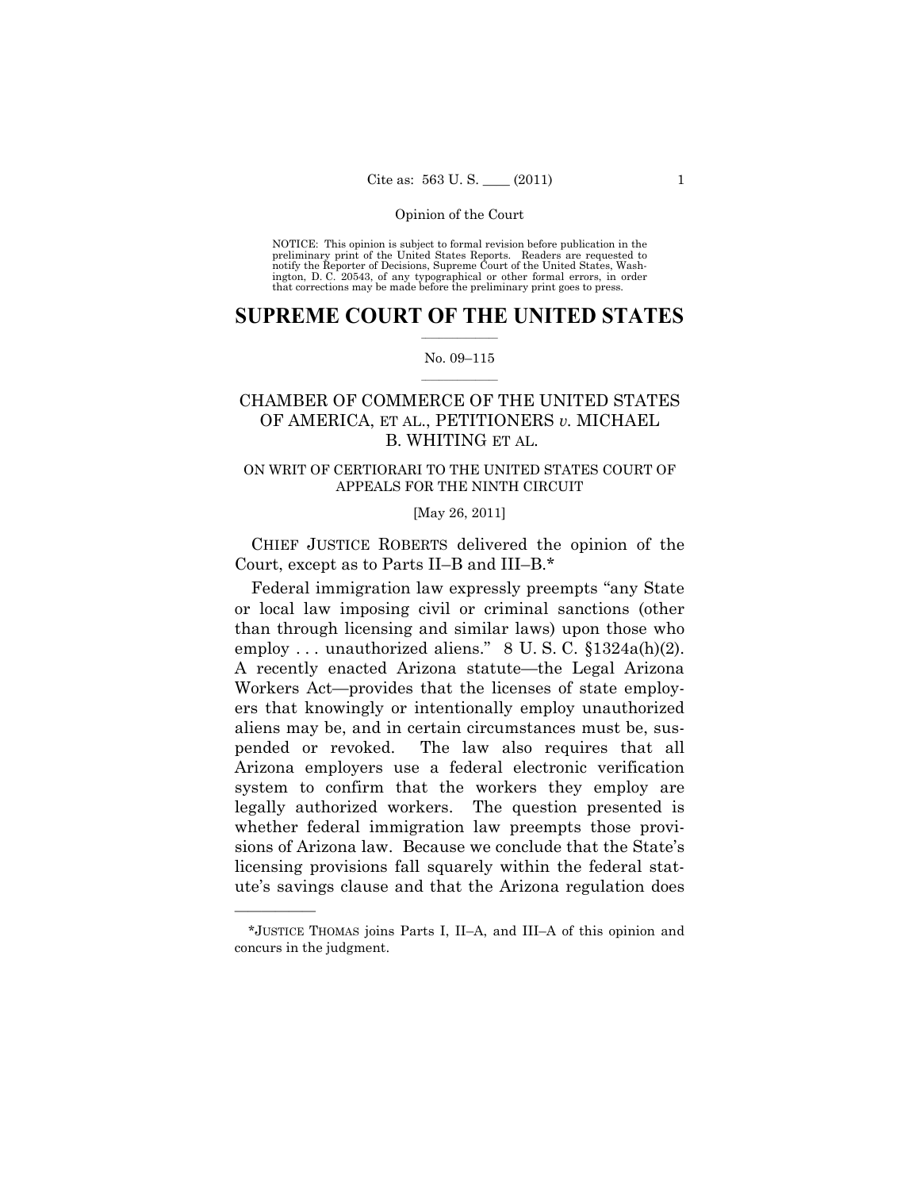NOTICE: This opinion is subject to formal revision before publication in the preliminary print of the United States Reports. Readers are requested to notify the Reporter of Decisions, Supreme Court of the United States, Washington, D. C. 20543, of any typographical or other formal errors, in order that corrections may be made before the preliminary print goes to press.

# SUPREME COURT OF THE UNITED STATES

No. 09–115

## CHAMBER OF COMMERCE OF THE UNITED STATES OF AMERICA, ET AL., PETITIONERS *v.* MICHAEL B. WHITING ET AL.

ON WRIT OF CERTIORARI TO THE UNITED STATES COURT OF APPEALS FOR THE NINTH CIRCUIT

[May 26, 2011]

CHIEF JUSTICE ROBERTS delivered the opinion of the Court, except as to Parts II–B and III–B.*

Federal immigration law expressly preempts "any State or local law imposing civil or criminal sanctions (other than through licensing and similar laws) upon those who employ . . . unauthorized aliens." 8 U. S. C. §1324a(h)(2). A recently enacted Arizona statute—the Legal Arizona Workers Act—provides that the licenses of state employers that knowingly or intentionally employ unauthorized aliens may be, and in certain circumstances must be, suspended or revoked. The law also requires that all Arizona employers use a federal electronic verification system to confirm that the workers they employ are legally authorized workers. The question presented is whether federal immigration law preempts those provisions of Arizona law. Because we conclude that the State's licensing provisions fall squarely within the federal statute's savings clause and that the Arizona regulation does

*JUSTICE THOMAS joins Parts I, II–A, and III–A of this opinion and concurs in the judgment.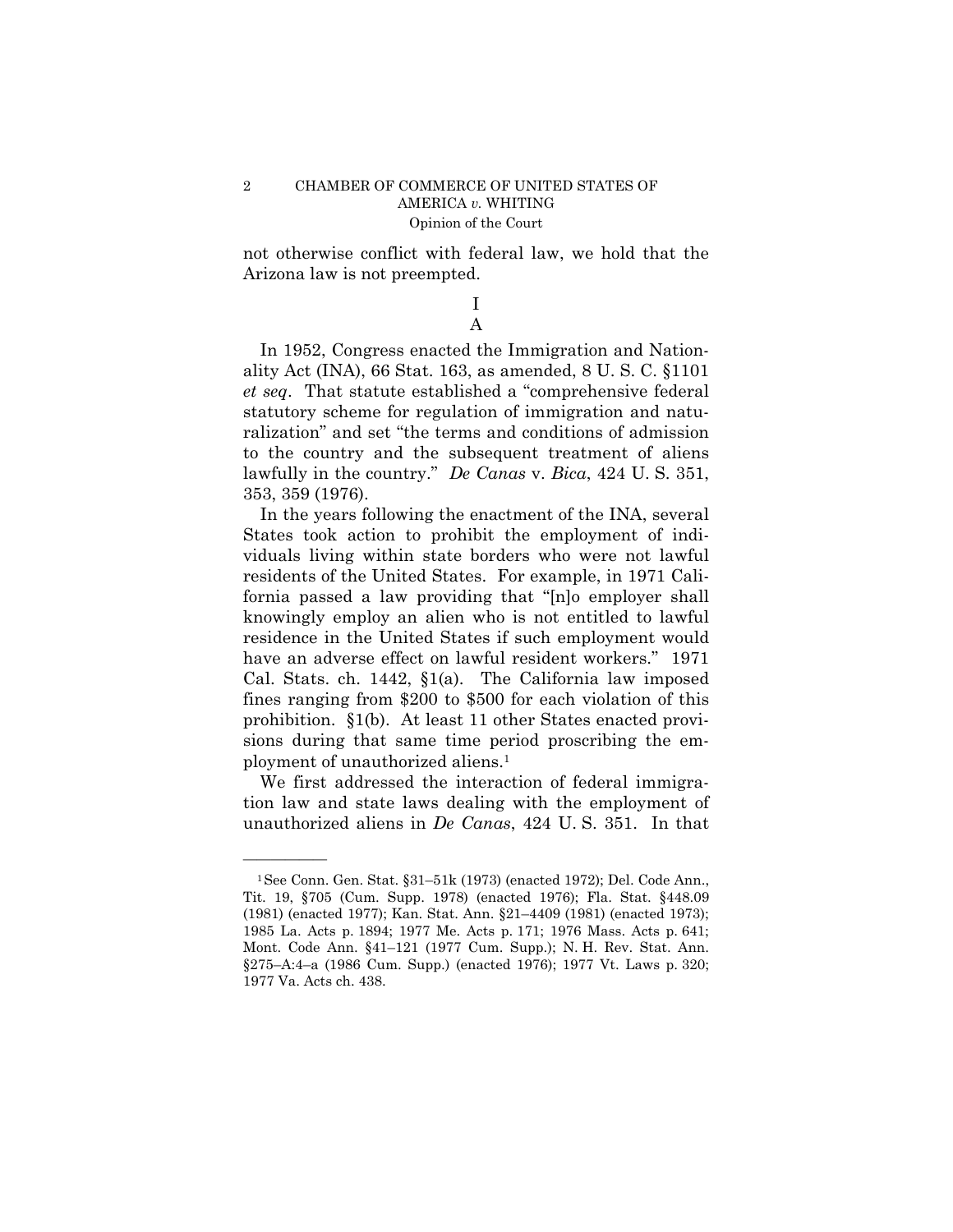not otherwise conflict with federal law, we hold that the Arizona law is not preempted.

# I

## A

In 1952, Congress enacted the Immigration and Nationality Act (INA), 66 Stat. 163, as amended, 8 U. S. C. §1101 *et seq*. That statute established a "comprehensive federal statutory scheme for regulation of immigration and naturalization" and set "the terms and conditions of admission to the country and the subsequent treatment of aliens lawfully in the country." *De Canas* v. *Bica*, 424 U. S. 351, 353, 359 (1976).

In the years following the enactment of the INA, several States took action to prohibit the employment of individuals living within state borders who were not lawful residents of the United States. For example, in 1971 California passed a law providing that "[n]o employer shall knowingly employ an alien who is not entitled to lawful residence in the United States if such employment would have an adverse effect on lawful resident workers." 1971 Cal. Stats. ch. 1442, §1(a). The California law imposed fines ranging from $200 to $500 for each violation of this prohibition. §1(b). At least 11 other States enacted provisions during that same time period proscribing the employment of unauthorized aliens.[1]

We first addressed the interaction of federal immigration law and state laws dealing with the employment of unauthorized aliens in *De Canas*, 424 U. S. 351. In that

---

[1] See Conn. Gen. Stat. §31–51k (1973) (enacted 1972); Del. Code Ann., Tit. 19, §705 (Cum. Supp. 1978) (enacted 1976); Fla. Stat. §448.09 (1981) (enacted 1977); Kan. Stat. Ann. §21–4409 (1981) (enacted 1973); 1985 La. Acts p. 1894; 1977 Me. Acts p. 171; 1976 Mass. Acts p. 641; Mont. Code Ann. §41–121 (1977 Cum. Supp.); N. H. Rev. Stat. Ann. §275–A:4–a (1986 Cum. Supp.) (enacted 1976); 1977 Vt. Laws p. 320; 1977 Va. Acts ch. 438.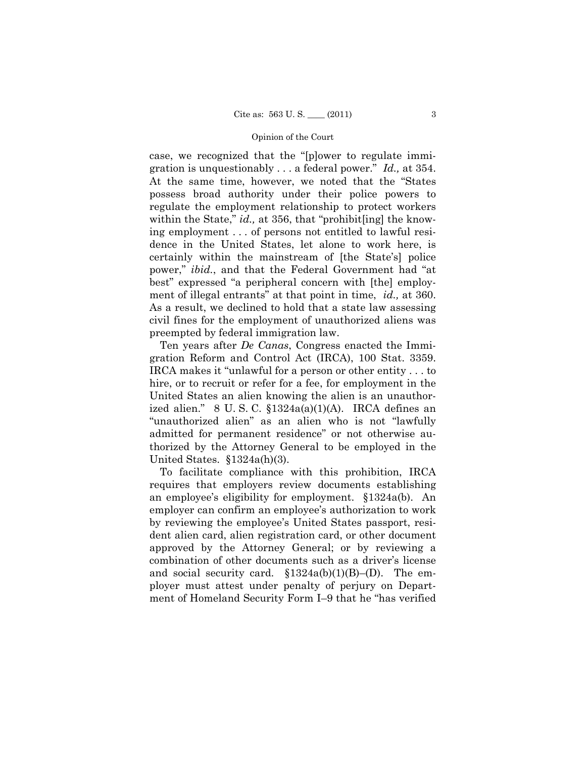case, we recognized that the "[p]ower to regulate immigration is unquestionably . . . a federal power." *Id.,* at 354. At the same time, however, we noted that the "States possess broad authority under their police powers to regulate the employment relationship to protect workers within the State," *id.,* at 356, that "prohibit[ing] the knowing employment . . . of persons not entitled to lawful residence in the United States, let alone to work here, is certainly within the mainstream of [the State's] police power," *ibid.*, and that the Federal Government had "at best" expressed "a peripheral concern with [the] employment of illegal entrants" at that point in time, *id.,* at 360. As a result, we declined to hold that a state law assessing civil fines for the employment of unauthorized aliens was preempted by federal immigration law.

Ten years after *De Canas*, Congress enacted the Immigration Reform and Control Act (IRCA), 100 Stat. 3359. IRCA makes it "unlawful for a person or other entity . . . to hire, or to recruit or refer for a fee, for employment in the United States an alien knowing the alien is an unauthorized alien." 8 U. S. C. §1324a(a)(1)(A). IRCA defines an "unauthorized alien" as an alien who is not "lawfully admitted for permanent residence" or not otherwise authorized by the Attorney General to be employed in the United States. §1324a(h)(3).

To facilitate compliance with this prohibition, IRCA requires that employers review documents establishing an employee's eligibility for employment. §1324a(b). An employer can confirm an employee's authorization to work by reviewing the employee's United States passport, resident alien card, alien registration card, or other document approved by the Attorney General; or by reviewing a combination of other documents such as a driver's license and social security card. §1324a(b)(1)(B)–(D). The employer must attest under penalty of perjury on Department of Homeland Security Form I–9 that he "has verified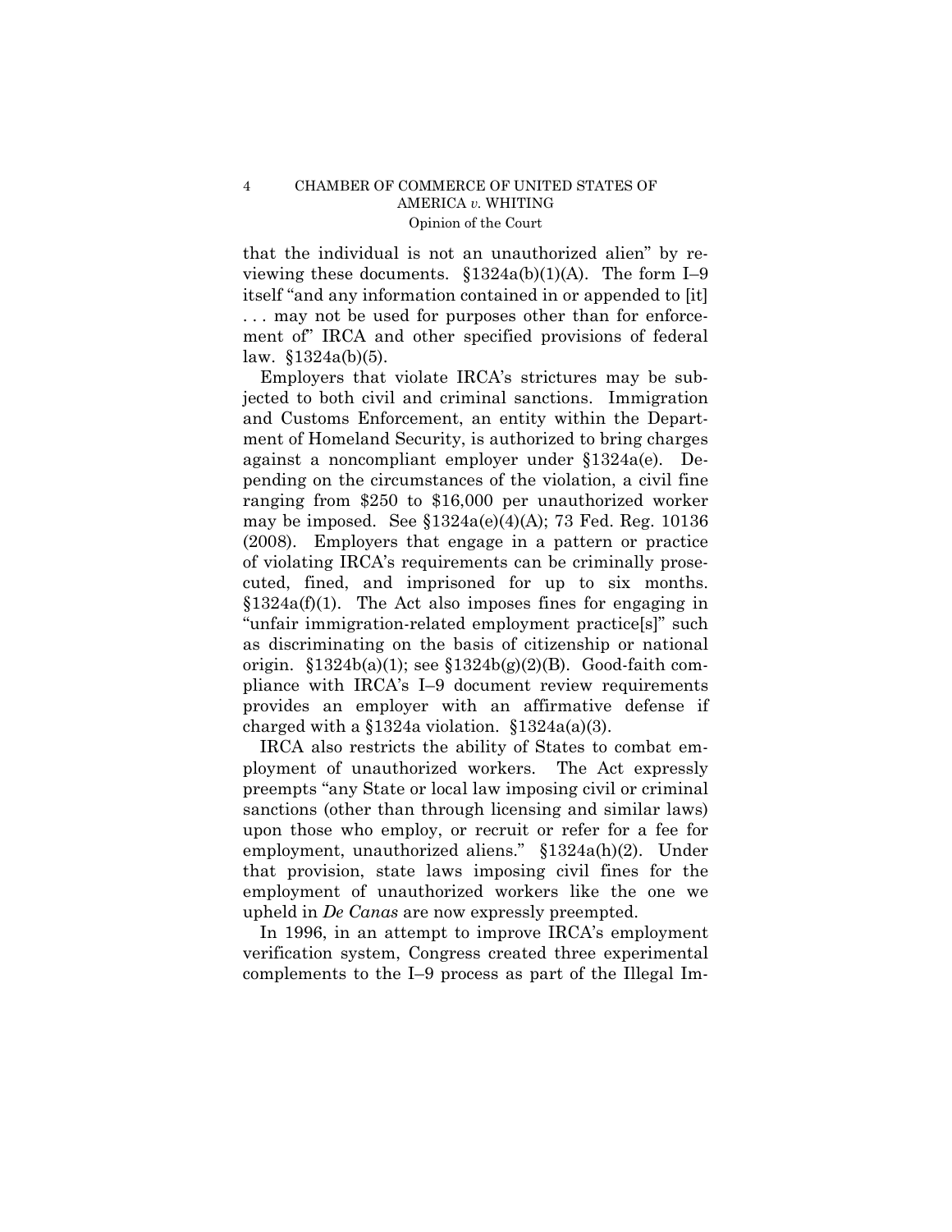that the individual is not an unauthorized alien" by reviewing these documents. §1324a(b)(1)(A). The form I–9 itself "and any information contained in or appended to [it] . . . may not be used for purposes other than for enforcement of" IRCA and other specified provisions of federal law. §1324a(b)(5).

Employers that violate IRCA's strictures may be subjected to both civil and criminal sanctions. Immigration and Customs Enforcement, an entity within the Department of Homeland Security, is authorized to bring charges against a noncompliant employer under §1324a(e). Depending on the circumstances of the violation, a civil fine ranging from $250 to $16,000 per unauthorized worker may be imposed. See §1324a(e)(4)(A); 73 Fed. Reg. 10136 (2008). Employers that engage in a pattern or practice of violating IRCA's requirements can be criminally prosecuted, fined, and imprisoned for up to six months. §1324a(f)(1). The Act also imposes fines for engaging in "unfair immigration-related employment practice[s]" such as discriminating on the basis of citizenship or national origin. §1324b(a)(1); see §1324b(g)(2)(B). Good-faith compliance with IRCA's I–9 document review requirements provides an employer with an affirmative defense if charged with a §1324a violation. §1324a(a)(3).

IRCA also restricts the ability of States to combat employment of unauthorized workers. The Act expressly preempts "any State or local law imposing civil or criminal sanctions (other than through licensing and similar laws) upon those who employ, or recruit or refer for a fee for employment, unauthorized aliens." §1324a(h)(2). Under that provision, state laws imposing civil fines for the employment of unauthorized workers like the one we upheld in *De Canas* are now expressly preempted.

In 1996, in an attempt to improve IRCA's employment verification system, Congress created three experimental complements to the I–9 process as part of the Illegal Im-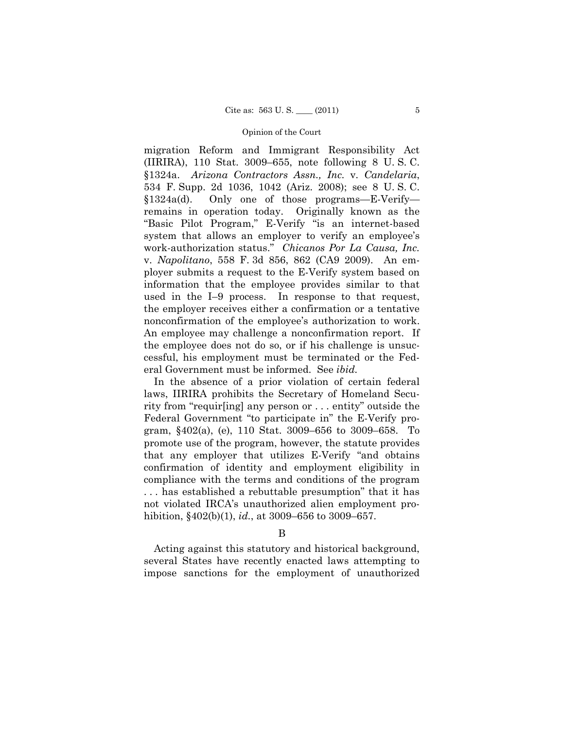migration Reform and Immigrant Responsibility Act (IIRIRA), 110 Stat. 3009–655, note following 8 U. S. C. §1324a. *Arizona Contractors Assn., Inc.* v. *Candelaria*, 534 F. Supp. 2d 1036, 1042 (Ariz. 2008); see 8 U. S. C. §1324a(d). Only one of those programs—E-Verify—remains in operation today. Originally known as the "Basic Pilot Program," E-Verify "is an internet-based system that allows an employer to verify an employee's work-authorization status." *Chicanos Por La Causa, Inc.* v. *Napolitano*, 558 F. 3d 856, 862 (CA9 2009). An employer submits a request to the E-Verify system based on information that the employee provides similar to that used in the I–9 process. In response to that request, the employer receives either a confirmation or a tentative nonconfirmation of the employee's authorization to work. An employee may challenge a nonconfirmation report. If the employee does not do so, or if his challenge is unsuccessful, his employment must be terminated or the Federal Government must be informed. See *ibid.*

In the absence of a prior violation of certain federal laws, IIRIRA prohibits the Secretary of Homeland Security from "requir[ing] any person or . . . entity" outside the Federal Government "to participate in" the E-Verify program, §402(a), (e), 110 Stat. 3009–656 to 3009–658. To promote use of the program, however, the statute provides that any employer that utilizes E-Verify "and obtains confirmation of identity and employment eligibility in compliance with the terms and conditions of the program . . . has established a rebuttable presumption" that it has not violated IRCA's unauthorized alien employment prohibition, §402(b)(1), *id.*, at 3009–656 to 3009–657.

B

Acting against this statutory and historical background, several States have recently enacted laws attempting to impose sanctions for the employment of unauthorized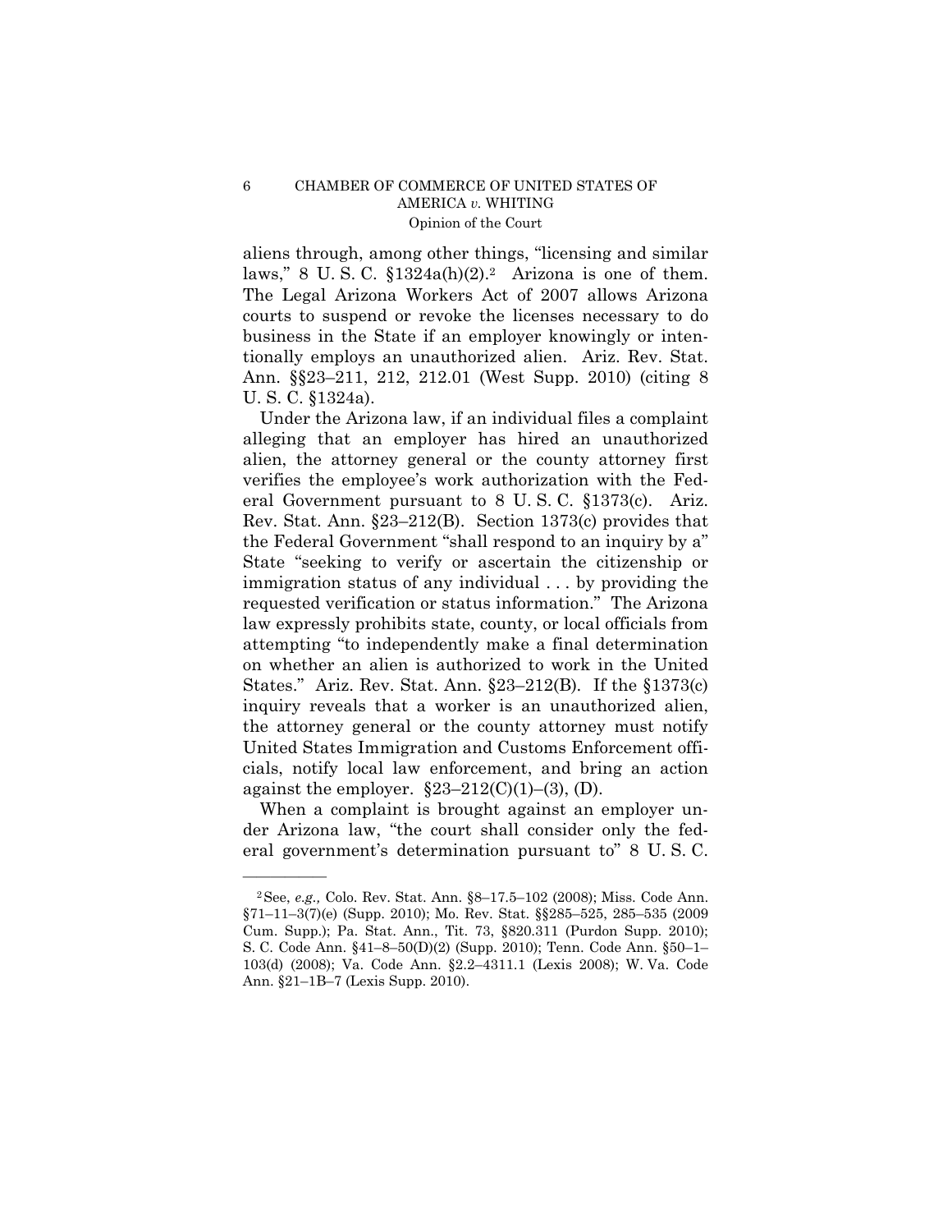aliens through, among other things, "licensing and similar laws," 8 U. S. C. §1324a(h)(2).[2] Arizona is one of them. The Legal Arizona Workers Act of 2007 allows Arizona courts to suspend or revoke the licenses necessary to do business in the State if an employer knowingly or intentionally employs an unauthorized alien. Ariz. Rev. Stat. Ann. §§23–211, 212, 212.01 (West Supp. 2010) (citing 8 U. S. C. §1324a).

Under the Arizona law, if an individual files a complaint alleging that an employer has hired an unauthorized alien, the attorney general or the county attorney first verifies the employee's work authorization with the Federal Government pursuant to 8 U. S. C. §1373(c). Ariz. Rev. Stat. Ann. §23–212(B). Section 1373(c) provides that the Federal Government "shall respond to an inquiry by a" State "seeking to verify or ascertain the citizenship or immigration status of any individual . . . by providing the requested verification or status information." The Arizona law expressly prohibits state, county, or local officials from attempting "to independently make a final determination on whether an alien is authorized to work in the United States." Ariz. Rev. Stat. Ann. §23–212(B). If the §1373(c) inquiry reveals that a worker is an unauthorized alien, the attorney general or the county attorney must notify United States Immigration and Customs Enforcement officials, notify local law enforcement, and bring an action against the employer. §23–212(C)(1)–(3), (D).

When a complaint is brought against an employer under Arizona law, "the court shall consider only the federal government's determination pursuant to" 8 U. S. C.

---

[2] See, *e.g.,* Colo. Rev. Stat. Ann. §8–17.5–102 (2008); Miss. Code Ann. §71–11–3(7)(e) (Supp. 2010); Mo. Rev. Stat. §§285–525, 285–535 (2009 Cum. Supp.); Pa. Stat. Ann., Tit. 73, §820.311 (Purdon Supp. 2010); S. C. Code Ann. §41–8–50(D)(2) (Supp. 2010); Tenn. Code Ann. §50–1–103(d) (2008); Va. Code Ann. §2.2–4311.1 (Lexis 2008); W. Va. Code Ann. §21–1B–7 (Lexis Supp. 2010).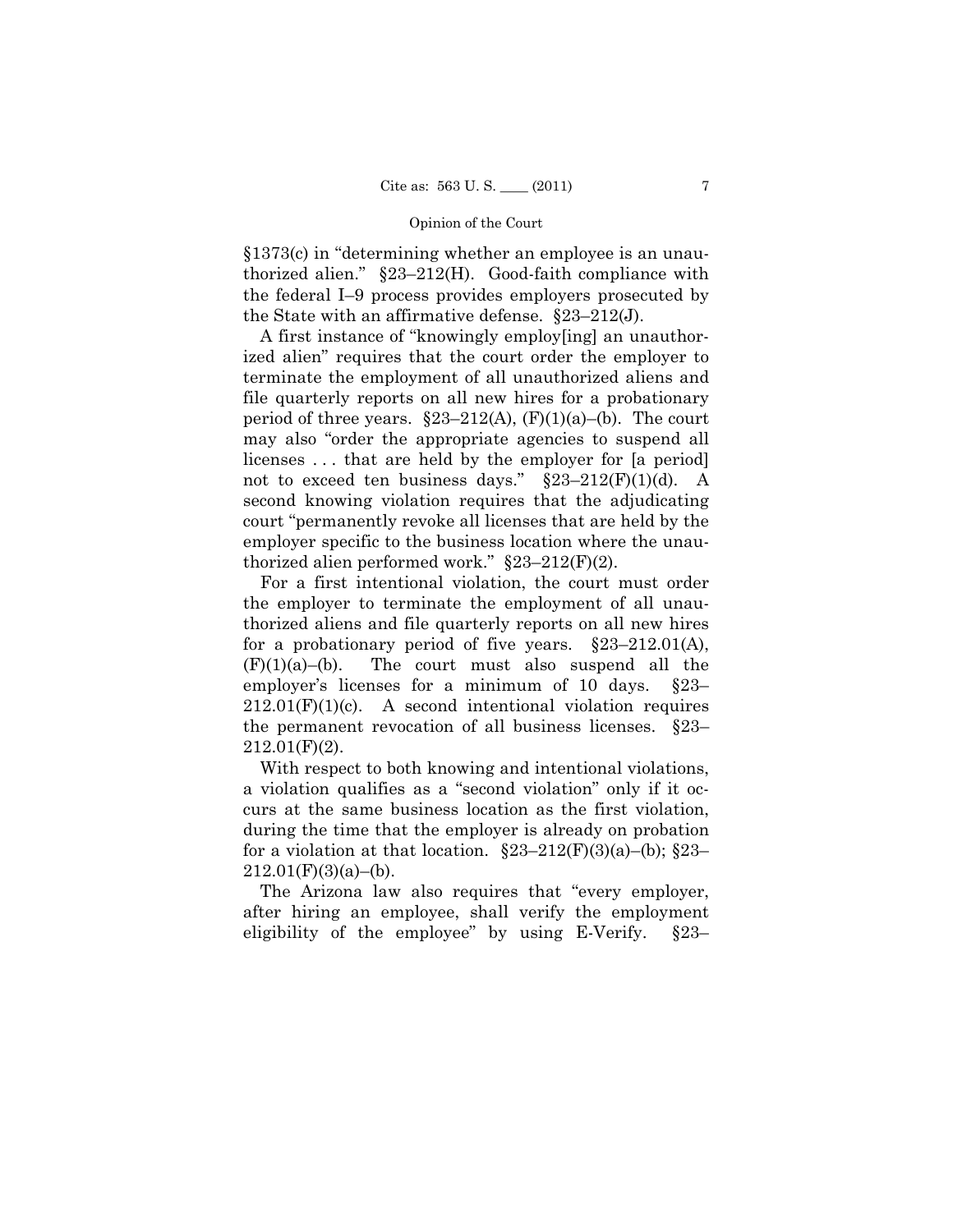§1373(c) in "determining whether an employee is an unauthorized alien." §23–212(H). Good-faith compliance with the federal I–9 process provides employers prosecuted by the State with an affirmative defense. §23–212(J).

A first instance of "knowingly employ[ing] an unauthorized alien" requires that the court order the employer to terminate the employment of all unauthorized aliens and file quarterly reports on all new hires for a probationary period of three years. §23–212(A), (F)(1)(a)–(b). The court may also "order the appropriate agencies to suspend all licenses . . . that are held by the employer for [a period] not to exceed ten business days." §23–212(F)(1)(d). A second knowing violation requires that the adjudicating court "permanently revoke all licenses that are held by the employer specific to the business location where the unauthorized alien performed work." §23–212(F)(2).

For a first intentional violation, the court must order the employer to terminate the employment of all unauthorized aliens and file quarterly reports on all new hires for a probationary period of five years. §23–212.01(A), (F)(1)(a)–(b). The court must also suspend all the employer's licenses for a minimum of 10 days. §23–212.01(F)(1)(c). A second intentional violation requires the permanent revocation of all business licenses. §23–212.01(F)(2).

With respect to both knowing and intentional violations, a violation qualifies as a "second violation" only if it occurs at the same business location as the first violation, during the time that the employer is already on probation for a violation at that location. §23–212(F)(3)(a)–(b); §23–212.01(F)(3)(a)–(b).

The Arizona law also requires that "every employer, after hiring an employee, shall verify the employment eligibility of the employee" by using E-Verify. §23–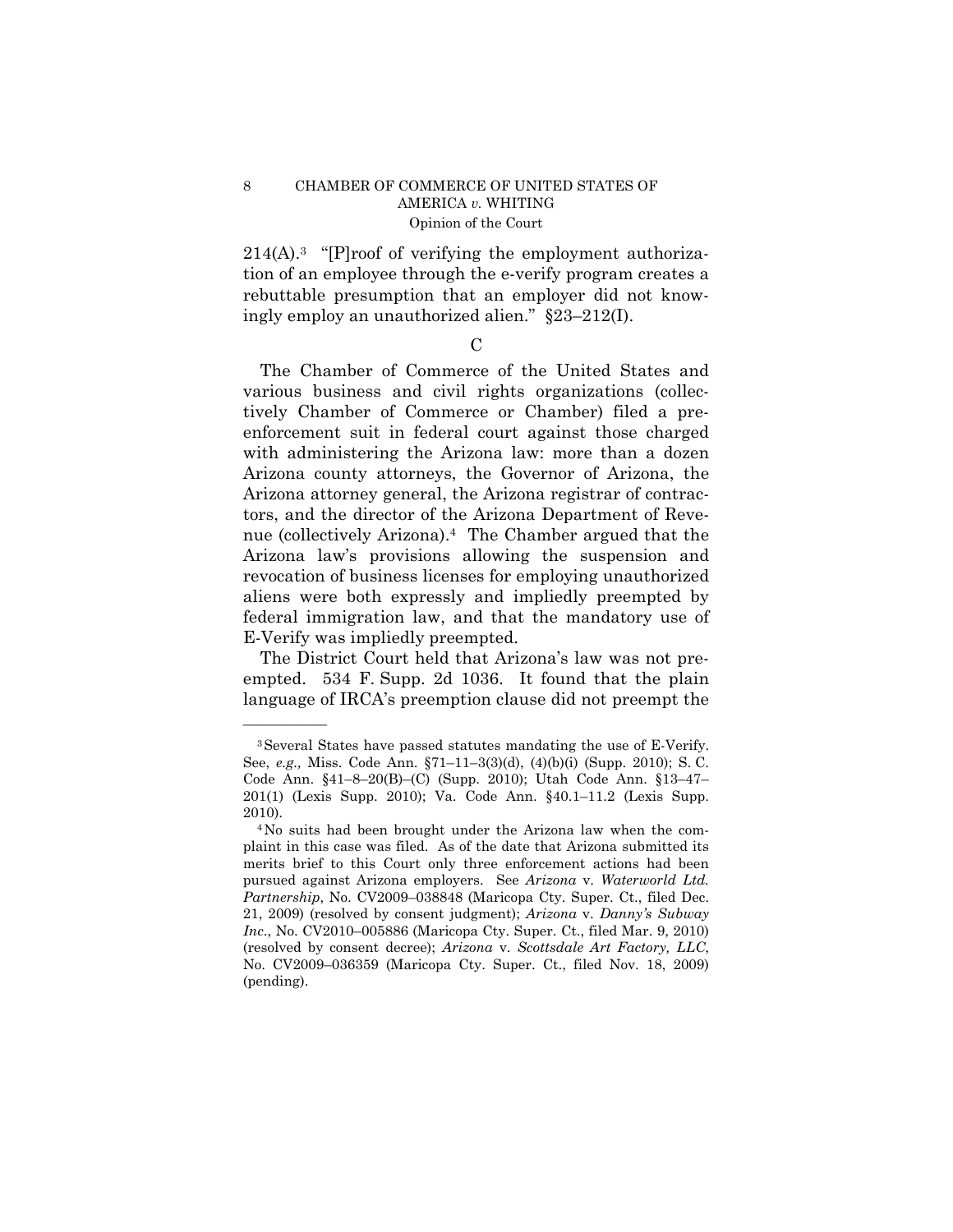214(A).[3] "[P]roof of verifying the employment authorization of an employee through the e-verify program creates a rebuttable presumption that an employer did not knowingly employ an unauthorized alien." §23–212(I).

C

The Chamber of Commerce of the United States and various business and civil rights organizations (collectively Chamber of Commerce or Chamber) filed a pre-enforcement suit in federal court against those charged with administering the Arizona law: more than a dozen Arizona county attorneys, the Governor of Arizona, the Arizona attorney general, the Arizona registrar of contractors, and the director of the Arizona Department of Revenue (collectively Arizona).[4] The Chamber argued that the Arizona law's provisions allowing the suspension and revocation of business licenses for employing unauthorized aliens were both expressly and impliedly preempted by federal immigration law, and that the mandatory use of E-Verify was impliedly preempted.

The District Court held that Arizona's law was not preempted. 534 F. Supp. 2d 1036. It found that the plain language of IRCA's preemption clause did not preempt the

---

[3] Several States have passed statutes mandating the use of E-Verify. See, *e.g.,* Miss. Code Ann. §71–11–3(3)(d), (4)(b)(i) (Supp. 2010); S. C. Code Ann. §41–8–20(B)–(C) (Supp. 2010); Utah Code Ann. §13–47–201(1) (Lexis Supp. 2010); Va. Code Ann. §40.1–11.2 (Lexis Supp. 2010).

[4] No suits had been brought under the Arizona law when the complaint in this case was filed. As of the date that Arizona submitted its merits brief to this Court only three enforcement actions had been pursued against Arizona employers. See *Arizona* v. *Waterworld Ltd. Partnership*, No. CV2009–038848 (Maricopa Cty. Super. Ct., filed Dec. 21, 2009) (resolved by consent judgment); *Arizona* v. *Danny's Subway Inc*., No. CV2010–005886 (Maricopa Cty. Super. Ct., filed Mar. 9, 2010) (resolved by consent decree); *Arizona* v. *Scottsdale Art Factory, LLC*, No. CV2009–036359 (Maricopa Cty. Super. Ct., filed Nov. 18, 2009) (pending).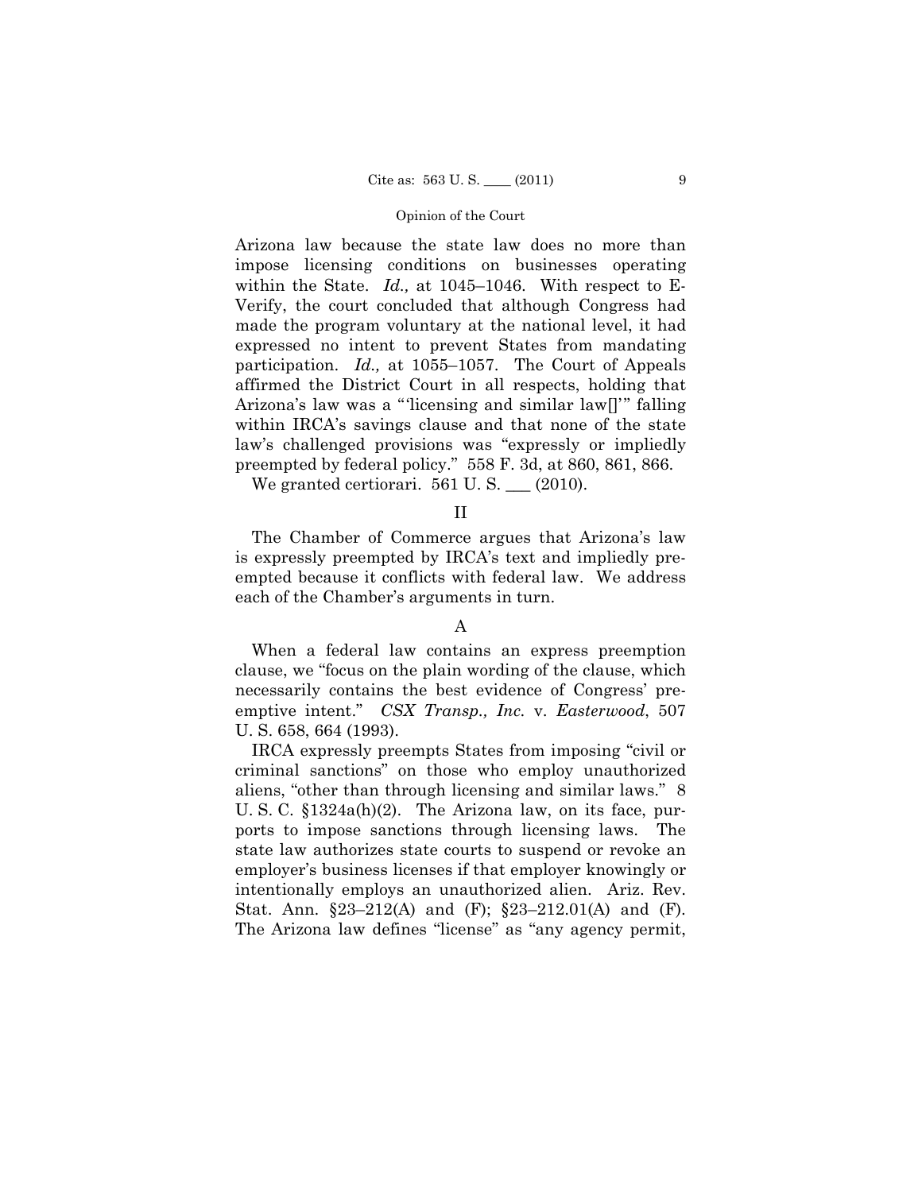Arizona law because the state law does no more than impose licensing conditions on businesses operating within the State. *Id.,* at 1045–1046. With respect to E-Verify, the court concluded that although Congress had made the program voluntary at the national level, it had expressed no intent to prevent States from mandating participation. *Id.,* at 1055–1057. The Court of Appeals affirmed the District Court in all respects, holding that Arizona's law was a "'licensing and similar law[]'" falling within IRCA's savings clause and that none of the state law's challenged provisions was "expressly or impliedly preempted by federal policy." 558 F. 3d, at 860, 861, 866.

We granted certiorari. 561 U. S. ___ (2010).

## II

The Chamber of Commerce argues that Arizona's law is expressly preempted by IRCA's text and impliedly preempted because it conflicts with federal law. We address each of the Chamber's arguments in turn.

### A

When a federal law contains an express preemption clause, we "focus on the plain wording of the clause, which necessarily contains the best evidence of Congress' preemptive intent." *CSX Transp., Inc.* v. *Easterwood*, 507 U. S. 658, 664 (1993).

IRCA expressly preempts States from imposing "civil or criminal sanctions" on those who employ unauthorized aliens, "other than through licensing and similar laws." 8 U. S. C. §1324a(h)(2). The Arizona law, on its face, purports to impose sanctions through licensing laws. The state law authorizes state courts to suspend or revoke an employer's business licenses if that employer knowingly or intentionally employs an unauthorized alien. Ariz. Rev. Stat. Ann. §23–212(A) and (F); §23–212.01(A) and (F). The Arizona law defines "license" as "any agency permit,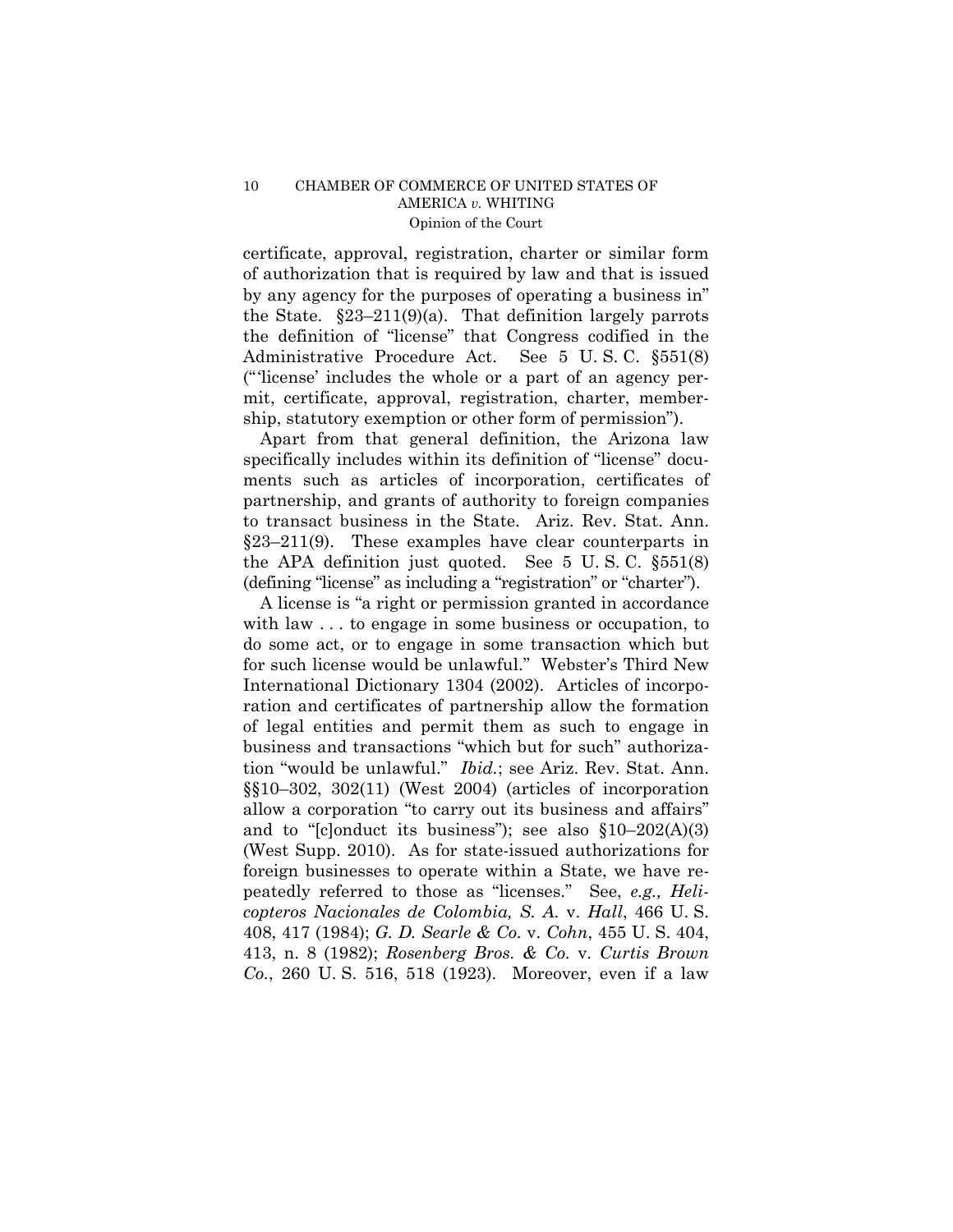certificate, approval, registration, charter or similar form of authorization that is required by law and that is issued by any agency for the purposes of operating a business in" the State. §23–211(9)(a). That definition largely parrots the definition of "license" that Congress codified in the Administrative Procedure Act. See 5 U. S. C. §551(8) ("'license' includes the whole or a part of an agency permit, certificate, approval, registration, charter, membership, statutory exemption or other form of permission").

Apart from that general definition, the Arizona law specifically includes within its definition of "license" documents such as articles of incorporation, certificates of partnership, and grants of authority to foreign companies to transact business in the State. Ariz. Rev. Stat. Ann. §23–211(9). These examples have clear counterparts in the APA definition just quoted. See 5 U. S. C. §551(8) (defining "license" as including a "registration" or "charter").

A license is "a right or permission granted in accordance with law . . . to engage in some business or occupation, to do some act, or to engage in some transaction which but for such license would be unlawful." Webster's Third New International Dictionary 1304 (2002). Articles of incorporation and certificates of partnership allow the formation of legal entities and permit them as such to engage in business and transactions "which but for such" authorization "would be unlawful." *Ibid.*; see Ariz. Rev. Stat. Ann. §§10–302, 302(11) (West 2004) (articles of incorporation allow a corporation "to carry out its business and affairs" and to "[c]onduct its business"); see also §10–202(A)(3) (West Supp. 2010). As for state-issued authorizations for foreign businesses to operate within a State, we have repeatedly referred to those as "licenses." See, *e.g., Helicopteros Nacionales de Colombia, S. A.* v. *Hall*, 466 U. S. 408, 417 (1984); *G. D. Searle & Co.* v. *Cohn*, 455 U. S. 404, 413, n. 8 (1982); *Rosenberg Bros. & Co.* v. *Curtis Brown Co.*, 260 U. S. 516, 518 (1923). Moreover, even if a law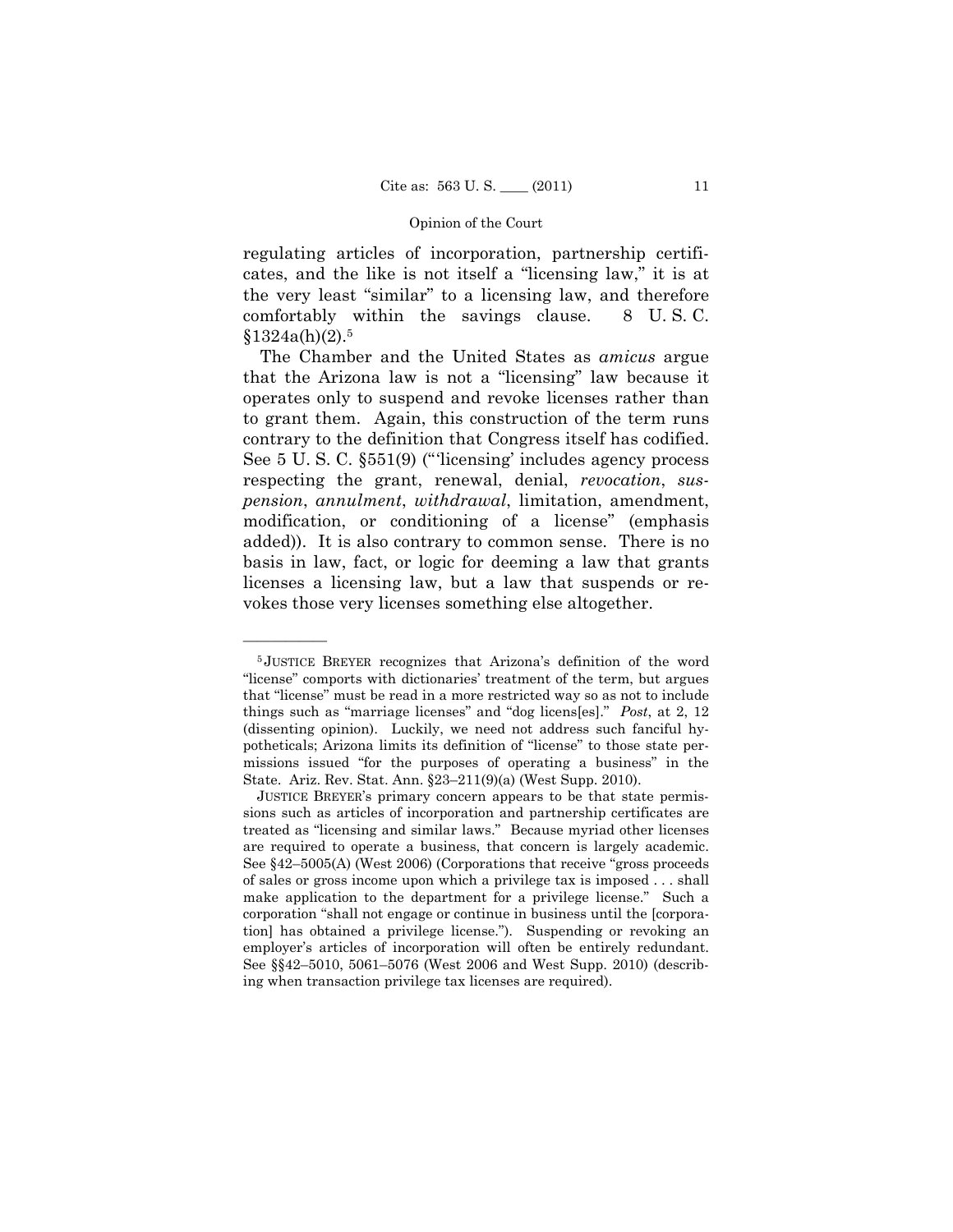regulating articles of incorporation, partnership certificates, and the like is not itself a "licensing law," it is at the very least "similar" to a licensing law, and therefore comfortably within the savings clause. 8 U. S. C. §1324a(h)(2).[5]

The Chamber and the United States as *amicus* argue that the Arizona law is not a "licensing" law because it operates only to suspend and revoke licenses rather than to grant them. Again, this construction of the term runs contrary to the definition that Congress itself has codified. See 5 U. S. C. §551(9) ("'licensing' includes agency process respecting the grant, renewal, denial, *revocation*, *suspension*, *annulment*, *withdrawal*, limitation, amendment, modification, or conditioning of a license" (emphasis added)). It is also contrary to common sense. There is no basis in law, fact, or logic for deeming a law that grants licenses a licensing law, but a law that suspends or revokes those very licenses something else altogether.

---

[5] JUSTICE BREYER recognizes that Arizona's definition of the word "license" comports with dictionaries' treatment of the term, but argues that "license" must be read in a more restricted way so as not to include things such as "marriage licenses" and "dog licens[es]." *Post*, at 2, 12 (dissenting opinion). Luckily, we need not address such fanciful hypotheticals; Arizona limits its definition of "license" to those state permissions issued "for the purposes of operating a business" in the State. Ariz. Rev. Stat. Ann. §23–211(9)(a) (West Supp. 2010).

JUSTICE BREYER's primary concern appears to be that state permissions such as articles of incorporation and partnership certificates are treated as "licensing and similar laws." Because myriad other licenses are required to operate a business, that concern is largely academic. See §42–5005(A) (West 2006) (Corporations that receive "gross proceeds of sales or gross income upon which a privilege tax is imposed . . . shall make application to the department for a privilege license." Such a corporation "shall not engage or continue in business until the [corporation] has obtained a privilege license."). Suspending or revoking an employer's articles of incorporation will often be entirely redundant. See §§42–5010, 5061–5076 (West 2006 and West Supp. 2010) (describing when transaction privilege tax licenses are required).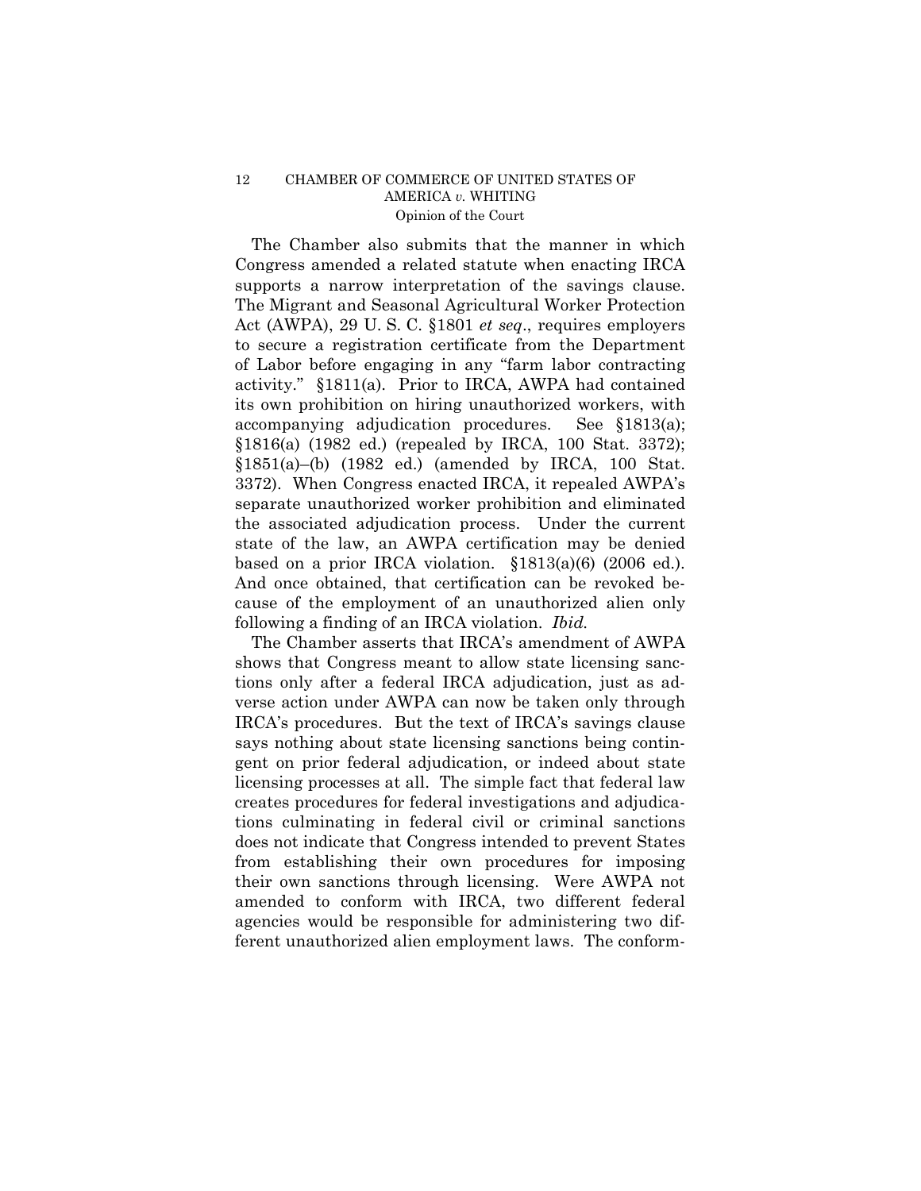The Chamber also submits that the manner in which Congress amended a related statute when enacting IRCA supports a narrow interpretation of the savings clause. The Migrant and Seasonal Agricultural Worker Protection Act (AWPA), 29 U. S. C. §1801 *et seq*., requires employers to secure a registration certificate from the Department of Labor before engaging in any "farm labor contracting activity." §1811(a). Prior to IRCA, AWPA had contained its own prohibition on hiring unauthorized workers, with accompanying adjudication procedures. See §1813(a); §1816(a) (1982 ed.) (repealed by IRCA, 100 Stat. 3372); §1851(a)–(b) (1982 ed.) (amended by IRCA, 100 Stat. 3372). When Congress enacted IRCA, it repealed AWPA's separate unauthorized worker prohibition and eliminated the associated adjudication process. Under the current state of the law, an AWPA certification may be denied based on a prior IRCA violation. §1813(a)(6) (2006 ed.). And once obtained, that certification can be revoked because of the employment of an unauthorized alien only following a finding of an IRCA violation. *Ibid.*

The Chamber asserts that IRCA's amendment of AWPA shows that Congress meant to allow state licensing sanctions only after a federal IRCA adjudication, just as adverse action under AWPA can now be taken only through IRCA's procedures. But the text of IRCA's savings clause says nothing about state licensing sanctions being contingent on prior federal adjudication, or indeed about state licensing processes at all. The simple fact that federal law creates procedures for federal investigations and adjudications culminating in federal civil or criminal sanctions does not indicate that Congress intended to prevent States from establishing their own procedures for imposing their own sanctions through licensing. Were AWPA not amended to conform with IRCA, two different federal agencies would be responsible for administering two different unauthorized alien employment laws. The conform-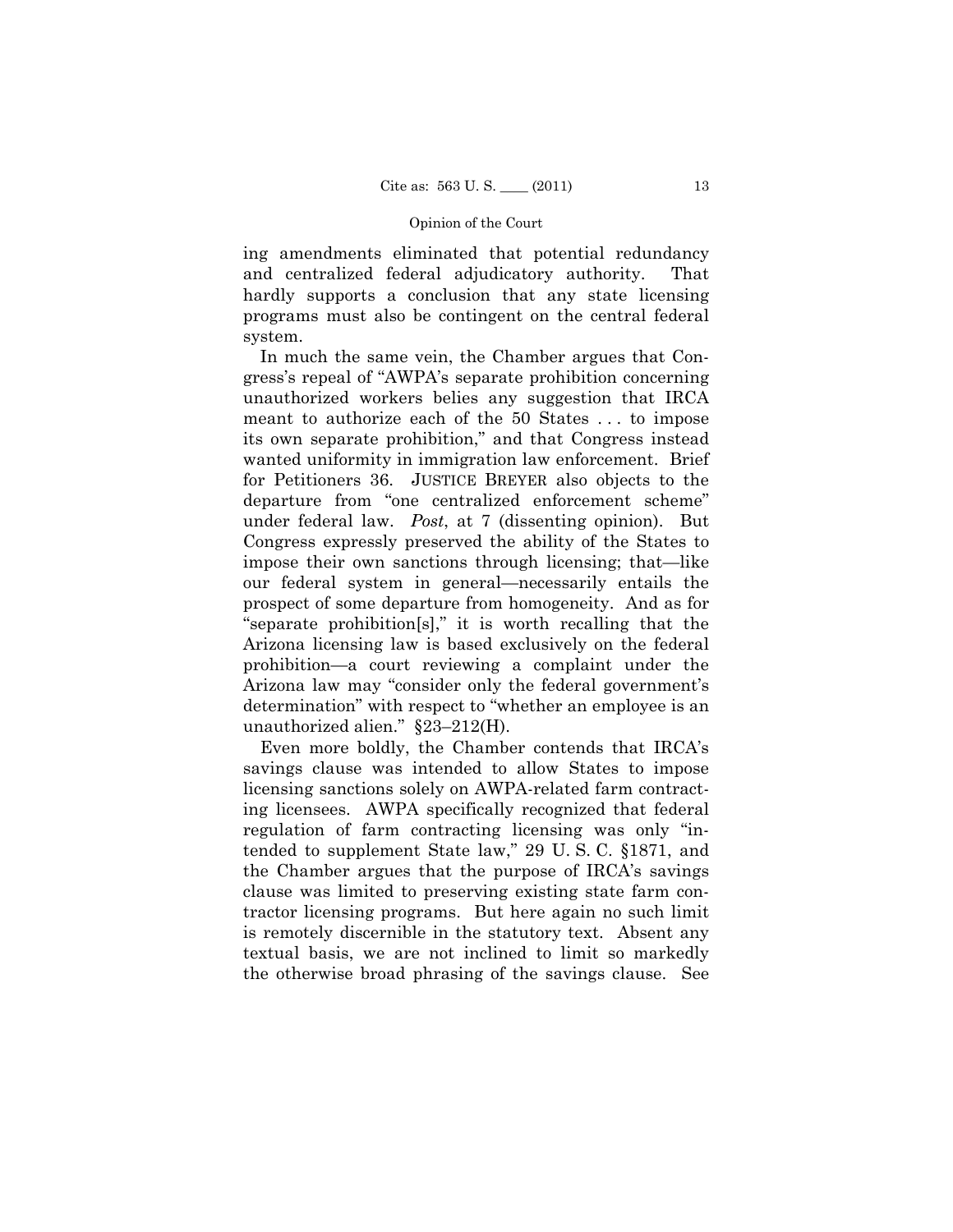ing amendments eliminated that potential redundancy and centralized federal adjudicatory authority. That hardly supports a conclusion that any state licensing programs must also be contingent on the central federal system.

In much the same vein, the Chamber argues that Congress's repeal of "AWPA's separate prohibition concerning unauthorized workers belies any suggestion that IRCA meant to authorize each of the 50 States . . . to impose its own separate prohibition," and that Congress instead wanted uniformity in immigration law enforcement. Brief for Petitioners 36. JUSTICE BREYER also objects to the departure from "one centralized enforcement scheme" under federal law. *Post*, at 7 (dissenting opinion). But Congress expressly preserved the ability of the States to impose their own sanctions through licensing; that—like our federal system in general—necessarily entails the prospect of some departure from homogeneity. And as for "separate prohibition[s]," it is worth recalling that the Arizona licensing law is based exclusively on the federal prohibition—a court reviewing a complaint under the Arizona law may "consider only the federal government's determination" with respect to "whether an employee is an unauthorized alien." §23–212(H).

Even more boldly, the Chamber contends that IRCA's savings clause was intended to allow States to impose licensing sanctions solely on AWPA-related farm contracting licensees. AWPA specifically recognized that federal regulation of farm contracting licensing was only "intended to supplement State law," 29 U. S. C. §1871, and the Chamber argues that the purpose of IRCA's savings clause was limited to preserving existing state farm contractor licensing programs. But here again no such limit is remotely discernible in the statutory text. Absent any textual basis, we are not inclined to limit so markedly the otherwise broad phrasing of the savings clause. See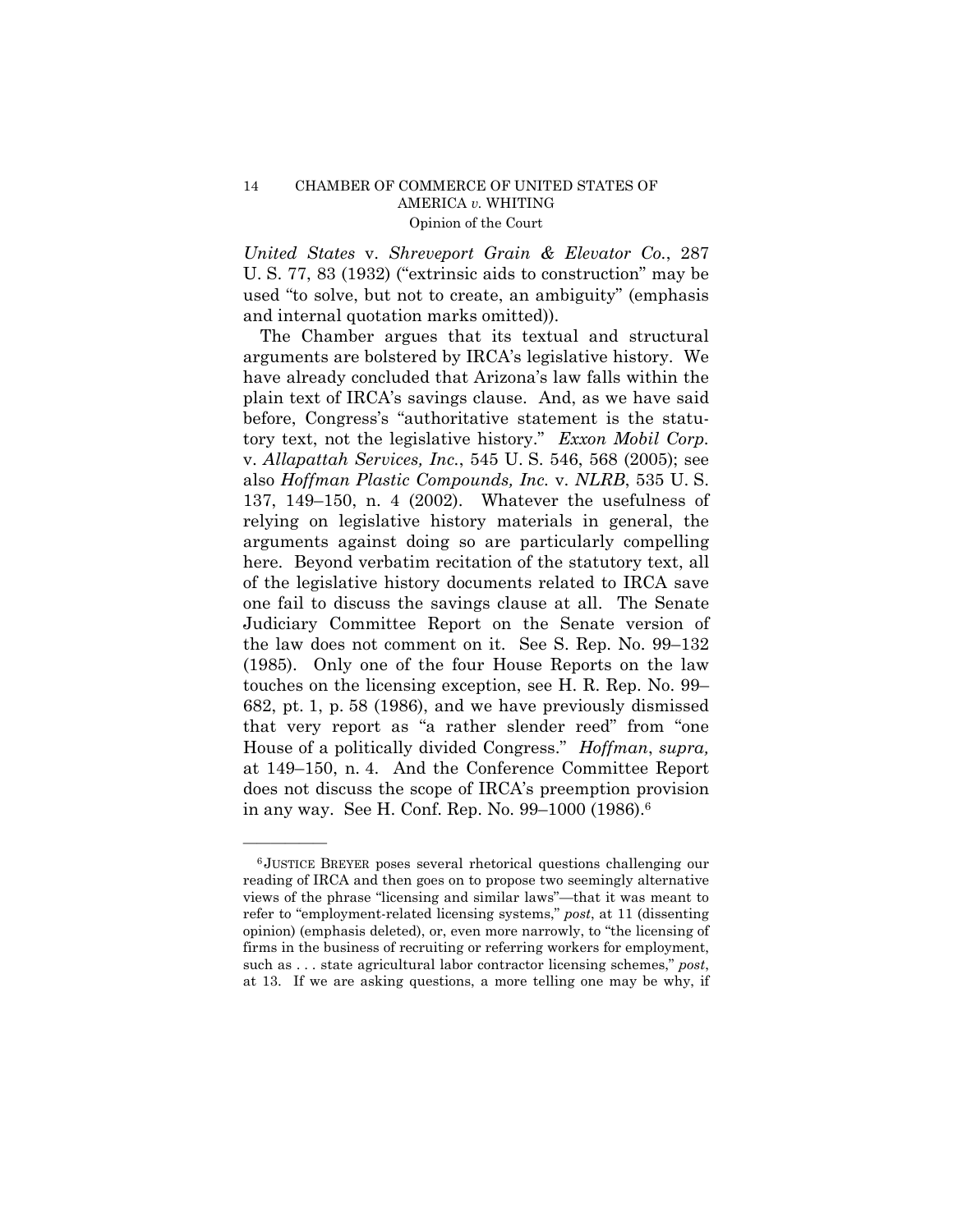*United States* v. *Shreveport Grain & Elevator Co.*, 287 U. S. 77, 83 (1932) ("extrinsic aids to construction" may be used "to solve, but not to create, an ambiguity" (emphasis and internal quotation marks omitted)).

The Chamber argues that its textual and structural arguments are bolstered by IRCA's legislative history. We have already concluded that Arizona's law falls within the plain text of IRCA's savings clause. And, as we have said before, Congress's "authoritative statement is the statutory text, not the legislative history." *Exxon Mobil Corp.* v. *Allapattah Services, Inc.*, 545 U. S. 546, 568 (2005); see also *Hoffman Plastic Compounds, Inc.* v. *NLRB*, 535 U. S. 137, 149–150, n. 4 (2002). Whatever the usefulness of relying on legislative history materials in general, the arguments against doing so are particularly compelling here. Beyond verbatim recitation of the statutory text, all of the legislative history documents related to IRCA save one fail to discuss the savings clause at all. The Senate Judiciary Committee Report on the Senate version of the law does not comment on it. See S. Rep. No. 99–132 (1985). Only one of the four House Reports on the law touches on the licensing exception, see H. R. Rep. No. 99–682, pt. 1, p. 58 (1986), and we have previously dismissed that very report as "a rather slender reed" from "one House of a politically divided Congress." *Hoffman*, *supra,* at 149–150, n. 4. And the Conference Committee Report does not discuss the scope of IRCA's preemption provision in any way. See H. Conf. Rep. No. 99–1000 (1986).[6]

---

[6] JUSTICE BREYER poses several rhetorical questions challenging our reading of IRCA and then goes on to propose two seemingly alternative views of the phrase "licensing and similar laws"—that it was meant to refer to "employment-related licensing systems," *post*, at 11 (dissenting opinion) (emphasis deleted), or, even more narrowly, to "the licensing of firms in the business of recruiting or referring workers for employment, such as . . . state agricultural labor contractor licensing schemes," *post*, at 13. If we are asking questions, a more telling one may be why, if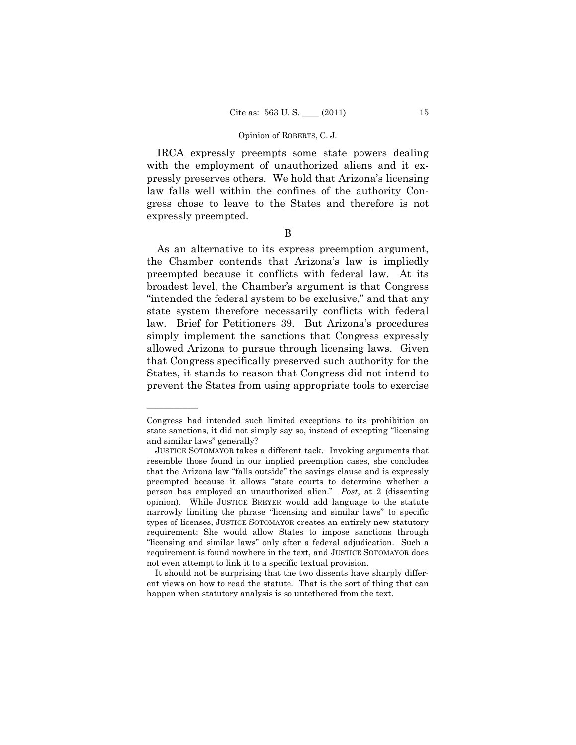IRCA expressly preempts some state powers dealing with the employment of unauthorized aliens and it expressly preserves others. We hold that Arizona's licensing law falls well within the confines of the authority Congress chose to leave to the States and therefore is not expressly preempted.

B

As an alternative to its express preemption argument, the Chamber contends that Arizona's law is impliedly preempted because it conflicts with federal law. At its broadest level, the Chamber's argument is that Congress "intended the federal system to be exclusive," and that any state system therefore necessarily conflicts with federal law. Brief for Petitioners 39. But Arizona's procedures simply implement the sanctions that Congress expressly allowed Arizona to pursue through licensing laws. Given that Congress specifically preserved such authority for the States, it stands to reason that Congress did not intend to prevent the States from using appropriate tools to exercise

---

Congress had intended such limited exceptions to its prohibition on state sanctions, it did not simply say so, instead of excepting "licensing and similar laws" generally?

JUSTICE SOTOMAYOR takes a different tack. Invoking arguments that resemble those found in our implied preemption cases, she concludes that the Arizona law "falls outside" the savings clause and is expressly preempted because it allows "state courts to determine whether a person has employed an unauthorized alien." *Post*, at 2 (dissenting opinion). While JUSTICE BREYER would add language to the statute narrowly limiting the phrase "licensing and similar laws" to specific types of licenses, JUSTICE SOTOMAYOR creates an entirely new statutory requirement: She would allow States to impose sanctions through "licensing and similar laws" only after a federal adjudication. Such a requirement is found nowhere in the text, and JUSTICE SOTOMAYOR does not even attempt to link it to a specific textual provision.

It should not be surprising that the two dissents have sharply different views on how to read the statute. That is the sort of thing that can happen when statutory analysis is so untethered from the text.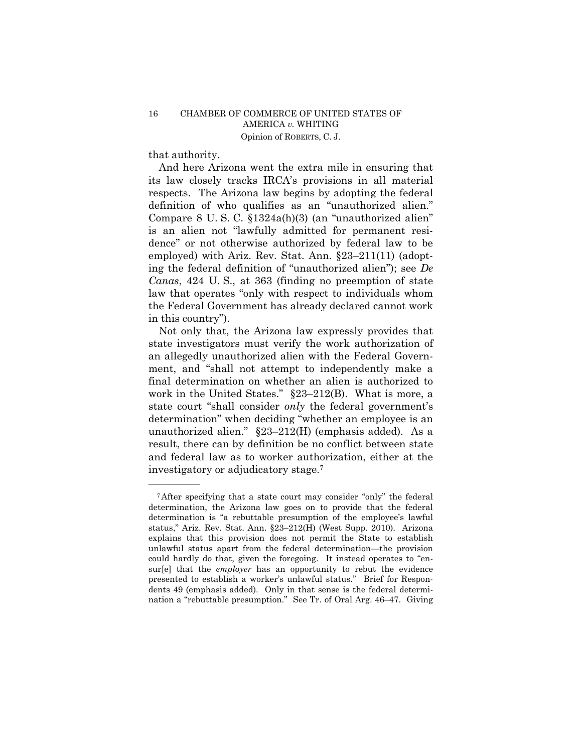that authority.

And here Arizona went the extra mile in ensuring that its law closely tracks IRCA's provisions in all material respects. The Arizona law begins by adopting the federal definition of who qualifies as an "unauthorized alien." Compare 8 U. S. C. §1324a(h)(3) (an "unauthorized alien" is an alien not "lawfully admitted for permanent residence" or not otherwise authorized by federal law to be employed) with Ariz. Rev. Stat. Ann. §23–211(11) (adopting the federal definition of "unauthorized alien"); see *De Canas*, 424 U. S., at 363 (finding no preemption of state law that operates "only with respect to individuals whom the Federal Government has already declared cannot work in this country").

Not only that, the Arizona law expressly provides that state investigators must verify the work authorization of an allegedly unauthorized alien with the Federal Government, and "shall not attempt to independently make a final determination on whether an alien is authorized to work in the United States." §23–212(B). What is more, a state court "shall consider *only* the federal government's determination" when deciding "whether an employee is an unauthorized alien." §23–212(H) (emphasis added). As a result, there can by definition be no conflict between state and federal law as to worker authorization, either at the investigatory or adjudicatory stage.[7]

---

[7] After specifying that a state court may consider "only" the federal determination, the Arizona law goes on to provide that the federal determination is "a rebuttable presumption of the employee's lawful status," Ariz. Rev. Stat. Ann. §23–212(H) (West Supp. 2010). Arizona explains that this provision does not permit the State to establish unlawful status apart from the federal determination—the provision could hardly do that, given the foregoing. It instead operates to "ensur[e] that the *employer* has an opportunity to rebut the evidence presented to establish a worker's unlawful status." Brief for Respondents 49 (emphasis added). Only in that sense is the federal determination a "rebuttable presumption." See Tr. of Oral Arg. 46–47. Giving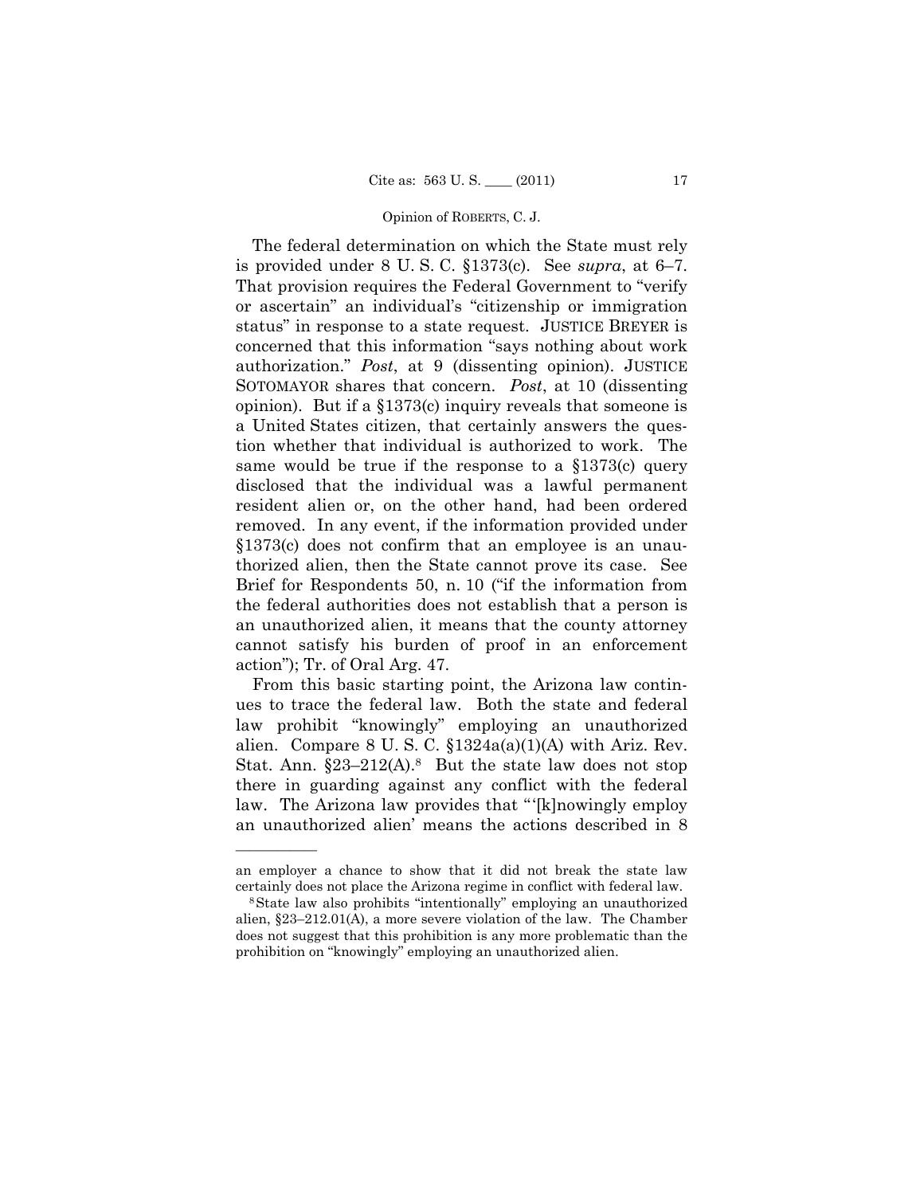The federal determination on which the State must rely is provided under 8 U. S. C. §1373(c). See *supra*, at 6–7. That provision requires the Federal Government to "verify or ascertain" an individual's "citizenship or immigration status" in response to a state request. JUSTICE BREYER is concerned that this information "says nothing about work authorization." *Post*, at 9 (dissenting opinion). JUSTICE SOTOMAYOR shares that concern. *Post*, at 10 (dissenting opinion). But if a §1373(c) inquiry reveals that someone is a United States citizen, that certainly answers the question whether that individual is authorized to work. The same would be true if the response to a §1373(c) query disclosed that the individual was a lawful permanent resident alien or, on the other hand, had been ordered removed. In any event, if the information provided under §1373(c) does not confirm that an employee is an unauthorized alien, then the State cannot prove its case. See Brief for Respondents 50, n. 10 ("if the information from the federal authorities does not establish that a person is an unauthorized alien, it means that the county attorney cannot satisfy his burden of proof in an enforcement action"); Tr. of Oral Arg. 47.

From this basic starting point, the Arizona law continues to trace the federal law. Both the state and federal law prohibit "knowingly" employing an unauthorized alien. Compare 8 U. S. C. §1324a(a)(1)(A) with Ariz. Rev. Stat. Ann. §23–212(A).[8] But the state law does not stop there in guarding against any conflict with the federal law. The Arizona law provides that "'[k]nowingly employ an unauthorized alien' means the actions described in 8

---

an employer a chance to show that it did not break the state law certainly does not place the Arizona regime in conflict with federal law.

[8] State law also prohibits "intentionally" employing an unauthorized alien, §23–212.01(A), a more severe violation of the law. The Chamber does not suggest that this prohibition is any more problematic than the prohibition on "knowingly" employing an unauthorized alien.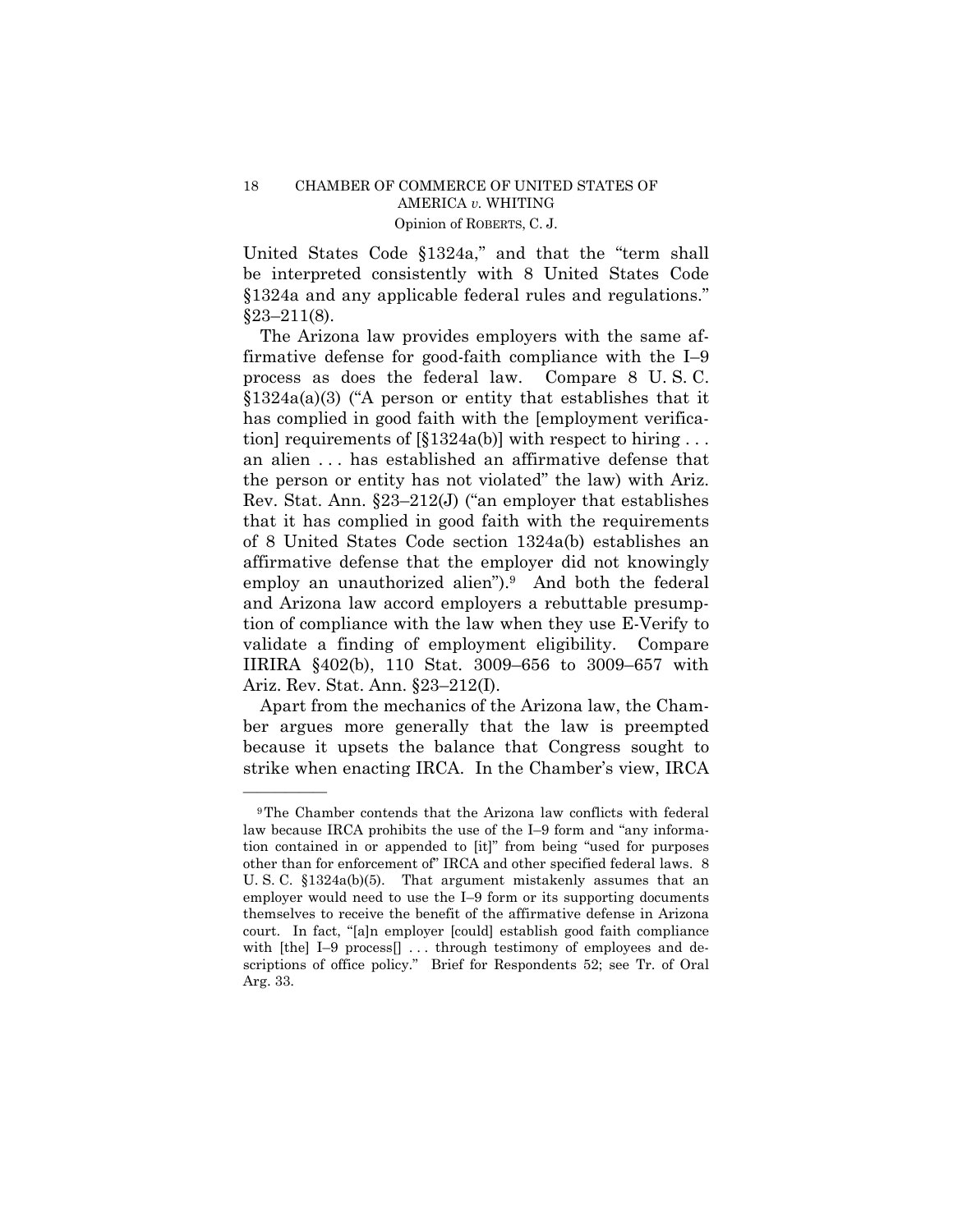United States Code §1324a," and that the "term shall be interpreted consistently with 8 United States Code §1324a and any applicable federal rules and regulations." §23–211(8).

The Arizona law provides employers with the same affirmative defense for good-faith compliance with the I–9 process as does the federal law. Compare 8 U. S. C. §1324a(a)(3) ("A person or entity that establishes that it has complied in good faith with the [employment verification] requirements of [§1324a(b)] with respect to hiring . . . an alien . . . has established an affirmative defense that the person or entity has not violated" the law) with Ariz. Rev. Stat. Ann. §23–212(J) ("an employer that establishes that it has complied in good faith with the requirements of 8 United States Code section 1324a(b) establishes an affirmative defense that the employer did not knowingly employ an unauthorized alien").[9] And both the federal and Arizona law accord employers a rebuttable presumption of compliance with the law when they use E-Verify to validate a finding of employment eligibility. Compare IIRIRA §402(b), 110 Stat. 3009–656 to 3009–657 with Ariz. Rev. Stat. Ann. §23–212(I).

Apart from the mechanics of the Arizona law, the Chamber argues more generally that the law is preempted because it upsets the balance that Congress sought to strike when enacting IRCA. In the Chamber's view, IRCA

---

[9] The Chamber contends that the Arizona law conflicts with federal law because IRCA prohibits the use of the I–9 form and "any information contained in or appended to [it]" from being "used for purposes other than for enforcement of" IRCA and other specified federal laws. 8 U. S. C. §1324a(b)(5). That argument mistakenly assumes that an employer would need to use the I–9 form or its supporting documents themselves to receive the benefit of the affirmative defense in Arizona court. In fact, "[a]n employer [could] establish good faith compliance with [the] I–9 process[] . . . through testimony of employees and descriptions of office policy." Brief for Respondents 52; see Tr. of Oral Arg. 33.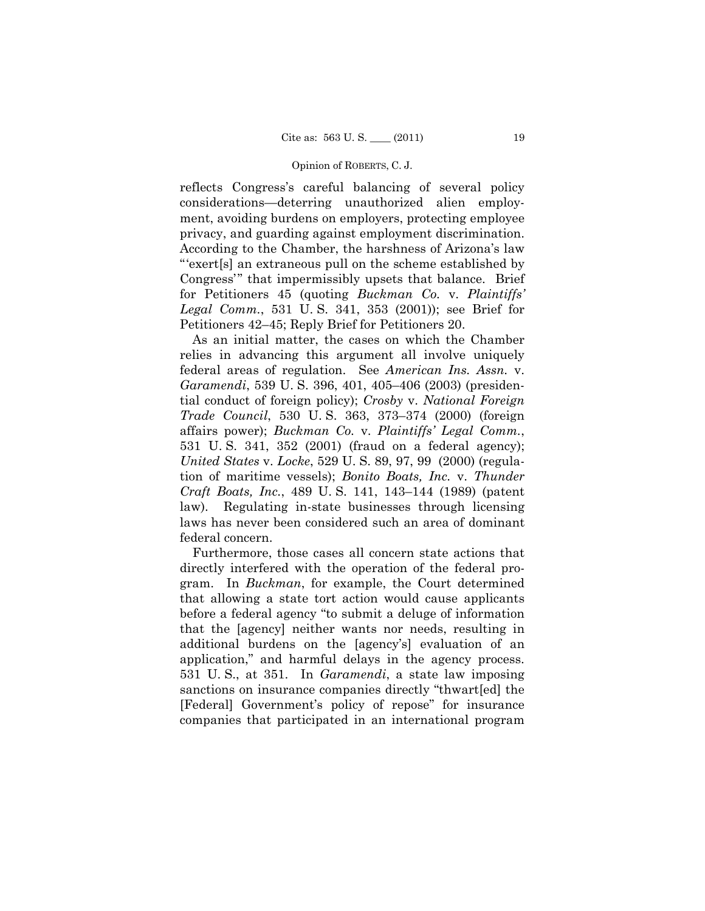reflects Congress's careful balancing of several policy considerations—deterring unauthorized alien employment, avoiding burdens on employers, protecting employee privacy, and guarding against employment discrimination. According to the Chamber, the harshness of Arizona's law "'exert[s] an extraneous pull on the scheme established by Congress'" that impermissibly upsets that balance. Brief for Petitioners 45 (quoting *Buckman Co.* v. *Plaintiffs' Legal Comm.*, 531 U. S. 341, 353 (2001)); see Brief for Petitioners 42–45; Reply Brief for Petitioners 20.

As an initial matter, the cases on which the Chamber relies in advancing this argument all involve uniquely federal areas of regulation. See *American Ins. Assn.* v. *Garamendi*, 539 U. S. 396, 401, 405–406 (2003) (presidential conduct of foreign policy); *Crosby* v. *National Foreign Trade Council*, 530 U. S. 363, 373–374 (2000) (foreign affairs power); *Buckman Co.* v. *Plaintiffs' Legal Comm.*, 531 U. S. 341, 352 (2001) (fraud on a federal agency); *United States* v. *Locke*, 529 U. S. 89, 97, 99 (2000) (regulation of maritime vessels); *Bonito Boats, Inc.* v. *Thunder Craft Boats, Inc.*, 489 U. S. 141, 143–144 (1989) (patent law). Regulating in-state businesses through licensing laws has never been considered such an area of dominant federal concern.

Furthermore, those cases all concern state actions that directly interfered with the operation of the federal program. In *Buckman*, for example, the Court determined that allowing a state tort action would cause applicants before a federal agency "to submit a deluge of information that the [agency] neither wants nor needs, resulting in additional burdens on the [agency's] evaluation of an application," and harmful delays in the agency process. 531 U. S., at 351. In *Garamendi*, a state law imposing sanctions on insurance companies directly "thwart[ed] the [Federal] Government's policy of repose" for insurance companies that participated in an international program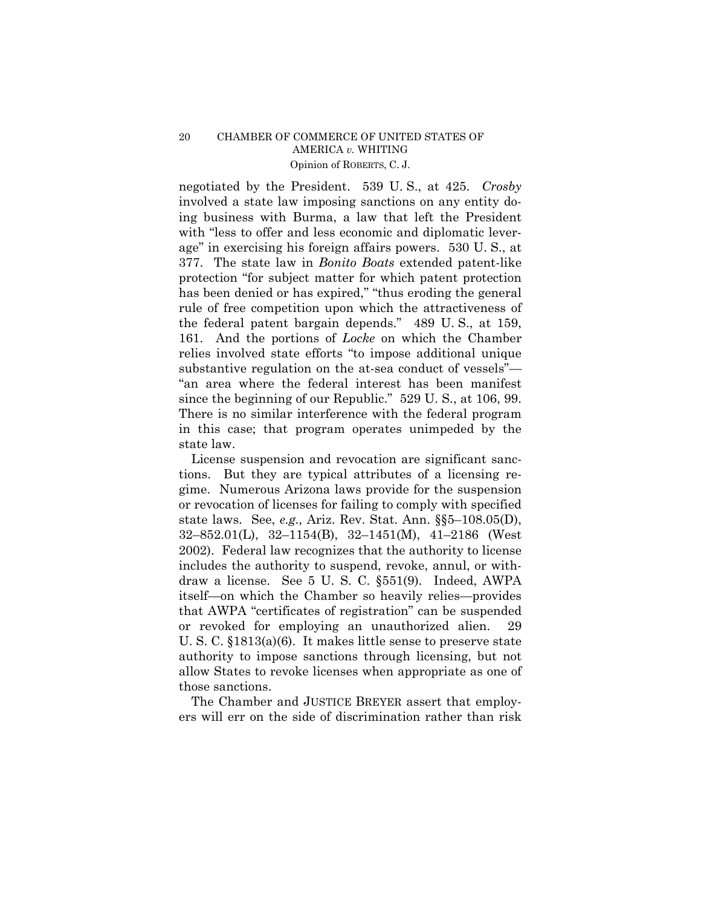negotiated by the President. 539 U. S., at 425. *Crosby* involved a state law imposing sanctions on any entity doing business with Burma, a law that left the President with "less to offer and less economic and diplomatic leverage" in exercising his foreign affairs powers. 530 U. S., at 377. The state law in *Bonito Boats* extended patent-like protection "for subject matter for which patent protection has been denied or has expired," "thus eroding the general rule of free competition upon which the attractiveness of the federal patent bargain depends." 489 U. S., at 159, 161. And the portions of *Locke* on which the Chamber relies involved state efforts "to impose additional unique substantive regulation on the at-sea conduct of vessels"—"an area where the federal interest has been manifest since the beginning of our Republic." 529 U. S., at 106, 99. There is no similar interference with the federal program in this case; that program operates unimpeded by the state law.

License suspension and revocation are significant sanctions. But they are typical attributes of a licensing regime. Numerous Arizona laws provide for the suspension or revocation of licenses for failing to comply with specified state laws. See, *e.g.,* Ariz. Rev. Stat. Ann. §§5–108.05(D), 32–852.01(L), 32–1154(B), 32–1451(M), 41–2186 (West 2002). Federal law recognizes that the authority to license includes the authority to suspend, revoke, annul, or withdraw a license. See 5 U. S. C. §551(9). Indeed, AWPA itself—on which the Chamber so heavily relies—provides that AWPA "certificates of registration" can be suspended or revoked for employing an unauthorized alien. 29 U. S. C. §1813(a)(6). It makes little sense to preserve state authority to impose sanctions through licensing, but not allow States to revoke licenses when appropriate as one of those sanctions.

The Chamber and JUSTICE BREYER assert that employers will err on the side of discrimination rather than risk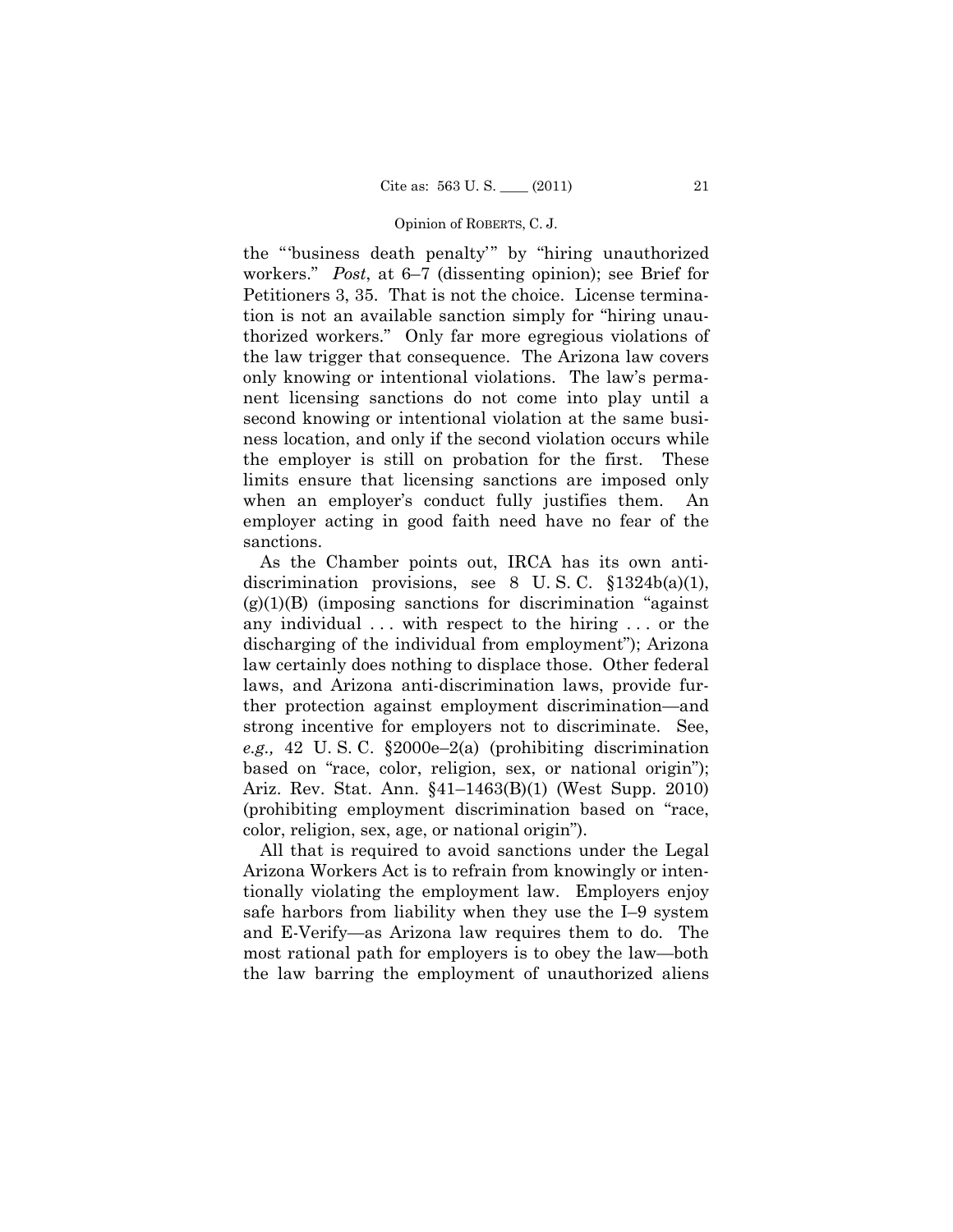the "'business death penalty'" by "hiring unauthorized workers." *Post*, at 6–7 (dissenting opinion); see Brief for Petitioners 3, 35. That is not the choice. License termination is not an available sanction simply for "hiring unauthorized workers." Only far more egregious violations of the law trigger that consequence. The Arizona law covers only knowing or intentional violations. The law's permanent licensing sanctions do not come into play until a second knowing or intentional violation at the same business location, and only if the second violation occurs while the employer is still on probation for the first. These limits ensure that licensing sanctions are imposed only when an employer's conduct fully justifies them. An employer acting in good faith need have no fear of the sanctions.

As the Chamber points out, IRCA has its own anti-discrimination provisions, see 8 U. S. C. §1324b(a)(1), (g)(1)(B) (imposing sanctions for discrimination "against any individual . . . with respect to the hiring . . . or the discharging of the individual from employment"); Arizona law certainly does nothing to displace those. Other federal laws, and Arizona anti-discrimination laws, provide further protection against employment discrimination—and strong incentive for employers not to discriminate. See, *e.g.,* 42 U. S. C. §2000e–2(a) (prohibiting discrimination based on "race, color, religion, sex, or national origin"); Ariz. Rev. Stat. Ann. §41–1463(B)(1) (West Supp. 2010) (prohibiting employment discrimination based on "race, color, religion, sex, age, or national origin").

All that is required to avoid sanctions under the Legal Arizona Workers Act is to refrain from knowingly or intentionally violating the employment law. Employers enjoy safe harbors from liability when they use the I–9 system and E-Verify—as Arizona law requires them to do. The most rational path for employers is to obey the law—both the law barring the employment of unauthorized aliens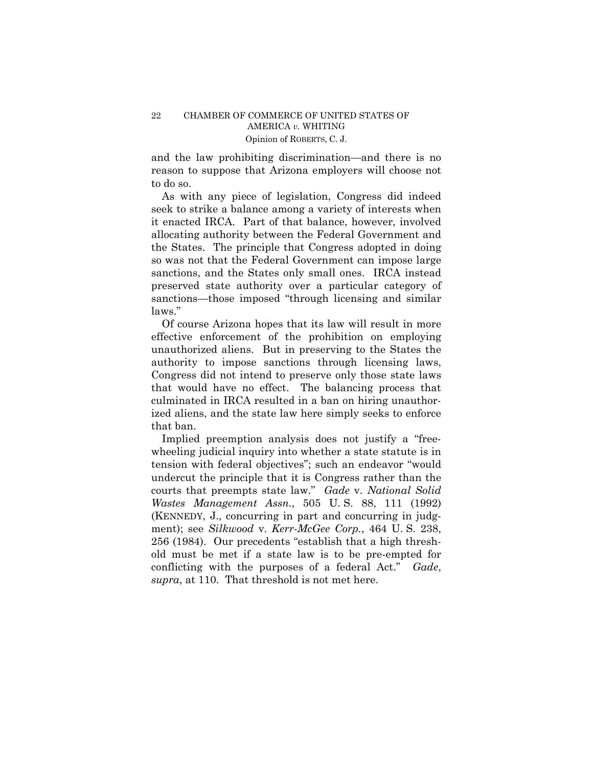and the law prohibiting discrimination—and there is no reason to suppose that Arizona employers will choose not to do so.

As with any piece of legislation, Congress did indeed seek to strike a balance among a variety of interests when it enacted IRCA. Part of that balance, however, involved allocating authority between the Federal Government and the States. The principle that Congress adopted in doing so was not that the Federal Government can impose large sanctions, and the States only small ones. IRCA instead preserved state authority over a particular category of sanctions—those imposed "through licensing and similar laws."

Of course Arizona hopes that its law will result in more effective enforcement of the prohibition on employing unauthorized aliens. But in preserving to the States the authority to impose sanctions through licensing laws, Congress did not intend to preserve only those state laws that would have no effect. The balancing process that culminated in IRCA resulted in a ban on hiring unauthorized aliens, and the state law here simply seeks to enforce that ban.

Implied preemption analysis does not justify a "freewheeling judicial inquiry into whether a state statute is in tension with federal objectives"; such an endeavor "would undercut the principle that it is Congress rather than the courts that preempts state law." *Gade* v. *National Solid Wastes Management Assn.*, 505 U. S. 88, 111 (1992) (KENNEDY, J., concurring in part and concurring in judgment); see *Silkwood* v. *Kerr-McGee Corp.*, 464 U. S. 238, 256 (1984). Our precedents "establish that a high threshold must be met if a state law is to be pre-empted for conflicting with the purposes of a federal Act." *Gade*, *supra*, at 110. That threshold is not met here.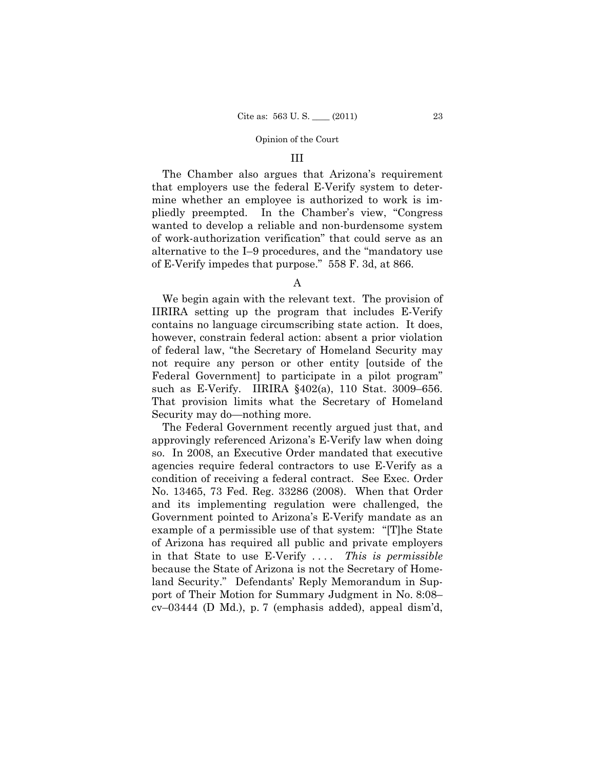## III

The Chamber also argues that Arizona's requirement that employers use the federal E-Verify system to determine whether an employee is authorized to work is impliedly preempted. In the Chamber's view, "Congress wanted to develop a reliable and non-burdensome system of work-authorization verification" that could serve as an alternative to the I–9 procedures, and the "mandatory use of E-Verify impedes that purpose." 558 F. 3d, at 866.

### A

We begin again with the relevant text. The provision of IIRIRA setting up the program that includes E-Verify contains no language circumscribing state action. It does, however, constrain federal action: absent a prior violation of federal law, "the Secretary of Homeland Security may not require any person or other entity [outside of the Federal Government] to participate in a pilot program" such as E-Verify. IIRIRA §402(a), 110 Stat. 3009–656. That provision limits what the Secretary of Homeland Security may do—nothing more.

The Federal Government recently argued just that, and approvingly referenced Arizona's E-Verify law when doing so. In 2008, an Executive Order mandated that executive agencies require federal contractors to use E-Verify as a condition of receiving a federal contract. See Exec. Order No. 13465, 73 Fed. Reg. 33286 (2008). When that Order and its implementing regulation were challenged, the Government pointed to Arizona's E-Verify mandate as an example of a permissible use of that system: "[T]he State of Arizona has required all public and private employers in that State to use E-Verify . . . . *This is permissible* because the State of Arizona is not the Secretary of Homeland Security." Defendants' Reply Memorandum in Support of Their Motion for Summary Judgment in No. 8:08–cv–03444 (D Md.), p. 7 (emphasis added), appeal dism'd,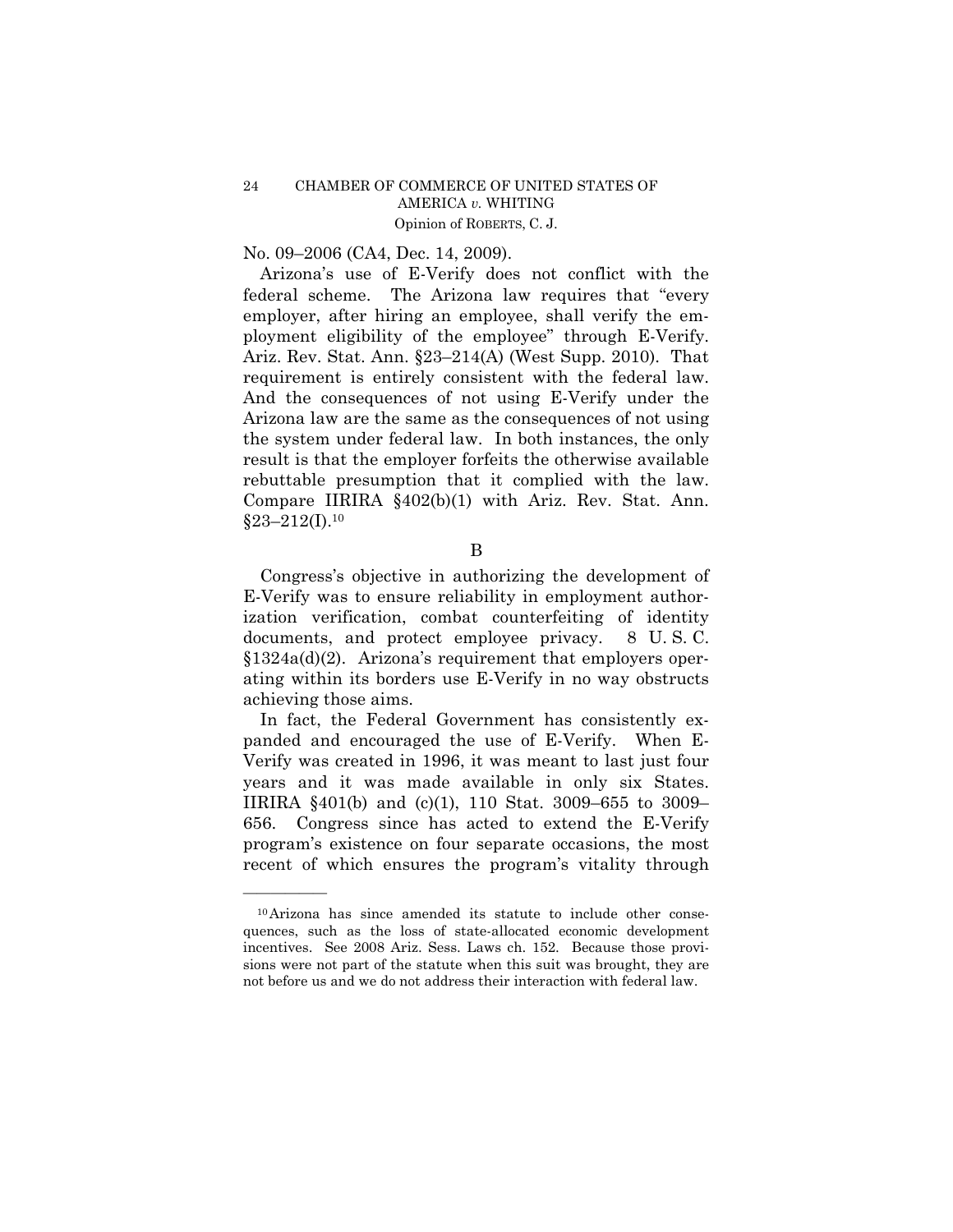No. 09–2006 (CA4, Dec. 14, 2009).

Arizona's use of E-Verify does not conflict with the federal scheme. The Arizona law requires that "every employer, after hiring an employee, shall verify the employment eligibility of the employee" through E-Verify. Ariz. Rev. Stat. Ann. §23–214(A) (West Supp. 2010). That requirement is entirely consistent with the federal law. And the consequences of not using E-Verify under the Arizona law are the same as the consequences of not using the system under federal law. In both instances, the only result is that the employer forfeits the otherwise available rebuttable presumption that it complied with the law. Compare IIRIRA §402(b)(1) with Ariz. Rev. Stat. Ann. §23–212(I).[10]

B

Congress's objective in authorizing the development of E-Verify was to ensure reliability in employment authorization verification, combat counterfeiting of identity documents, and protect employee privacy. 8 U. S. C. §1324a(d)(2). Arizona's requirement that employers operating within its borders use E-Verify in no way obstructs achieving those aims.

In fact, the Federal Government has consistently expanded and encouraged the use of E-Verify. When E-Verify was created in 1996, it was meant to last just four years and it was made available in only six States. IIRIRA §401(b) and (c)(1), 110 Stat. 3009–655 to 3009–656. Congress since has acted to extend the E-Verify program's existence on four separate occasions, the most recent of which ensures the program's vitality through

---

[10] Arizona has since amended its statute to include other consequences, such as the loss of state-allocated economic development incentives. See 2008 Ariz. Sess. Laws ch. 152. Because those provisions were not part of the statute when this suit was brought, they are not before us and we do not address their interaction with federal law.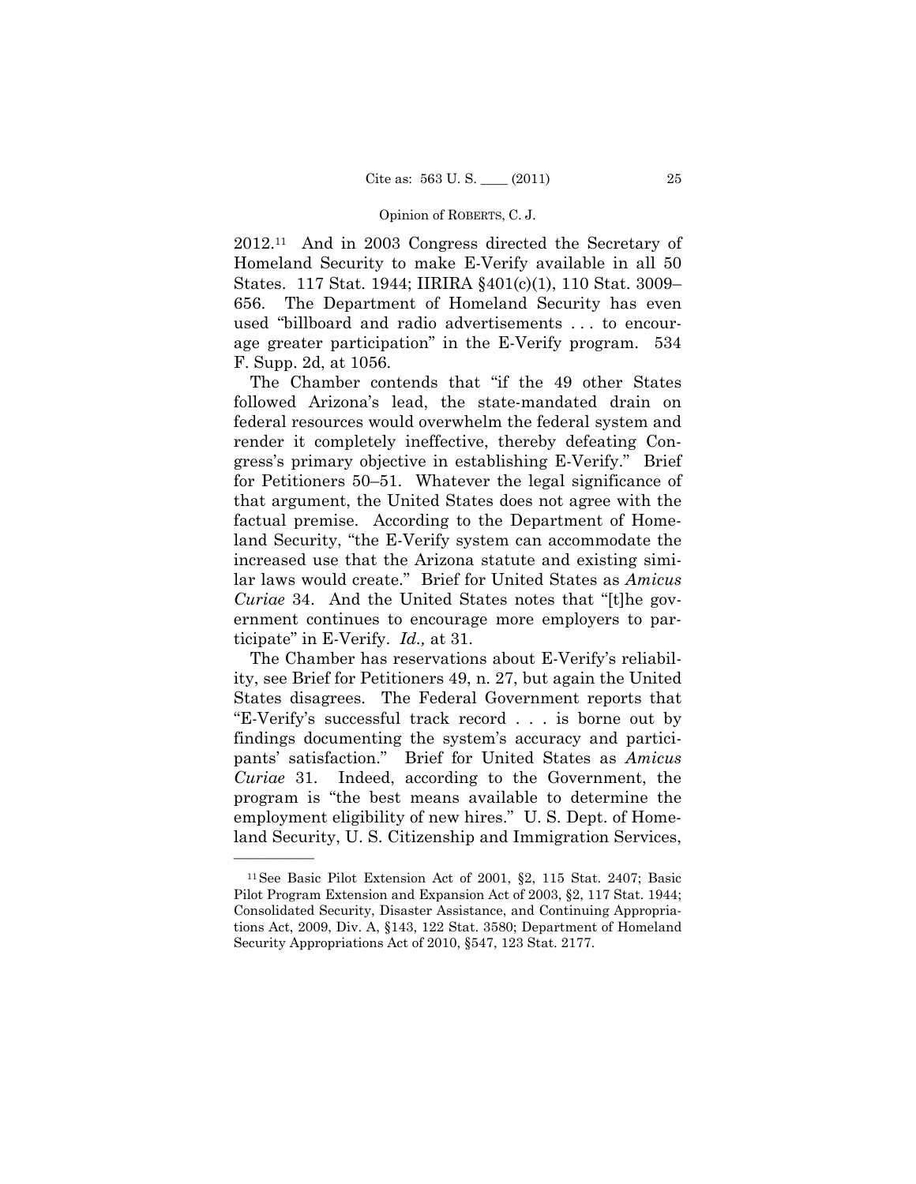2012.[11] And in 2003 Congress directed the Secretary of Homeland Security to make E-Verify available in all 50 States. 117 Stat. 1944; IIRIRA §401(c)(1), 110 Stat. 3009–656. The Department of Homeland Security has even used "billboard and radio advertisements . . . to encourage greater participation" in the E-Verify program. 534 F. Supp. 2d, at 1056.

The Chamber contends that "if the 49 other States followed Arizona's lead, the state-mandated drain on federal resources would overwhelm the federal system and render it completely ineffective, thereby defeating Congress's primary objective in establishing E-Verify." Brief for Petitioners 50–51. Whatever the legal significance of that argument, the United States does not agree with the factual premise. According to the Department of Homeland Security, "the E-Verify system can accommodate the increased use that the Arizona statute and existing similar laws would create." Brief for United States as *Amicus Curiae* 34. And the United States notes that "[t]he government continues to encourage more employers to participate" in E-Verify. *Id.,* at 31.

The Chamber has reservations about E-Verify's reliability, see Brief for Petitioners 49, n. 27, but again the United States disagrees. The Federal Government reports that "E-Verify's successful track record . . . is borne out by findings documenting the system's accuracy and participants' satisfaction." Brief for United States as *Amicus Curiae* 31. Indeed, according to the Government, the program is "the best means available to determine the employment eligibility of new hires." U. S. Dept. of Homeland Security, U. S. Citizenship and Immigration Services,

---

[11] See Basic Pilot Extension Act of 2001, §2, 115 Stat. 2407; Basic Pilot Program Extension and Expansion Act of 2003, §2, 117 Stat. 1944; Consolidated Security, Disaster Assistance, and Continuing Appropriations Act, 2009, Div. A, §143, 122 Stat. 3580; Department of Homeland Security Appropriations Act of 2010, §547, 123 Stat. 2177.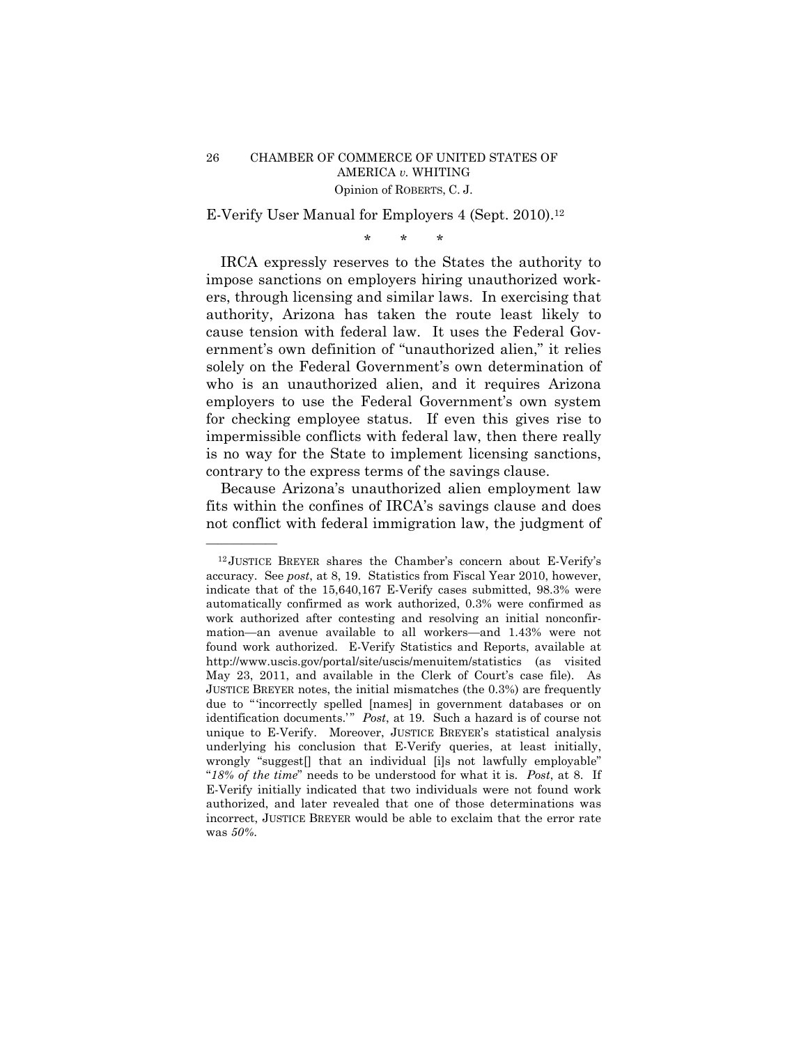E-Verify User Manual for Employers 4 (Sept. 2010).[12]

\* \* \*

IRCA expressly reserves to the States the authority to impose sanctions on employers hiring unauthorized workers, through licensing and similar laws. In exercising that authority, Arizona has taken the route least likely to cause tension with federal law. It uses the Federal Government's own definition of "unauthorized alien," it relies solely on the Federal Government's own determination of who is an unauthorized alien, and it requires Arizona employers to use the Federal Government's own system for checking employee status. If even this gives rise to impermissible conflicts with federal law, then there really is no way for the State to implement licensing sanctions, contrary to the express terms of the savings clause.

Because Arizona's unauthorized alien employment law fits within the confines of IRCA's savings clause and does not conflict with federal immigration law, the judgment of

---

[12] JUSTICE BREYER shares the Chamber's concern about E-Verify's accuracy. See *post*, at 8, 19. Statistics from Fiscal Year 2010, however, indicate that of the 15,640,167 E-Verify cases submitted, 98.3% were automatically confirmed as work authorized, 0.3% were confirmed as work authorized after contesting and resolving an initial nonconfirmation—an avenue available to all workers—and 1.43% were not found work authorized. E-Verify Statistics and Reports, available at http://www.uscis.gov/portal/site/uscis/menuitem/statistics (as visited May 23, 2011, and available in the Clerk of Court's case file). As JUSTICE BREYER notes, the initial mismatches (the 0.3%) are frequently due to "'incorrectly spelled [names] in government databases or on identification documents.'" *Post*, at 19. Such a hazard is of course not unique to E-Verify. Moreover, JUSTICE BREYER's statistical analysis underlying his conclusion that E-Verify queries, at least initially, wrongly "suggest[] that an individual [i]s not lawfully employable" "*18% of the time*" needs to be understood for what it is. *Post*, at 8. If E-Verify initially indicated that two individuals were not found work authorized, and later revealed that one of those determinations was incorrect, JUSTICE BREYER would be able to exclaim that the error rate was *50%*.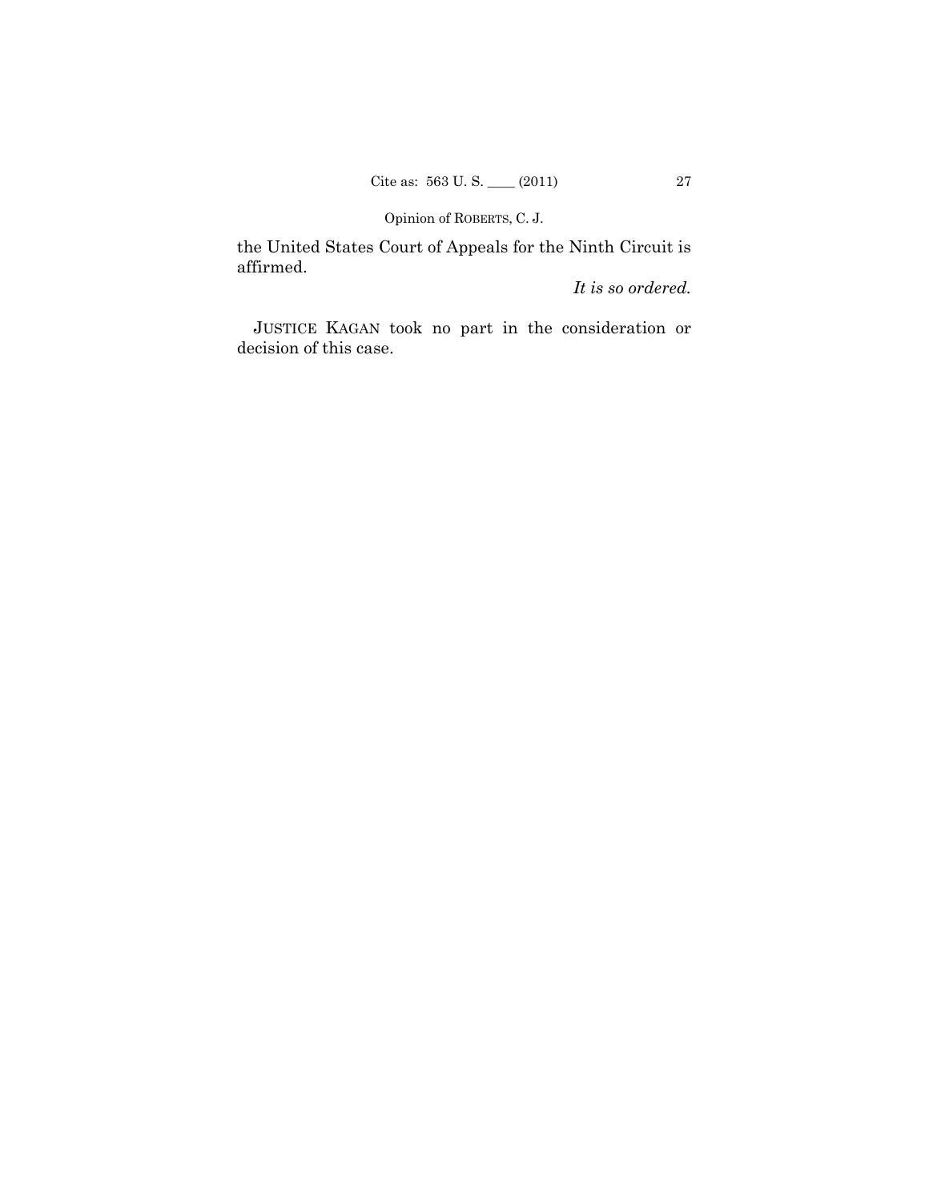the United States Court of Appeals for the Ninth Circuit is affirmed.

*It is so ordered.*

JUSTICE KAGAN took no part in the consideration or decision of this case.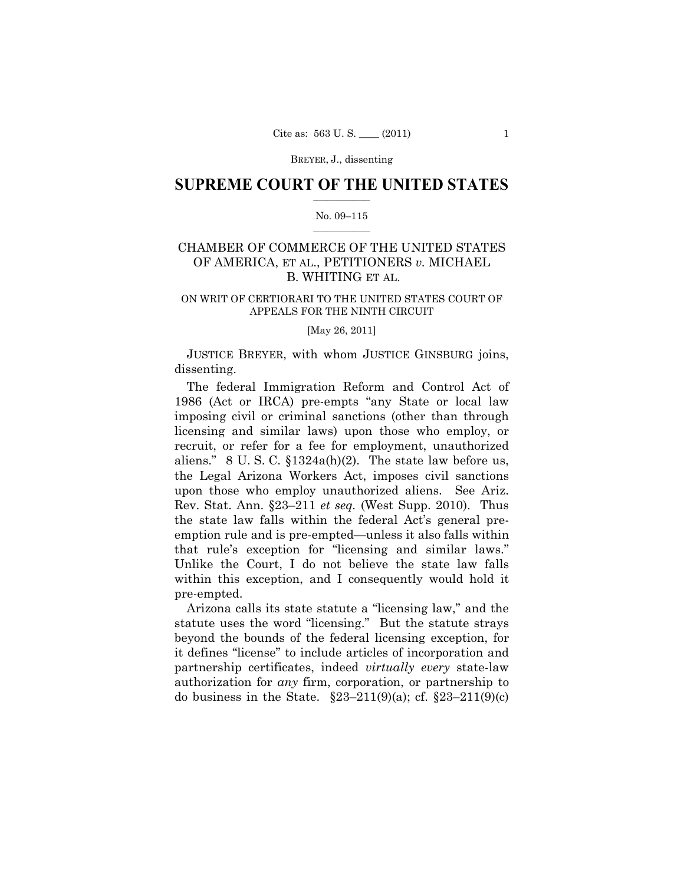# SUPREME COURT OF THE UNITED STATES

No. 09–115

CHAMBER OF COMMERCE OF THE UNITED STATES OF AMERICA, ET AL., PETITIONERS *v.* MICHAEL B. WHITING ET AL.

ON WRIT OF CERTIORARI TO THE UNITED STATES COURT OF APPEALS FOR THE NINTH CIRCUIT

[May 26, 2011]

JUSTICE BREYER, with whom JUSTICE GINSBURG joins, dissenting.

The federal Immigration Reform and Control Act of 1986 (Act or IRCA) pre-empts "any State or local law imposing civil or criminal sanctions (other than through licensing and similar laws) upon those who employ, or recruit, or refer for a fee for employment, unauthorized aliens." 8 U. S. C. §1324a(h)(2). The state law before us, the Legal Arizona Workers Act, imposes civil sanctions upon those who employ unauthorized aliens. See Ariz. Rev. Stat. Ann. §23–211 *et seq.* (West Supp. 2010). Thus the state law falls within the federal Act's general pre-emption rule and is pre-empted—unless it also falls within that rule's exception for "licensing and similar laws." Unlike the Court, I do not believe the state law falls within this exception, and I consequently would hold it pre-empted.

Arizona calls its state statute a "licensing law," and the statute uses the word "licensing." But the statute strays beyond the bounds of the federal licensing exception, for it defines "license" to include articles of incorporation and partnership certificates, indeed *virtually every* state-law authorization for *any* firm, corporation, or partnership to do business in the State. §23–211(9)(a); cf. §23–211(9)(c)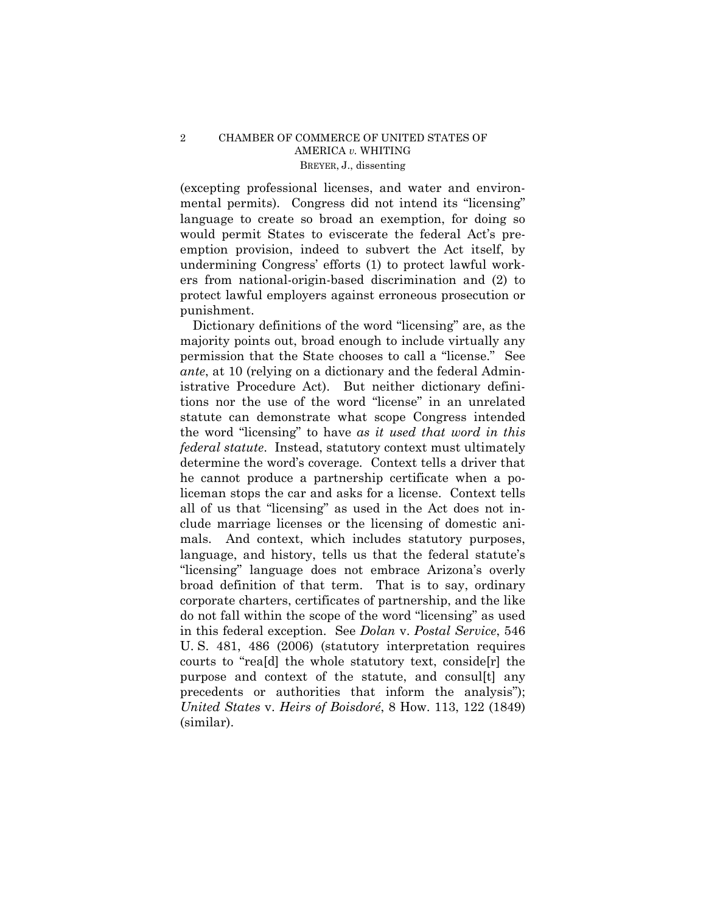(excepting professional licenses, and water and environmental permits). Congress did not intend its "licensing" language to create so broad an exemption, for doing so would permit States to eviscerate the federal Act's preemption provision, indeed to subvert the Act itself, by undermining Congress' efforts (1) to protect lawful workers from national-origin-based discrimination and (2) to protect lawful employers against erroneous prosecution or punishment.

Dictionary definitions of the word "licensing" are, as the majority points out, broad enough to include virtually any permission that the State chooses to call a "license." See *ante*, at 10 (relying on a dictionary and the federal Administrative Procedure Act). But neither dictionary definitions nor the use of the word "license" in an unrelated statute can demonstrate what scope Congress intended the word "licensing" to have *as it used that word in this federal statute*. Instead, statutory context must ultimately determine the word's coverage. Context tells a driver that he cannot produce a partnership certificate when a policeman stops the car and asks for a license. Context tells all of us that "licensing" as used in the Act does not include marriage licenses or the licensing of domestic animals. And context, which includes statutory purposes, language, and history, tells us that the federal statute's "licensing" language does not embrace Arizona's overly broad definition of that term. That is to say, ordinary corporate charters, certificates of partnership, and the like do not fall within the scope of the word "licensing" as used in this federal exception. See *Dolan* v. *Postal Service*, 546 U. S. 481, 486 (2006) (statutory interpretation requires courts to "rea[d] the whole statutory text, conside[r] the purpose and context of the statute, and consul[t] any precedents or authorities that inform the analysis"); *United States* v. *Heirs of Boisdoré*, 8 How. 113, 122 (1849) (similar).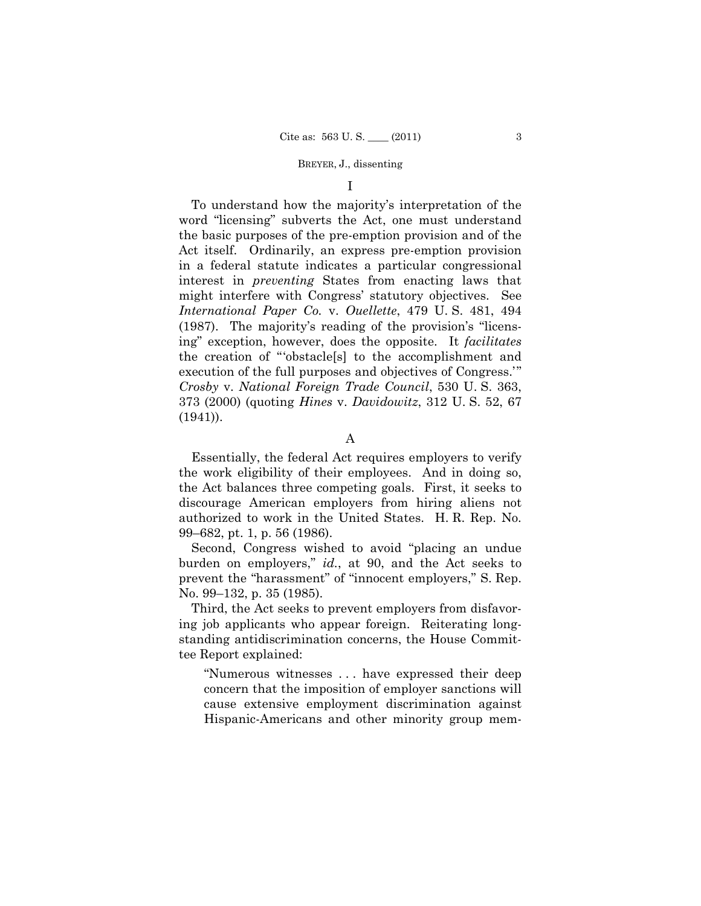I

To understand how the majority's interpretation of the word "licensing" subverts the Act, one must understand the basic purposes of the pre-emption provision and of the Act itself. Ordinarily, an express pre-emption provision in a federal statute indicates a particular congressional interest in *preventing* States from enacting laws that might interfere with Congress' statutory objectives. See *International Paper Co.* v. *Ouellette*, 479 U. S. 481, 494 (1987). The majority's reading of the provision's "licensing" exception, however, does the opposite. It *facilitates* the creation of "'obstacle[s] to the accomplishment and execution of the full purposes and objectives of Congress.'" *Crosby* v. *National Foreign Trade Council*, 530 U. S. 363, 373 (2000) (quoting *Hines* v. *Davidowitz*, 312 U. S. 52, 67 (1941)).

A

Essentially, the federal Act requires employers to verify the work eligibility of their employees. And in doing so, the Act balances three competing goals. First, it seeks to discourage American employers from hiring aliens not authorized to work in the United States. H. R. Rep. No. 99–682, pt. 1, p. 56 (1986).

Second, Congress wished to avoid "placing an undue burden on employers," *id.*, at 90, and the Act seeks to prevent the "harassment" of "innocent employers," S. Rep. No. 99–132, p. 35 (1985).

Third, the Act seeks to prevent employers from disfavoring job applicants who appear foreign. Reiterating longstanding antidiscrimination concerns, the House Committee Report explained:

> "Numerous witnesses . . . have expressed their deep concern that the imposition of employer sanctions will cause extensive employment discrimination against Hispanic-Americans and other minority group mem-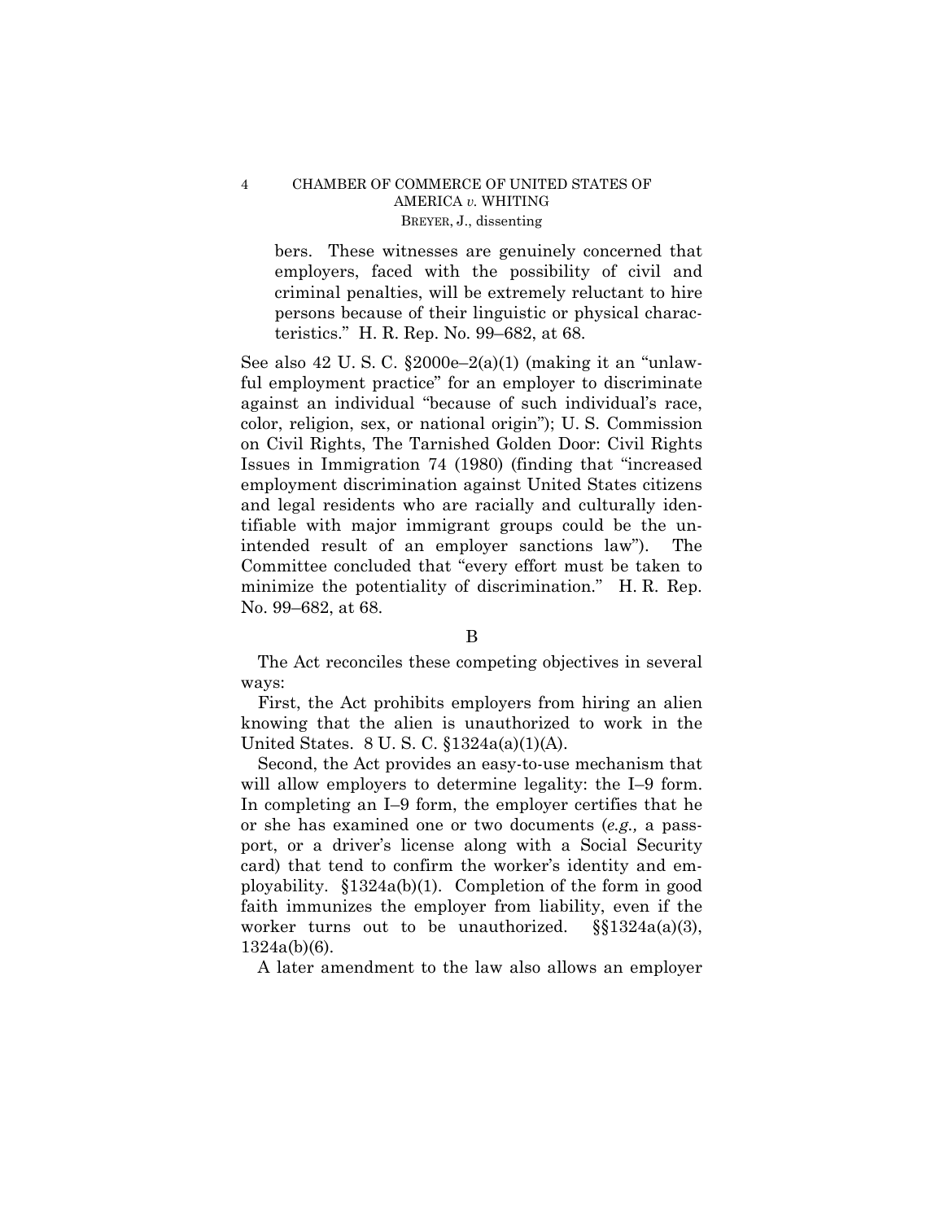bers. These witnesses are genuinely concerned that employers, faced with the possibility of civil and criminal penalties, will be extremely reluctant to hire persons because of their linguistic or physical characteristics." H. R. Rep. No. 99–682, at 68.

See also 42 U. S. C. §2000e–2(a)(1) (making it an "unlawful employment practice" for an employer to discriminate against an individual "because of such individual's race, color, religion, sex, or national origin"); U. S. Commission on Civil Rights, The Tarnished Golden Door: Civil Rights Issues in Immigration 74 (1980) (finding that "increased employment discrimination against United States citizens and legal residents who are racially and culturally identifiable with major immigrant groups could be the unintended result of an employer sanctions law"). The Committee concluded that "every effort must be taken to minimize the potentiality of discrimination." H. R. Rep. No. 99–682, at 68.

B

The Act reconciles these competing objectives in several ways:

First, the Act prohibits employers from hiring an alien knowing that the alien is unauthorized to work in the United States. 8 U. S. C. §1324a(a)(1)(A).

Second, the Act provides an easy-to-use mechanism that will allow employers to determine legality: the I–9 form. In completing an I–9 form, the employer certifies that he or she has examined one or two documents (*e.g.,* a passport, or a driver's license along with a Social Security card) that tend to confirm the worker's identity and employability. §1324a(b)(1). Completion of the form in good faith immunizes the employer from liability, even if the worker turns out to be unauthorized. §§1324a(a)(3), 1324a(b)(6).

A later amendment to the law also allows an employer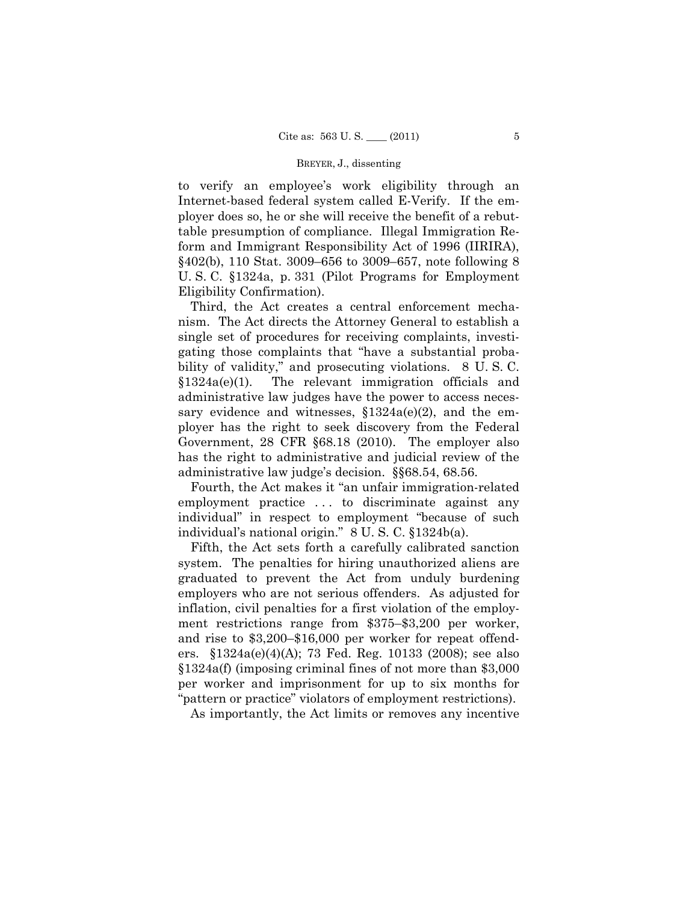to verify an employee's work eligibility through an Internet-based federal system called E-Verify. If the employer does so, he or she will receive the benefit of a rebuttable presumption of compliance. Illegal Immigration Reform and Immigrant Responsibility Act of 1996 (IIRIRA), §402(b), 110 Stat. 3009–656 to 3009–657, note following 8 U. S. C. §1324a, p. 331 (Pilot Programs for Employment Eligibility Confirmation).

Third, the Act creates a central enforcement mechanism. The Act directs the Attorney General to establish a single set of procedures for receiving complaints, investigating those complaints that "have a substantial probability of validity," and prosecuting violations. 8 U. S. C. §1324a(e)(1). The relevant immigration officials and administrative law judges have the power to access necessary evidence and witnesses, §1324a(e)(2), and the employer has the right to seek discovery from the Federal Government, 28 CFR §68.18 (2010). The employer also has the right to administrative and judicial review of the administrative law judge's decision. §§68.54, 68.56.

Fourth, the Act makes it "an unfair immigration-related employment practice . . . to discriminate against any individual" in respect to employment "because of such individual's national origin." 8 U. S. C. §1324b(a).

Fifth, the Act sets forth a carefully calibrated sanction system. The penalties for hiring unauthorized aliens are graduated to prevent the Act from unduly burdening employers who are not serious offenders. As adjusted for inflation, civil penalties for a first violation of the employment restrictions range from $375–$3,200 per worker, and rise to $3,200–$16,000 per worker for repeat offenders. §1324a(e)(4)(A); 73 Fed. Reg. 10133 (2008); see also §1324a(f) (imposing criminal fines of not more than $3,000 per worker and imprisonment for up to six months for "pattern or practice" violators of employment restrictions).

As importantly, the Act limits or removes any incentive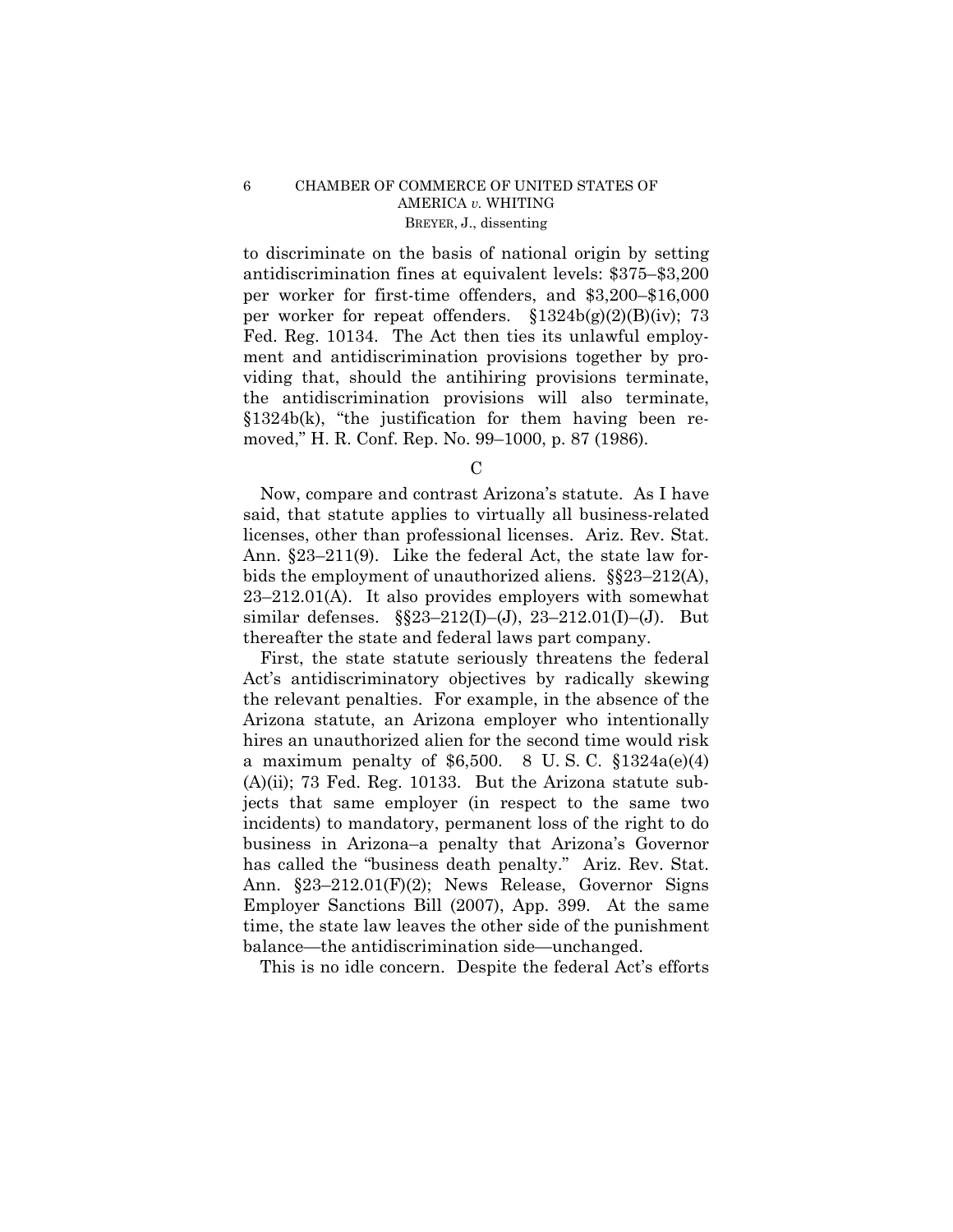to discriminate on the basis of national origin by setting antidiscrimination fines at equivalent levels: \$375–\$3,200 per worker for first-time offenders, and \$3,200–\$16,000 per worker for repeat offenders. §1324b(g)(2)(B)(iv); 73 Fed. Reg. 10134. The Act then ties its unlawful employment and antidiscrimination provisions together by providing that, should the antihiring provisions terminate, the antidiscrimination provisions will also terminate, §1324b(k), "the justification for them having been removed," H. R. Conf. Rep. No. 99–1000, p. 87 (1986).

C

Now, compare and contrast Arizona's statute. As I have said, that statute applies to virtually all business-related licenses, other than professional licenses. Ariz. Rev. Stat. Ann. §23–211(9). Like the federal Act, the state law forbids the employment of unauthorized aliens. §§23–212(A), 23–212.01(A). It also provides employers with somewhat similar defenses. §§23–212(I)–(J), 23–212.01(I)–(J). But thereafter the state and federal laws part company.

First, the state statute seriously threatens the federal Act's antidiscriminatory objectives by radically skewing the relevant penalties. For example, in the absence of the Arizona statute, an Arizona employer who intentionally hires an unauthorized alien for the second time would risk a maximum penalty of \$6,500. 8 U. S. C. §1324a(e)(4)(A)(ii); 73 Fed. Reg. 10133. But the Arizona statute subjects that same employer (in respect to the same two incidents) to mandatory, permanent loss of the right to do business in Arizona–a penalty that Arizona's Governor has called the "business death penalty." Ariz. Rev. Stat. Ann. §23–212.01(F)(2); News Release, Governor Signs Employer Sanctions Bill (2007), App. 399. At the same time, the state law leaves the other side of the punishment balance—the antidiscrimination side—unchanged.

This is no idle concern. Despite the federal Act's efforts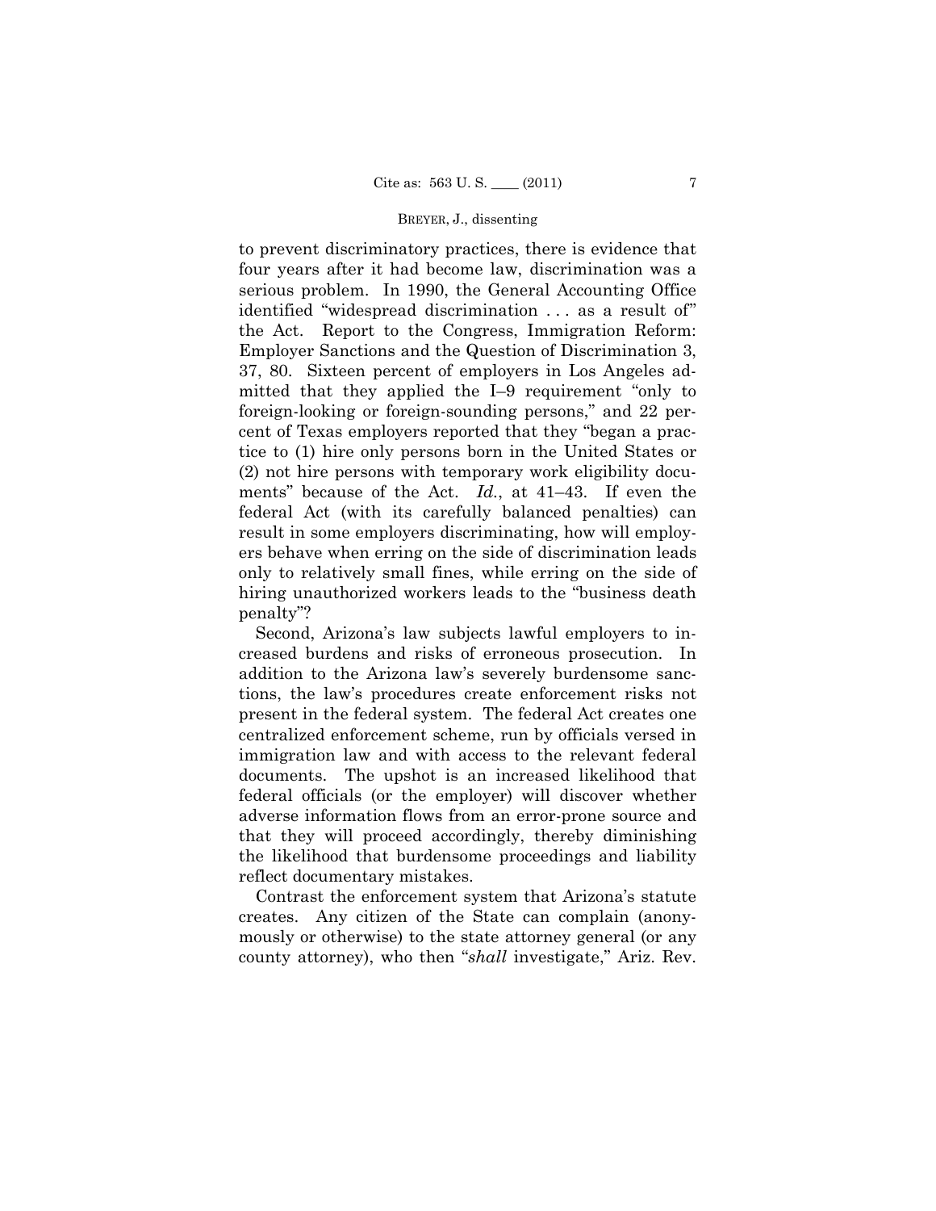to prevent discriminatory practices, there is evidence that four years after it had become law, discrimination was a serious problem. In 1990, the General Accounting Office identified "widespread discrimination . . . as a result of" the Act. Report to the Congress, Immigration Reform: Employer Sanctions and the Question of Discrimination 3, 37, 80. Sixteen percent of employers in Los Angeles admitted that they applied the I–9 requirement "only to foreign-looking or foreign-sounding persons," and 22 percent of Texas employers reported that they "began a practice to (1) hire only persons born in the United States or (2) not hire persons with temporary work eligibility documents" because of the Act. *Id.*, at 41–43. If even the federal Act (with its carefully balanced penalties) can result in some employers discriminating, how will employers behave when erring on the side of discrimination leads only to relatively small fines, while erring on the side of hiring unauthorized workers leads to the "business death penalty"?

Second, Arizona's law subjects lawful employers to increased burdens and risks of erroneous prosecution. In addition to the Arizona law's severely burdensome sanctions, the law's procedures create enforcement risks not present in the federal system. The federal Act creates one centralized enforcement scheme, run by officials versed in immigration law and with access to the relevant federal documents. The upshot is an increased likelihood that federal officials (or the employer) will discover whether adverse information flows from an error-prone source and that they will proceed accordingly, thereby diminishing the likelihood that burdensome proceedings and liability reflect documentary mistakes.

Contrast the enforcement system that Arizona's statute creates. Any citizen of the State can complain (anonymously or otherwise) to the state attorney general (or any county attorney), who then "*shall* investigate," Ariz. Rev.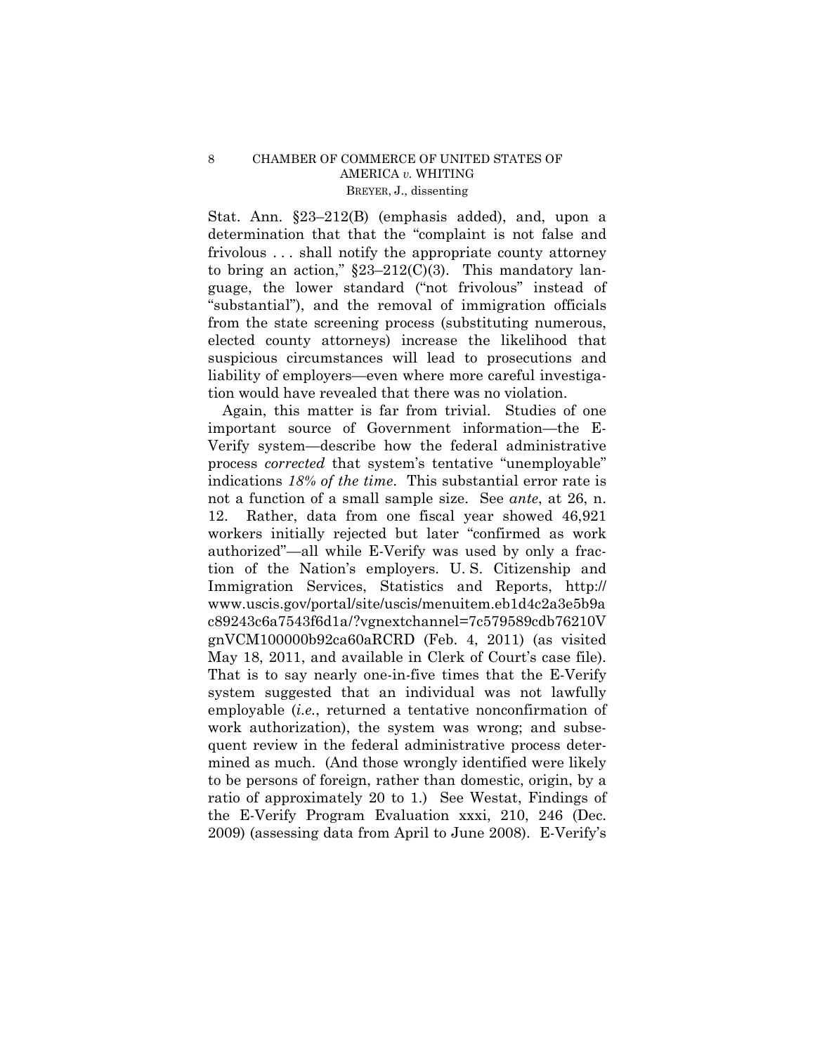Stat. Ann. §23–212(B) (emphasis added), and, upon a determination that that the "complaint is not false and frivolous . . . shall notify the appropriate county attorney to bring an action," §23–212(C)(3). This mandatory language, the lower standard ("not frivolous" instead of "substantial"), and the removal of immigration officials from the state screening process (substituting numerous, elected county attorneys) increase the likelihood that suspicious circumstances will lead to prosecutions and liability of employers—even where more careful investigation would have revealed that there was no violation.

Again, this matter is far from trivial. Studies of one important source of Government information—the E-Verify system—describe how the federal administrative process *corrected* that system's tentative "unemployable" indications *18% of the time*. This substantial error rate is not a function of a small sample size. See *ante*, at 26, n. 12. Rather, data from one fiscal year showed 46,921 workers initially rejected but later "confirmed as work authorized"—all while E-Verify was used by only a fraction of the Nation's employers. U. S. Citizenship and Immigration Services, Statistics and Reports, http://www.uscis.gov/portal/site/uscis/menuitem.eb1d4c2a3e5b9ac89243c6a7543f6d1a/?vgnextchannel=7c579589cdb76210VgnVCM100000b92ca60aRCRD (Feb. 4, 2011) (as visited May 18, 2011, and available in Clerk of Court's case file). That is to say nearly one-in-five times that the E-Verify system suggested that an individual was not lawfully employable (*i.e.*, returned a tentative nonconfirmation of work authorization), the system was wrong; and subsequent review in the federal administrative process determined as much. (And those wrongly identified were likely to be persons of foreign, rather than domestic, origin, by a ratio of approximately 20 to 1.) See Westat, Findings of the E-Verify Program Evaluation xxxi, 210, 246 (Dec. 2009) (assessing data from April to June 2008). E-Verify's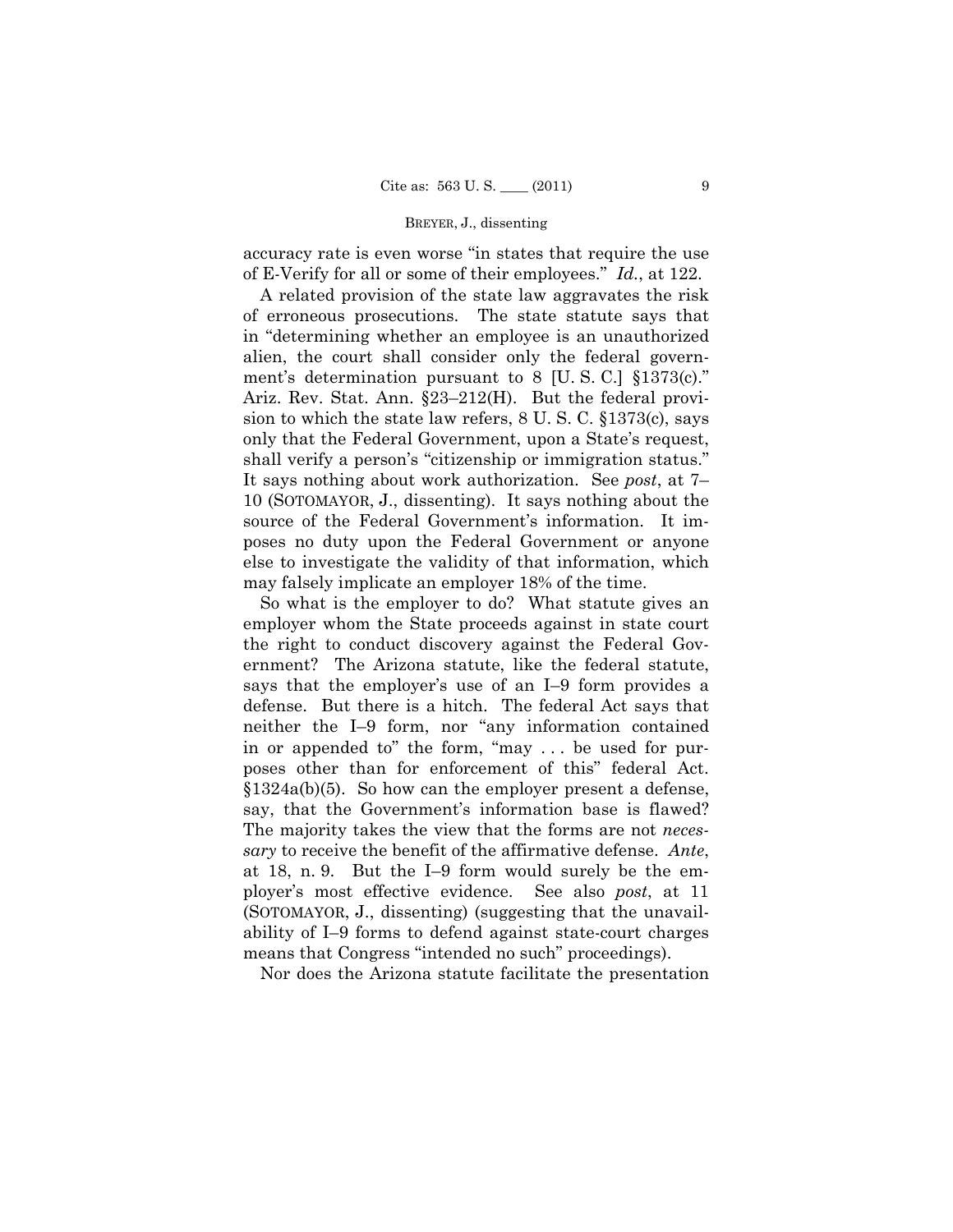accuracy rate is even worse "in states that require the use of E-Verify for all or some of their employees." *Id.*, at 122.

A related provision of the state law aggravates the risk of erroneous prosecutions. The state statute says that in "determining whether an employee is an unauthorized alien, the court shall consider only the federal government's determination pursuant to 8 [U. S. C.] §1373(c)." Ariz. Rev. Stat. Ann. §23–212(H). But the federal provision to which the state law refers, 8 U. S. C. §1373(c), says only that the Federal Government, upon a State's request, shall verify a person's "citizenship or immigration status." It says nothing about work authorization. See *post*, at 7–10 (SOTOMAYOR, J., dissenting). It says nothing about the source of the Federal Government's information. It imposes no duty upon the Federal Government or anyone else to investigate the validity of that information, which may falsely implicate an employer 18% of the time.

So what is the employer to do? What statute gives an employer whom the State proceeds against in state court the right to conduct discovery against the Federal Government? The Arizona statute, like the federal statute, says that the employer's use of an I–9 form provides a defense. But there is a hitch. The federal Act says that neither the I–9 form, nor "any information contained in or appended to" the form, "may . . . be used for purposes other than for enforcement of this" federal Act. §1324a(b)(5). So how can the employer present a defense, say, that the Government's information base is flawed? The majority takes the view that the forms are not *necessary* to receive the benefit of the affirmative defense. *Ante*, at 18, n. 9. But the I–9 form would surely be the employer's most effective evidence. See also *post*, at 11 (SOTOMAYOR, J., dissenting) (suggesting that the unavailability of I–9 forms to defend against state-court charges means that Congress "intended no such" proceedings).

Nor does the Arizona statute facilitate the presentation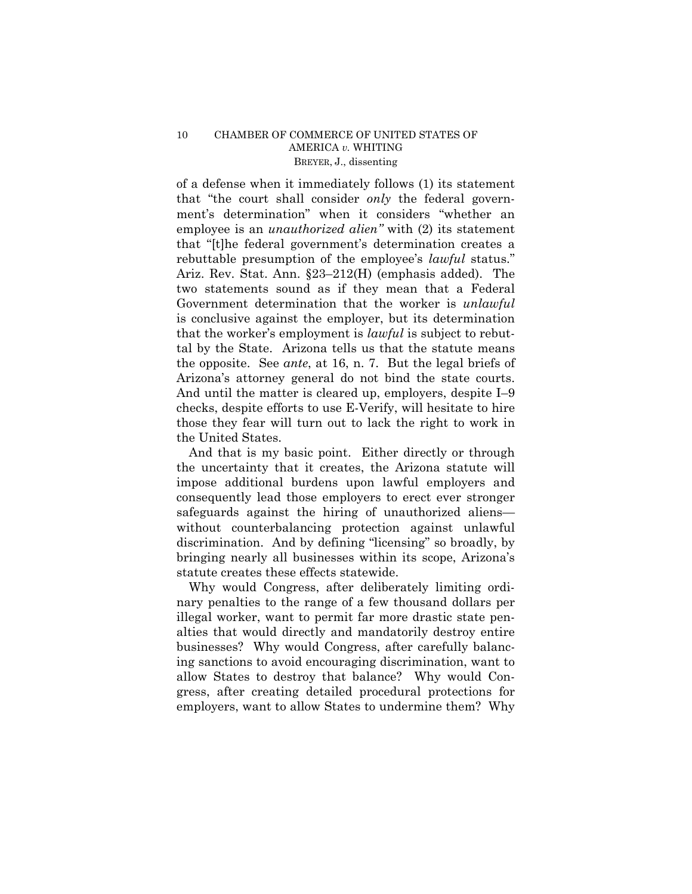of a defense when it immediately follows (1) its statement that "the court shall consider *only* the federal government's determination" when it considers "whether an employee is an *unauthorized alien"* with (2) its statement that "[t]he federal government's determination creates a rebuttable presumption of the employee's *lawful* status." Ariz. Rev. Stat. Ann. §23–212(H) (emphasis added). The two statements sound as if they mean that a Federal Government determination that the worker is *unlawful* is conclusive against the employer, but its determination that the worker's employment is *lawful* is subject to rebuttal by the State. Arizona tells us that the statute means the opposite. See *ante*, at 16, n. 7. But the legal briefs of Arizona's attorney general do not bind the state courts. And until the matter is cleared up, employers, despite I–9 checks, despite efforts to use E-Verify, will hesitate to hire those they fear will turn out to lack the right to work in the United States.

And that is my basic point. Either directly or through the uncertainty that it creates, the Arizona statute will impose additional burdens upon lawful employers and consequently lead those employers to erect ever stronger safeguards against the hiring of unauthorized aliens—without counterbalancing protection against unlawful discrimination. And by defining "licensing" so broadly, by bringing nearly all businesses within its scope, Arizona's statute creates these effects statewide.

Why would Congress, after deliberately limiting ordinary penalties to the range of a few thousand dollars per illegal worker, want to permit far more drastic state penalties that would directly and mandatorily destroy entire businesses? Why would Congress, after carefully balancing sanctions to avoid encouraging discrimination, want to allow States to destroy that balance? Why would Congress, after creating detailed procedural protections for employers, want to allow States to undermine them? Why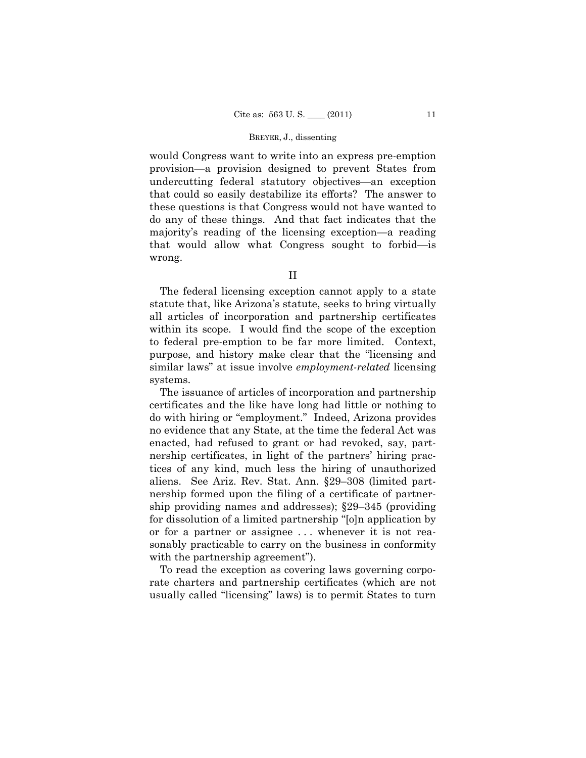would Congress want to write into an express pre-emption provision—a provision designed to prevent States from undercutting federal statutory objectives—an exception that could so easily destabilize its efforts? The answer to these questions is that Congress would not have wanted to do any of these things. And that fact indicates that the majority's reading of the licensing exception—a reading that would allow what Congress sought to forbid—is wrong.

## II

The federal licensing exception cannot apply to a state statute that, like Arizona's statute, seeks to bring virtually all articles of incorporation and partnership certificates within its scope. I would find the scope of the exception to federal pre-emption to be far more limited. Context, purpose, and history make clear that the "licensing and similar laws" at issue involve *employment-related* licensing systems.

The issuance of articles of incorporation and partnership certificates and the like have long had little or nothing to do with hiring or "employment." Indeed, Arizona provides no evidence that any State, at the time the federal Act was enacted, had refused to grant or had revoked, say, partnership certificates, in light of the partners' hiring practices of any kind, much less the hiring of unauthorized aliens. See Ariz. Rev. Stat. Ann. §29–308 (limited partnership formed upon the filing of a certificate of partnership providing names and addresses); §29–345 (providing for dissolution of a limited partnership "[o]n application by or for a partner or assignee . . . whenever it is not reasonably practicable to carry on the business in conformity with the partnership agreement").

To read the exception as covering laws governing corporate charters and partnership certificates (which are not usually called "licensing" laws) is to permit States to turn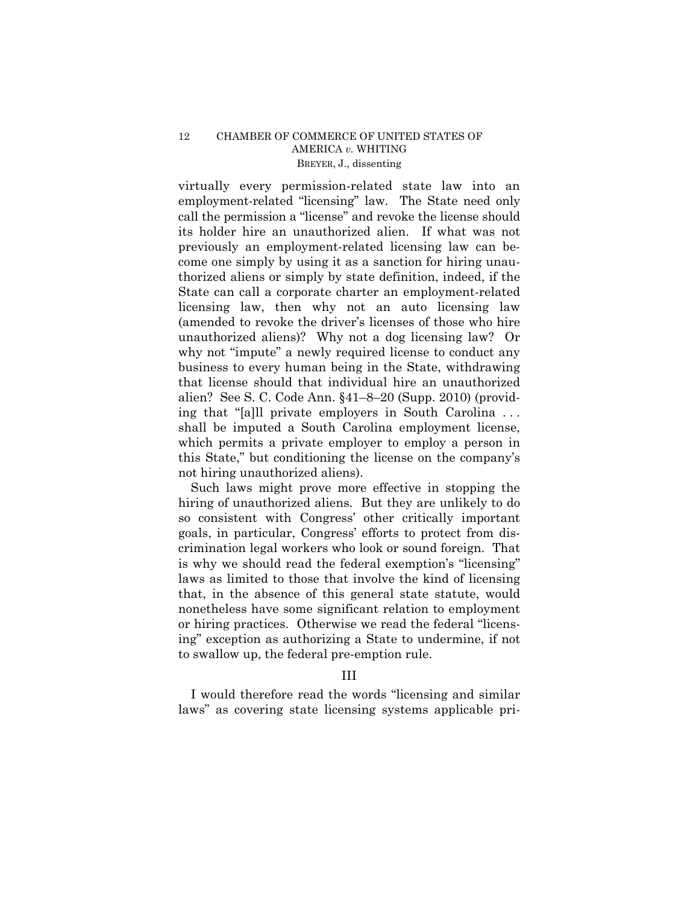virtually every permission-related state law into an employment-related "licensing" law. The State need only call the permission a "license" and revoke the license should its holder hire an unauthorized alien. If what was not previously an employment-related licensing law can become one simply by using it as a sanction for hiring unauthorized aliens or simply by state definition, indeed, if the State can call a corporate charter an employment-related licensing law, then why not an auto licensing law (amended to revoke the driver's licenses of those who hire unauthorized aliens)? Why not a dog licensing law? Or why not "impute" a newly required license to conduct any business to every human being in the State, withdrawing that license should that individual hire an unauthorized alien? See S. C. Code Ann. §41–8–20 (Supp. 2010) (providing that "[a]ll private employers in South Carolina . . . shall be imputed a South Carolina employment license, which permits a private employer to employ a person in this State," but conditioning the license on the company's not hiring unauthorized aliens).

Such laws might prove more effective in stopping the hiring of unauthorized aliens. But they are unlikely to do so consistent with Congress' other critically important goals, in particular, Congress' efforts to protect from discrimination legal workers who look or sound foreign. That is why we should read the federal exemption's "licensing" laws as limited to those that involve the kind of licensing that, in the absence of this general state statute, would nonetheless have some significant relation to employment or hiring practices. Otherwise we read the federal "licensing" exception as authorizing a State to undermine, if not to swallow up, the federal pre-emption rule.

## III

I would therefore read the words "licensing and similar laws" as covering state licensing systems applicable pri-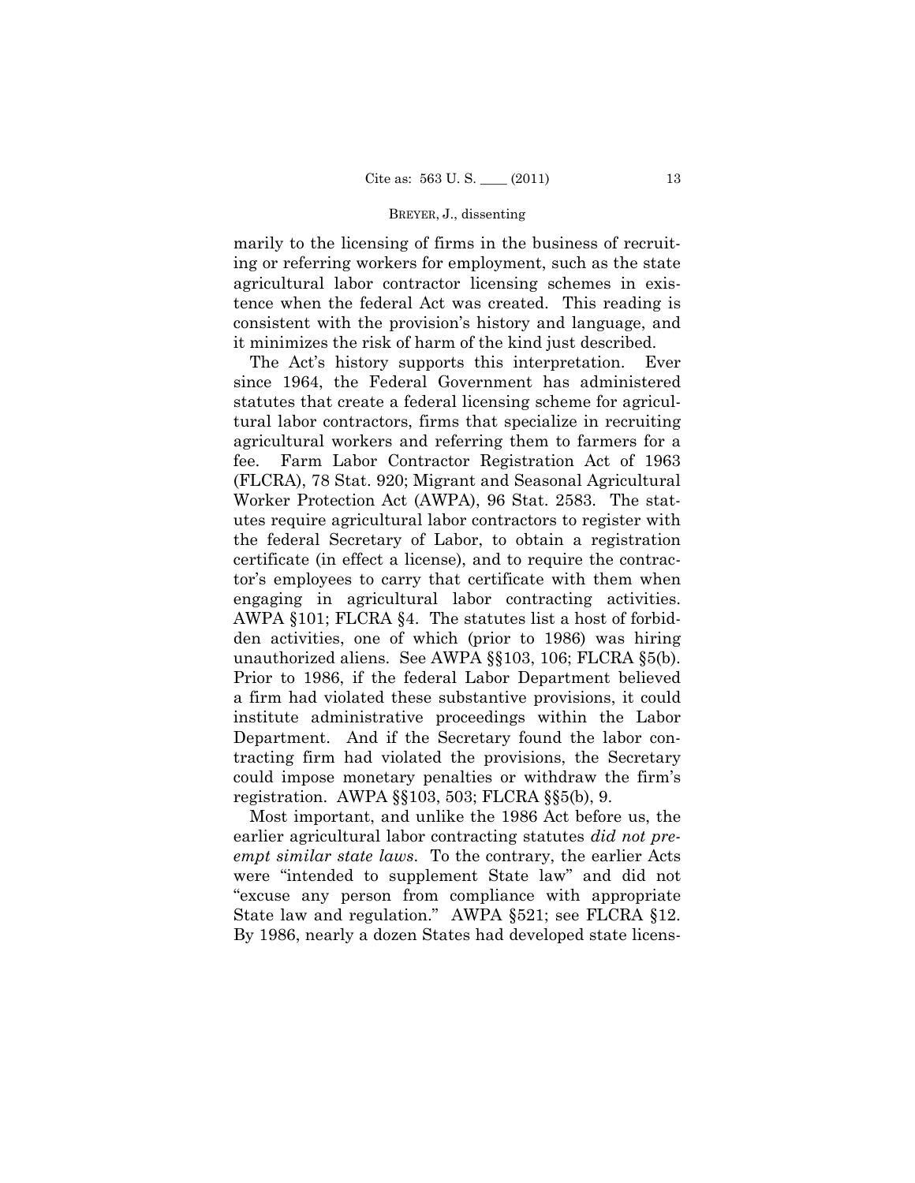marily to the licensing of firms in the business of recruiting or referring workers for employment, such as the state agricultural labor contractor licensing schemes in existence when the federal Act was created. This reading is consistent with the provision's history and language, and it minimizes the risk of harm of the kind just described.

The Act's history supports this interpretation. Ever since 1964, the Federal Government has administered statutes that create a federal licensing scheme for agricultural labor contractors, firms that specialize in recruiting agricultural workers and referring them to farmers for a fee. Farm Labor Contractor Registration Act of 1963 (FLCRA), 78 Stat. 920; Migrant and Seasonal Agricultural Worker Protection Act (AWPA), 96 Stat. 2583. The statutes require agricultural labor contractors to register with the federal Secretary of Labor, to obtain a registration certificate (in effect a license), and to require the contractor's employees to carry that certificate with them when engaging in agricultural labor contracting activities. AWPA §101; FLCRA §4. The statutes list a host of forbidden activities, one of which (prior to 1986) was hiring unauthorized aliens. See AWPA §§103, 106; FLCRA §5(b). Prior to 1986, if the federal Labor Department believed a firm had violated these substantive provisions, it could institute administrative proceedings within the Labor Department. And if the Secretary found the labor contracting firm had violated the provisions, the Secretary could impose monetary penalties or withdraw the firm's registration. AWPA §§103, 503; FLCRA §§5(b), 9.

Most important, and unlike the 1986 Act before us, the earlier agricultural labor contracting statutes *did not preempt similar state laws*. To the contrary, the earlier Acts were "intended to supplement State law" and did not "excuse any person from compliance with appropriate State law and regulation." AWPA §521; see FLCRA §12. By 1986, nearly a dozen States had developed state licens-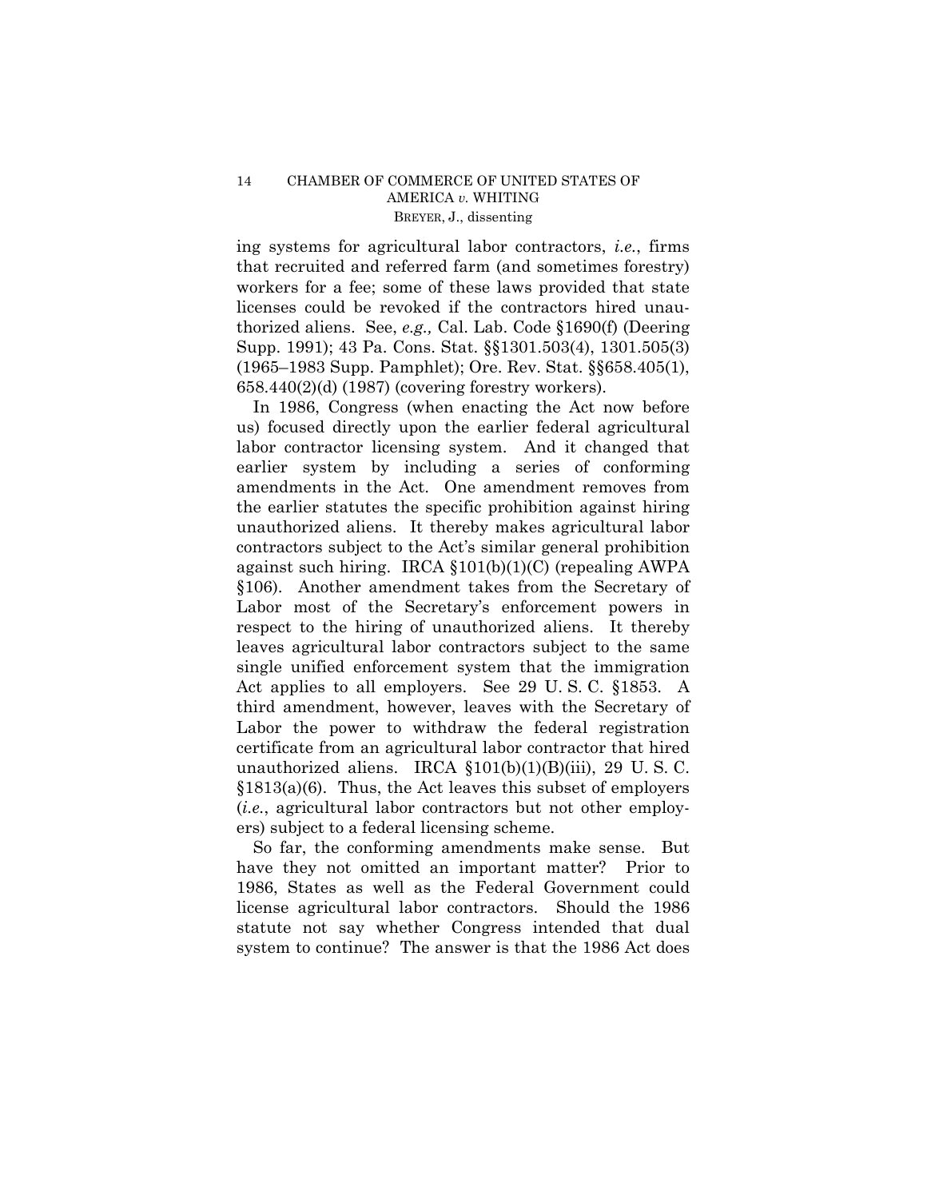ing systems for agricultural labor contractors, *i.e.*, firms that recruited and referred farm (and sometimes forestry) workers for a fee; some of these laws provided that state licenses could be revoked if the contractors hired unauthorized aliens. See, *e.g.,* Cal. Lab. Code §1690(f) (Deering Supp. 1991); 43 Pa. Cons. Stat. §§1301.503(4), 1301.505(3) (1965–1983 Supp. Pamphlet); Ore. Rev. Stat. §§658.405(1), 658.440(2)(d) (1987) (covering forestry workers).

In 1986, Congress (when enacting the Act now before us) focused directly upon the earlier federal agricultural labor contractor licensing system. And it changed that earlier system by including a series of conforming amendments in the Act. One amendment removes from the earlier statutes the specific prohibition against hiring unauthorized aliens. It thereby makes agricultural labor contractors subject to the Act's similar general prohibition against such hiring. IRCA §101(b)(1)(C) (repealing AWPA §106). Another amendment takes from the Secretary of Labor most of the Secretary's enforcement powers in respect to the hiring of unauthorized aliens. It thereby leaves agricultural labor contractors subject to the same single unified enforcement system that the immigration Act applies to all employers. See 29 U. S. C. §1853. A third amendment, however, leaves with the Secretary of Labor the power to withdraw the federal registration certificate from an agricultural labor contractor that hired unauthorized aliens. IRCA §101(b)(1)(B)(iii), 29 U. S. C. §1813(a)(6). Thus, the Act leaves this subset of employers (*i.e.*, agricultural labor contractors but not other employers) subject to a federal licensing scheme.

So far, the conforming amendments make sense. But have they not omitted an important matter? Prior to 1986, States as well as the Federal Government could license agricultural labor contractors. Should the 1986 statute not say whether Congress intended that dual system to continue? The answer is that the 1986 Act does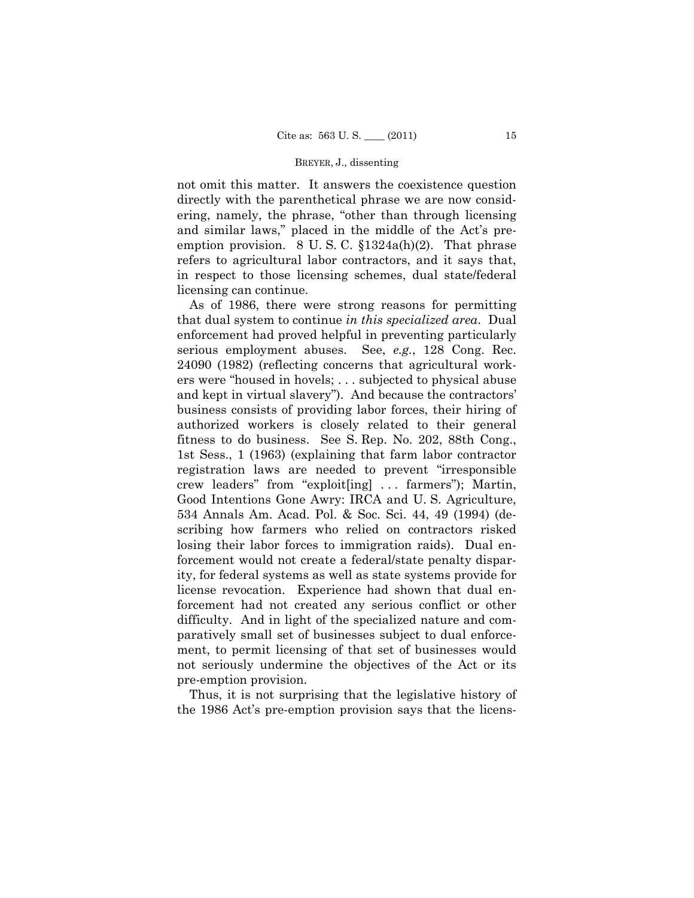not omit this matter. It answers the coexistence question directly with the parenthetical phrase we are now considering, namely, the phrase, "other than through licensing and similar laws," placed in the middle of the Act's pre-emption provision. 8 U. S. C. §1324a(h)(2). That phrase refers to agricultural labor contractors, and it says that, in respect to those licensing schemes, dual state/federal licensing can continue.

As of 1986, there were strong reasons for permitting that dual system to continue *in this specialized area*. Dual enforcement had proved helpful in preventing particularly serious employment abuses. See, *e.g.*, 128 Cong. Rec. 24090 (1982) (reflecting concerns that agricultural workers were "housed in hovels; . . . subjected to physical abuse and kept in virtual slavery"). And because the contractors' business consists of providing labor forces, their hiring of authorized workers is closely related to their general fitness to do business. See S. Rep. No. 202, 88th Cong., 1st Sess., 1 (1963) (explaining that farm labor contractor registration laws are needed to prevent "irresponsible crew leaders" from "exploit[ing] . . . farmers"); Martin, Good Intentions Gone Awry: IRCA and U. S. Agriculture, 534 Annals Am. Acad. Pol. & Soc. Sci. 44, 49 (1994) (describing how farmers who relied on contractors risked losing their labor forces to immigration raids). Dual enforcement would not create a federal/state penalty disparity, for federal systems as well as state systems provide for license revocation. Experience had shown that dual enforcement had not created any serious conflict or other difficulty. And in light of the specialized nature and comparatively small set of businesses subject to dual enforcement, to permit licensing of that set of businesses would not seriously undermine the objectives of the Act or its pre-emption provision.

Thus, it is not surprising that the legislative history of the 1986 Act's pre-emption provision says that the licens-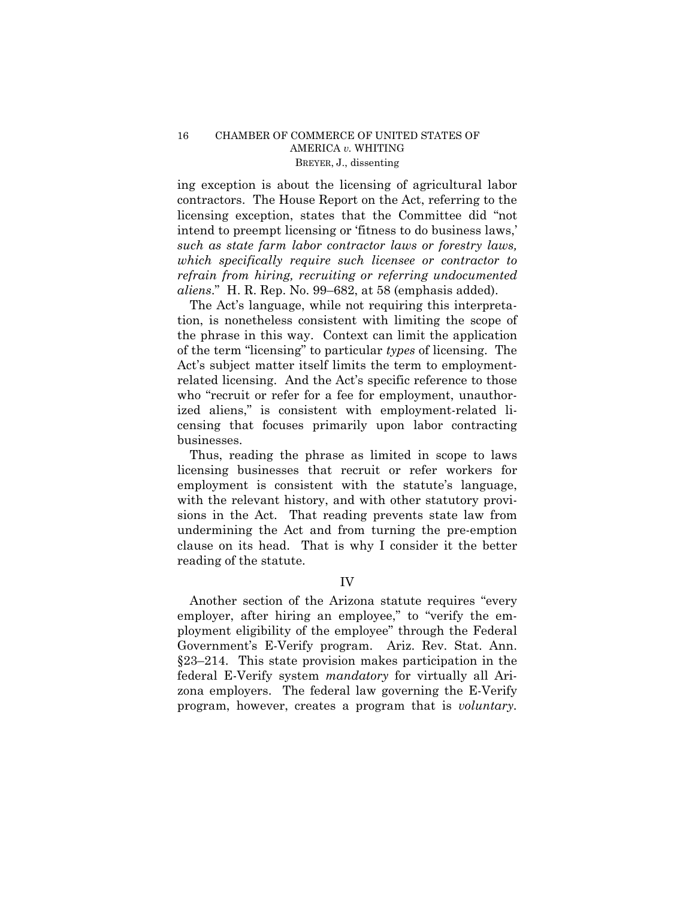ing exception is about the licensing of agricultural labor contractors. The House Report on the Act, referring to the licensing exception, states that the Committee did "not intend to preempt licensing or 'fitness to do business laws,' *such as state farm labor contractor laws or forestry laws, which specifically require such licensee or contractor to refrain from hiring, recruiting or referring undocumented aliens*." H. R. Rep. No. 99–682, at 58 (emphasis added).

The Act's language, while not requiring this interpretation, is nonetheless consistent with limiting the scope of the phrase in this way. Context can limit the application of the term "licensing" to particular *types* of licensing. The Act's subject matter itself limits the term to employment-related licensing. And the Act's specific reference to those who "recruit or refer for a fee for employment, unauthorized aliens," is consistent with employment-related licensing that focuses primarily upon labor contracting businesses.

Thus, reading the phrase as limited in scope to laws licensing businesses that recruit or refer workers for employment is consistent with the statute's language, with the relevant history, and with other statutory provisions in the Act. That reading prevents state law from undermining the Act and from turning the pre-emption clause on its head. That is why I consider it the better reading of the statute.

## IV

Another section of the Arizona statute requires "every employer, after hiring an employee," to "verify the employment eligibility of the employee" through the Federal Government's E-Verify program. Ariz. Rev. Stat. Ann. §23–214. This state provision makes participation in the federal E-Verify system *mandatory* for virtually all Arizona employers. The federal law governing the E-Verify program, however, creates a program that is *voluntary*.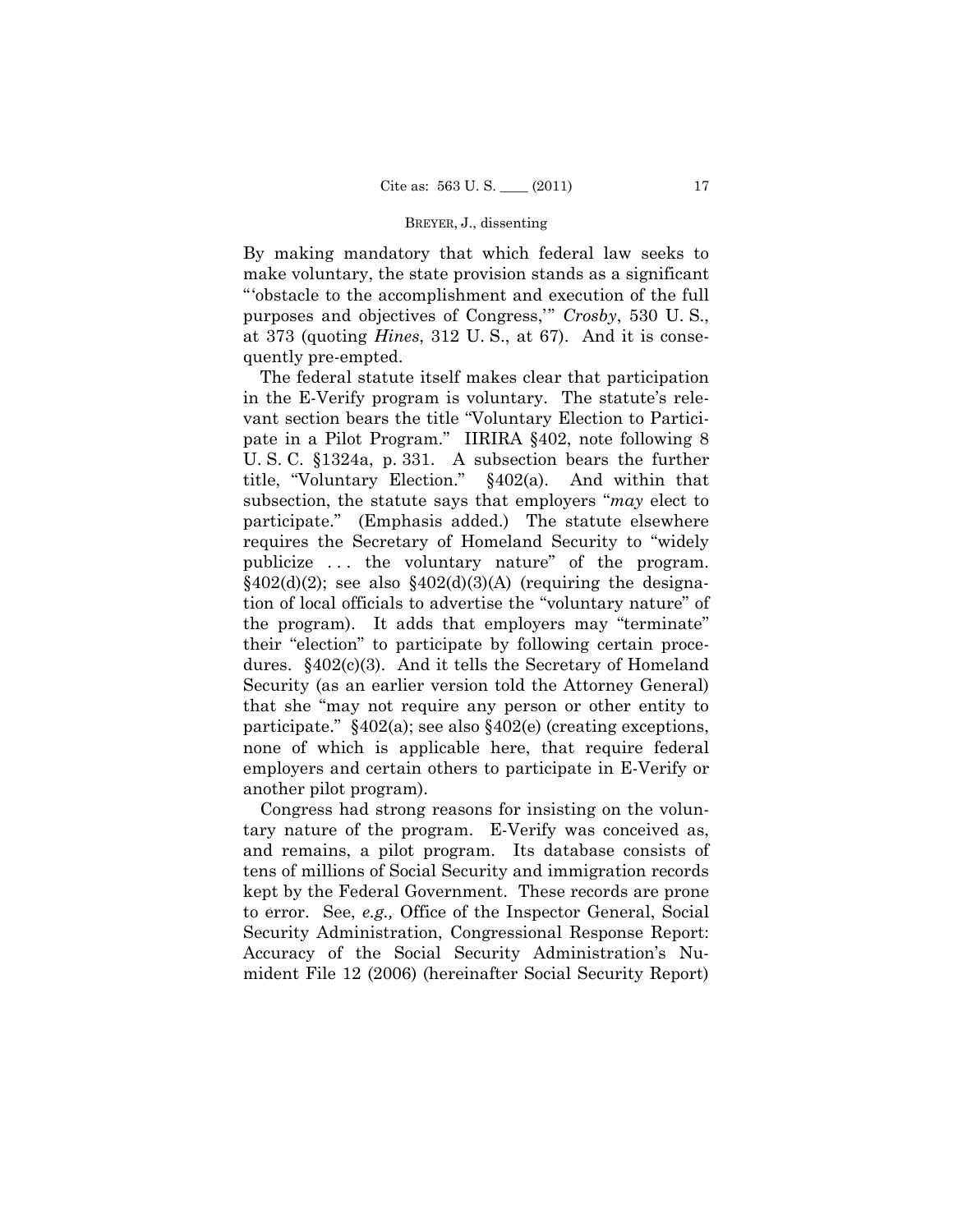By making mandatory that which federal law seeks to make voluntary, the state provision stands as a significant "'obstacle to the accomplishment and execution of the full purposes and objectives of Congress,'" *Crosby*, 530 U. S., at 373 (quoting *Hines*, 312 U. S., at 67). And it is consequently pre-empted.

The federal statute itself makes clear that participation in the E-Verify program is voluntary. The statute's relevant section bears the title "Voluntary Election to Participate in a Pilot Program." IIRIRA §402, note following 8 U. S. C. §1324a, p. 331. A subsection bears the further title, "Voluntary Election." §402(a). And within that subsection, the statute says that employers "*may* elect to participate." (Emphasis added.) The statute elsewhere requires the Secretary of Homeland Security to "widely publicize . . . the voluntary nature" of the program. §402(d)(2); see also §402(d)(3)(A) (requiring the designation of local officials to advertise the "voluntary nature" of the program). It adds that employers may "terminate" their "election" to participate by following certain procedures. §402(c)(3). And it tells the Secretary of Homeland Security (as an earlier version told the Attorney General) that she "may not require any person or other entity to participate." §402(a); see also §402(e) (creating exceptions, none of which is applicable here, that require federal employers and certain others to participate in E-Verify or another pilot program).

Congress had strong reasons for insisting on the voluntary nature of the program. E-Verify was conceived as, and remains, a pilot program. Its database consists of tens of millions of Social Security and immigration records kept by the Federal Government. These records are prone to error. See, *e.g.,* Office of the Inspector General, Social Security Administration, Congressional Response Report: Accuracy of the Social Security Administration's Numident File 12 (2006) (hereinafter Social Security Report)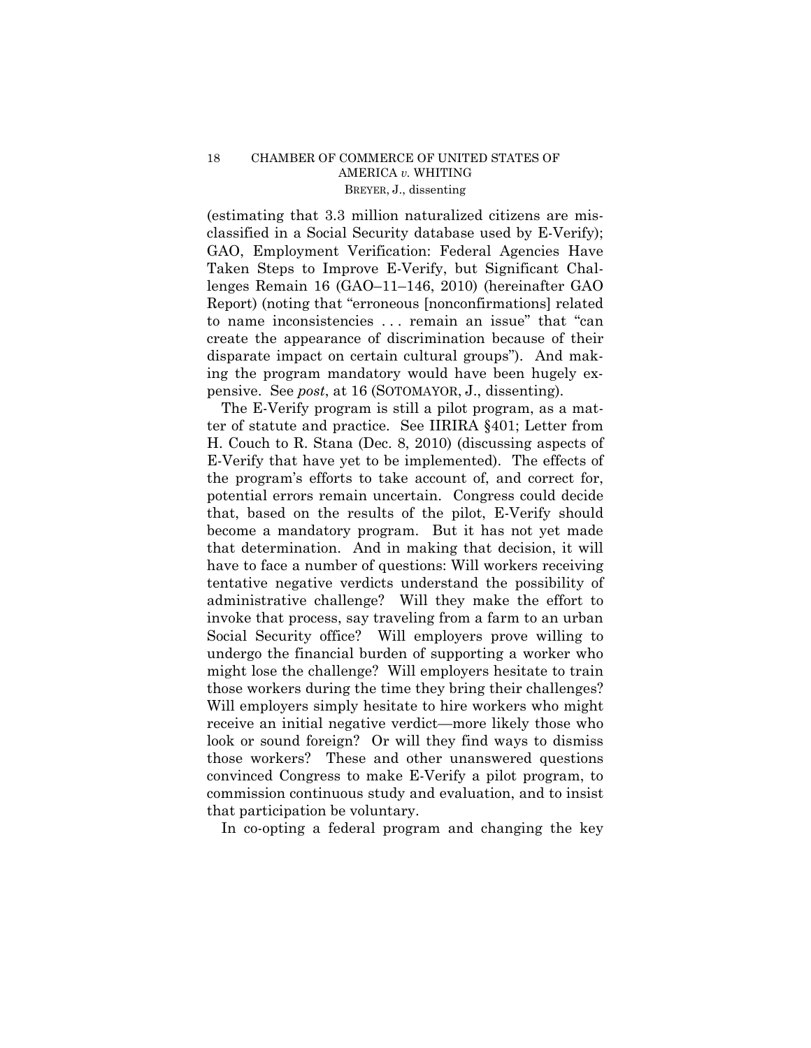(estimating that 3.3 million naturalized citizens are misclassified in a Social Security database used by E-Verify); GAO, Employment Verification: Federal Agencies Have Taken Steps to Improve E-Verify, but Significant Challenges Remain 16 (GAO–11–146, 2010) (hereinafter GAO Report) (noting that "erroneous [nonconfirmations] related to name inconsistencies . . . remain an issue" that "can create the appearance of discrimination because of their disparate impact on certain cultural groups"). And making the program mandatory would have been hugely expensive. See *post*, at 16 (SOTOMAYOR, J., dissenting).

The E-Verify program is still a pilot program, as a matter of statute and practice. See IIRIRA §401; Letter from H. Couch to R. Stana (Dec. 8, 2010) (discussing aspects of E-Verify that have yet to be implemented). The effects of the program's efforts to take account of, and correct for, potential errors remain uncertain. Congress could decide that, based on the results of the pilot, E-Verify should become a mandatory program. But it has not yet made that determination. And in making that decision, it will have to face a number of questions: Will workers receiving tentative negative verdicts understand the possibility of administrative challenge? Will they make the effort to invoke that process, say traveling from a farm to an urban Social Security office? Will employers prove willing to undergo the financial burden of supporting a worker who might lose the challenge? Will employers hesitate to train those workers during the time they bring their challenges? Will employers simply hesitate to hire workers who might receive an initial negative verdict—more likely those who look or sound foreign? Or will they find ways to dismiss those workers? These and other unanswered questions convinced Congress to make E-Verify a pilot program, to commission continuous study and evaluation, and to insist that participation be voluntary.

In co-opting a federal program and changing the key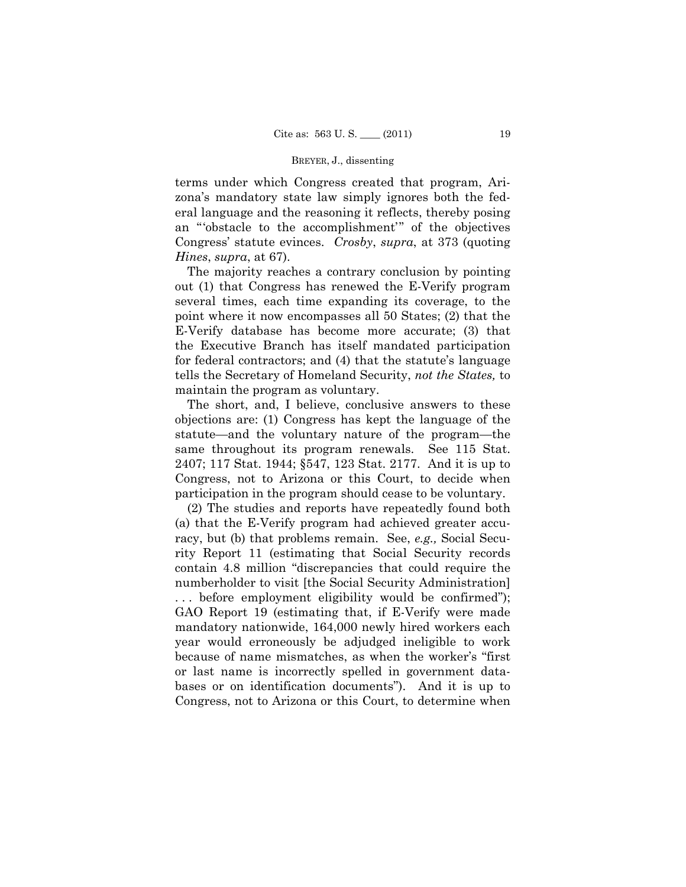terms under which Congress created that program, Arizona's mandatory state law simply ignores both the federal language and the reasoning it reflects, thereby posing an "'obstacle to the accomplishment'" of the objectives Congress' statute evinces. *Crosby*, *supra*, at 373 (quoting *Hines*, *supra*, at 67).

The majority reaches a contrary conclusion by pointing out (1) that Congress has renewed the E-Verify program several times, each time expanding its coverage, to the point where it now encompasses all 50 States; (2) that the E-Verify database has become more accurate; (3) that the Executive Branch has itself mandated participation for federal contractors; and (4) that the statute's language tells the Secretary of Homeland Security, *not the States,* to maintain the program as voluntary.

The short, and, I believe, conclusive answers to these objections are: (1) Congress has kept the language of the statute—and the voluntary nature of the program—the same throughout its program renewals. See 115 Stat. 2407; 117 Stat. 1944; §547, 123 Stat. 2177. And it is up to Congress, not to Arizona or this Court, to decide when participation in the program should cease to be voluntary.

(2) The studies and reports have repeatedly found both (a) that the E-Verify program had achieved greater accuracy, but (b) that problems remain. See, *e.g.,* Social Security Report 11 (estimating that Social Security records contain 4.8 million "discrepancies that could require the numberholder to visit [the Social Security Administration] . . . before employment eligibility would be confirmed"); GAO Report 19 (estimating that, if E-Verify were made mandatory nationwide, 164,000 newly hired workers each year would erroneously be adjudged ineligible to work because of name mismatches, as when the worker's "first or last name is incorrectly spelled in government databases or on identification documents"). And it is up to Congress, not to Arizona or this Court, to determine when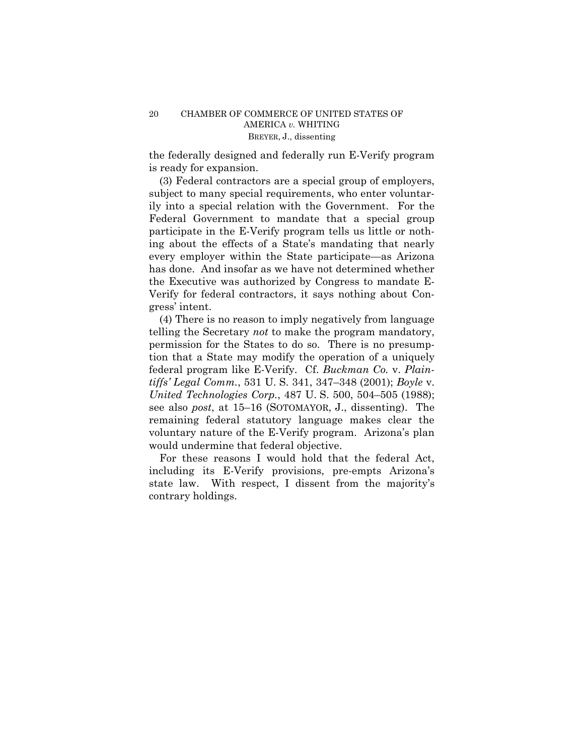the federally designed and federally run E-Verify program is ready for expansion.

(3) Federal contractors are a special group of employers, subject to many special requirements, who enter voluntarily into a special relation with the Government. For the Federal Government to mandate that a special group participate in the E-Verify program tells us little or nothing about the effects of a State's mandating that nearly every employer within the State participate—as Arizona has done. And insofar as we have not determined whether the Executive was authorized by Congress to mandate E-Verify for federal contractors, it says nothing about Congress' intent.

(4) There is no reason to imply negatively from language telling the Secretary *not* to make the program mandatory, permission for the States to do so. There is no presumption that a State may modify the operation of a uniquely federal program like E-Verify. Cf. *Buckman Co.* v. *Plaintiffs' Legal Comm.*, 531 U. S. 341, 347–348 (2001); *Boyle* v. *United Technologies Corp.*, 487 U. S. 500, 504–505 (1988); see also *post*, at 15–16 (SOTOMAYOR, J., dissenting). The remaining federal statutory language makes clear the voluntary nature of the E-Verify program. Arizona's plan would undermine that federal objective.

For these reasons I would hold that the federal Act, including its E-Verify provisions, pre-empts Arizona's state law. With respect, I dissent from the majority's contrary holdings.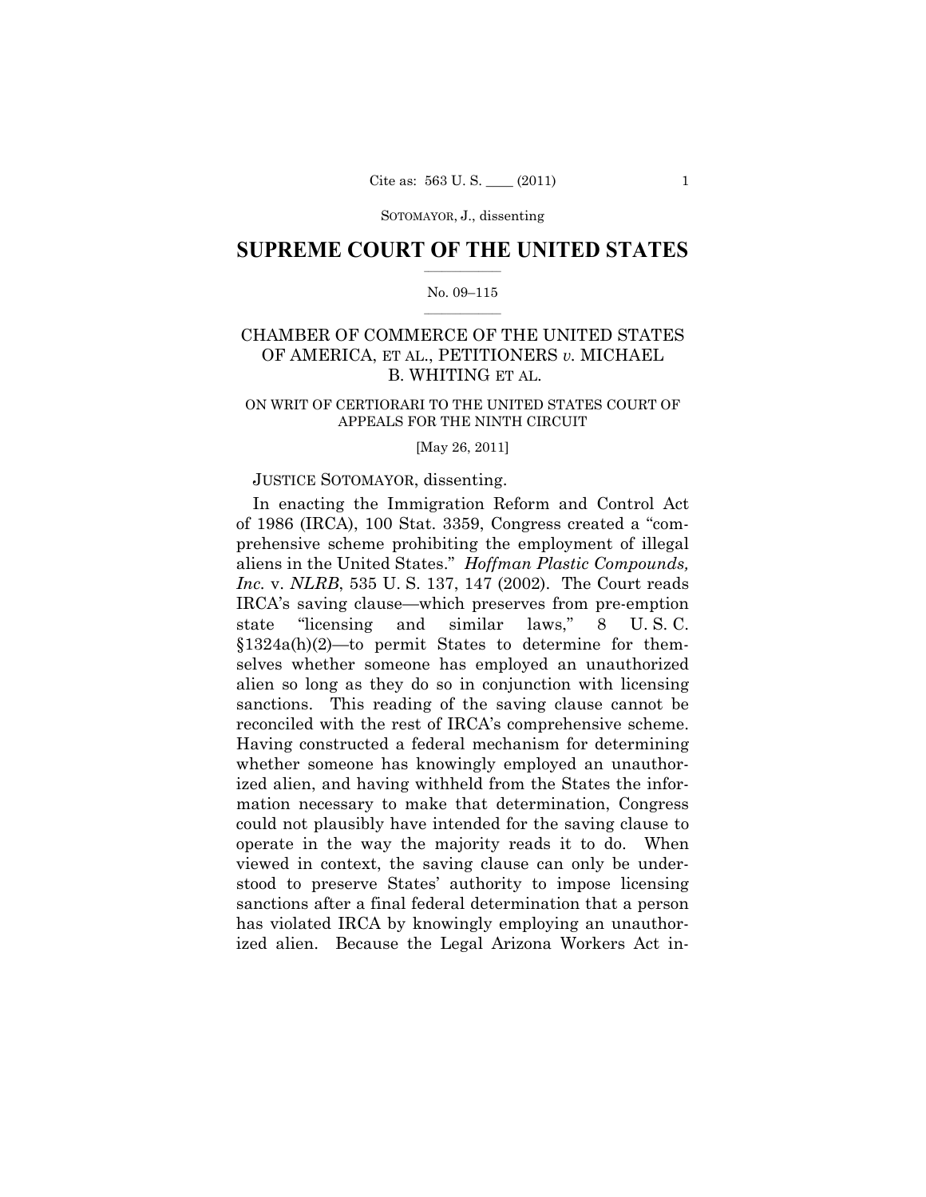SUPREME COURT OF THE UNITED STATES

No. 09–115

CHAMBER OF COMMERCE OF THE UNITED STATES OF AMERICA, ET AL., PETITIONERS *v.* MICHAEL B. WHITING ET AL.

ON WRIT OF CERTIORARI TO THE UNITED STATES COURT OF APPEALS FOR THE NINTH CIRCUIT

[May 26, 2011]

JUSTICE SOTOMAYOR, dissenting.

In enacting the Immigration Reform and Control Act of 1986 (IRCA), 100 Stat. 3359, Congress created a "comprehensive scheme prohibiting the employment of illegal aliens in the United States." *Hoffman Plastic Compounds, Inc.* v. *NLRB*, 535 U. S. 137, 147 (2002). The Court reads IRCA's saving clause—which preserves from pre-emption state "licensing and similar laws," 8 U. S. C. §1324a(h)(2)—to permit States to determine for themselves whether someone has employed an unauthorized alien so long as they do so in conjunction with licensing sanctions. This reading of the saving clause cannot be reconciled with the rest of IRCA's comprehensive scheme. Having constructed a federal mechanism for determining whether someone has knowingly employed an unauthorized alien, and having withheld from the States the information necessary to make that determination, Congress could not plausibly have intended for the saving clause to operate in the way the majority reads it to do. When viewed in context, the saving clause can only be understood to preserve States' authority to impose licensing sanctions after a final federal determination that a person has violated IRCA by knowingly employing an unauthorized alien. Because the Legal Arizona Workers Act in-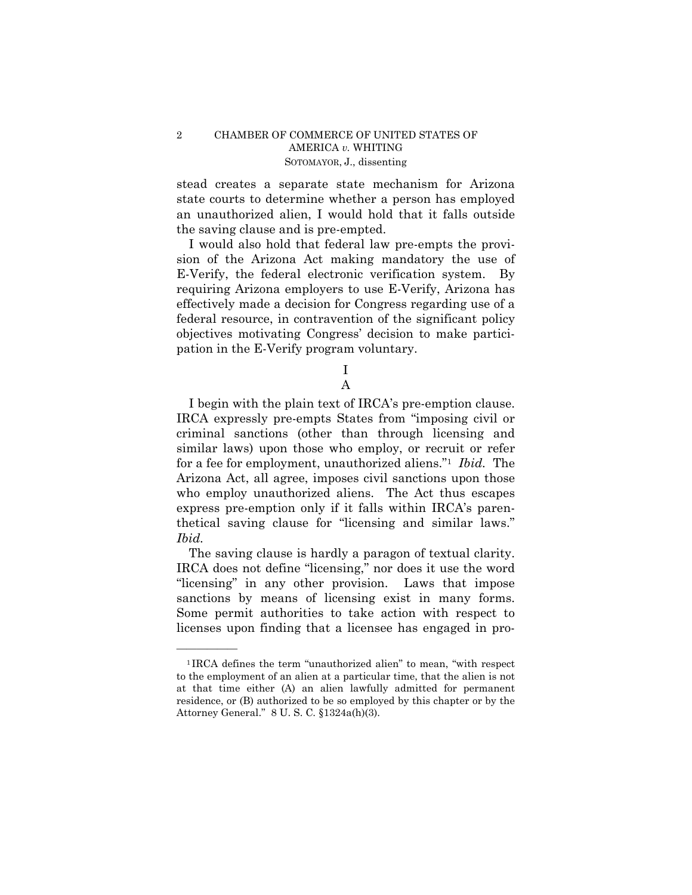stead creates a separate state mechanism for Arizona state courts to determine whether a person has employed an unauthorized alien, I would hold that it falls outside the saving clause and is pre-empted.

I would also hold that federal law pre-empts the provision of the Arizona Act making mandatory the use of E-Verify, the federal electronic verification system. By requiring Arizona employers to use E-Verify, Arizona has effectively made a decision for Congress regarding use of a federal resource, in contravention of the significant policy objectives motivating Congress' decision to make participation in the E-Verify program voluntary.

## I

### A

I begin with the plain text of IRCA's pre-emption clause. IRCA expressly pre-empts States from "imposing civil or criminal sanctions (other than through licensing and similar laws) upon those who employ, or recruit or refer for a fee for employment, unauthorized aliens."[1] *Ibid.* The Arizona Act, all agree, imposes civil sanctions upon those who employ unauthorized aliens. The Act thus escapes express pre-emption only if it falls within IRCA's parenthetical saving clause for "licensing and similar laws." *Ibid.*

The saving clause is hardly a paragon of textual clarity. IRCA does not define "licensing," nor does it use the word "licensing" in any other provision. Laws that impose sanctions by means of licensing exist in many forms. Some permit authorities to take action with respect to licenses upon finding that a licensee has engaged in pro-

---

[1] IRCA defines the term "unauthorized alien" to mean, "with respect to the employment of an alien at a particular time, that the alien is not at that time either (A) an alien lawfully admitted for permanent residence, or (B) authorized to be so employed by this chapter or by the Attorney General." 8 U. S. C. §1324a(h)(3).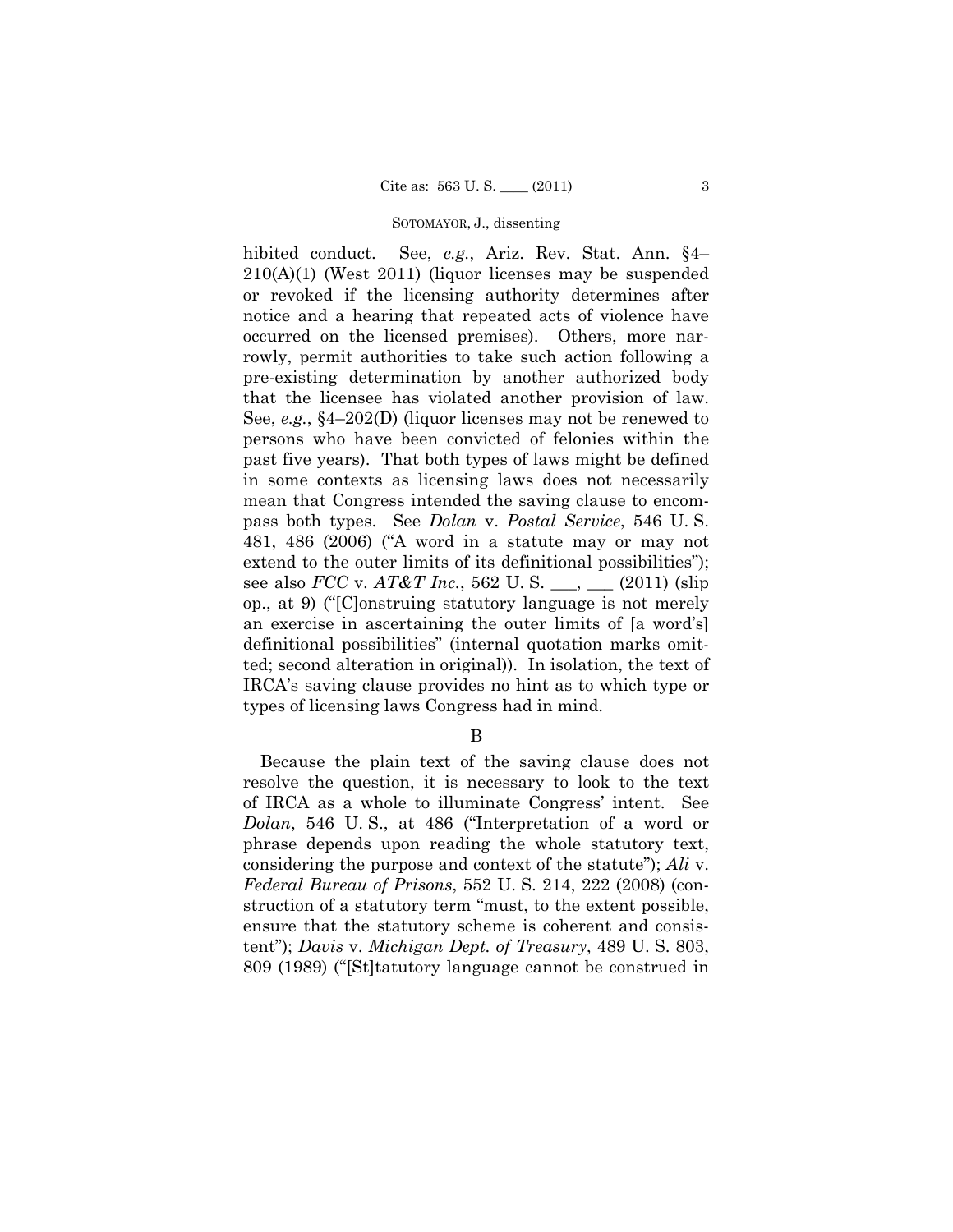hibited conduct. See, *e.g.*, Ariz. Rev. Stat. Ann. §4–210(A)(1) (West 2011) (liquor licenses may be suspended or revoked if the licensing authority determines after notice and a hearing that repeated acts of violence have occurred on the licensed premises). Others, more narrowly, permit authorities to take such action following a pre-existing determination by another authorized body that the licensee has violated another provision of law. See, *e.g.*, §4–202(D) (liquor licenses may not be renewed to persons who have been convicted of felonies within the past five years). That both types of laws might be defined in some contexts as licensing laws does not necessarily mean that Congress intended the saving clause to encompass both types. See *Dolan* v. *Postal Service*, 546 U. S. 481, 486 (2006) ("A word in a statute may or may not extend to the outer limits of its definitional possibilities"); see also *FCC* v. *AT&T Inc.*, 562 U. S. \_\_\_, \_\_\_ (2011) (slip op., at 9) ("[C]onstruing statutory language is not merely an exercise in ascertaining the outer limits of [a word's] definitional possibilities" (internal quotation marks omitted; second alteration in original)). In isolation, the text of IRCA's saving clause provides no hint as to which type or types of licensing laws Congress had in mind.

B

Because the plain text of the saving clause does not resolve the question, it is necessary to look to the text of IRCA as a whole to illuminate Congress' intent. See *Dolan*, 546 U. S., at 486 ("Interpretation of a word or phrase depends upon reading the whole statutory text, considering the purpose and context of the statute"); *Ali* v. *Federal Bureau of Prisons*, 552 U. S. 214, 222 (2008) (construction of a statutory term "must, to the extent possible, ensure that the statutory scheme is coherent and consistent"); *Davis* v. *Michigan Dept. of Treasury*, 489 U. S. 803, 809 (1989) ("[St]atutory language cannot be construed in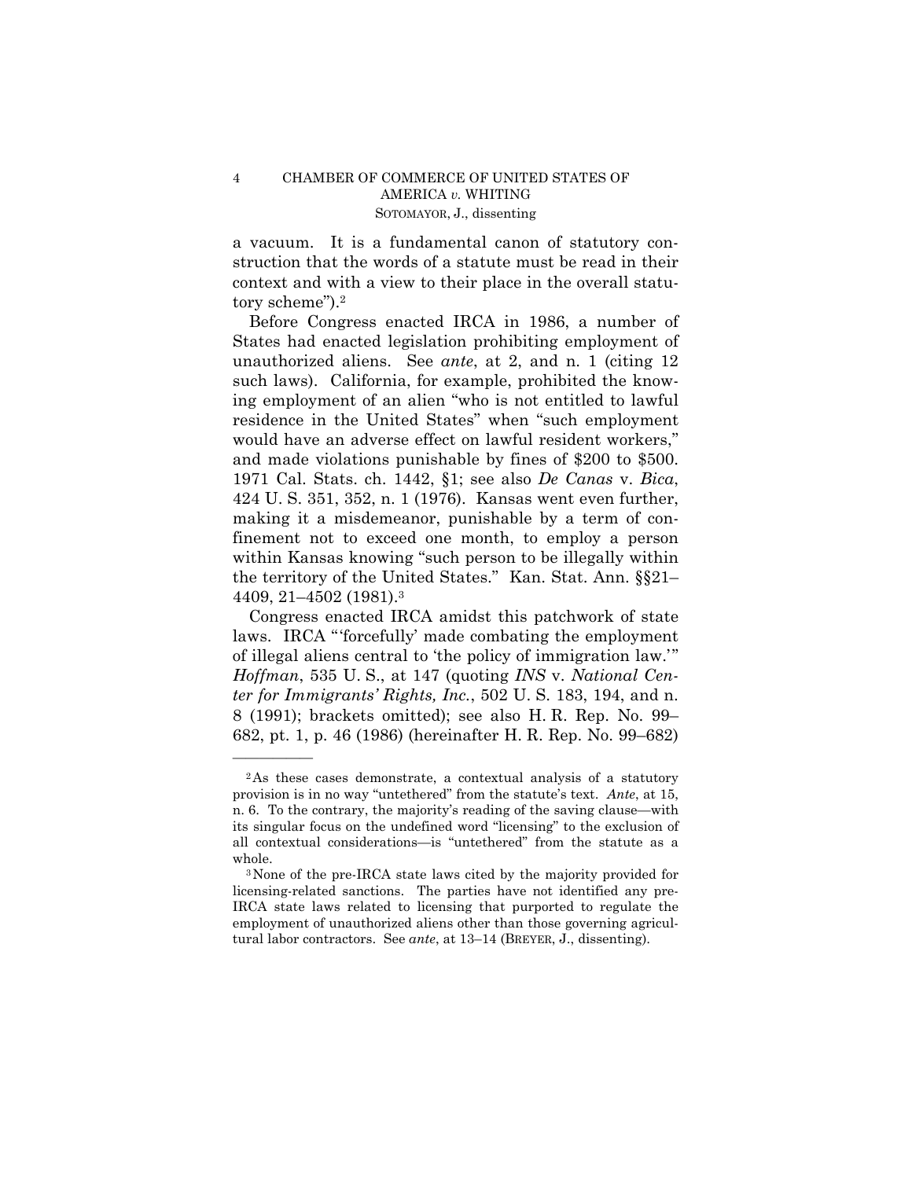a vacuum. It is a fundamental canon of statutory construction that the words of a statute must be read in their context and with a view to their place in the overall statutory scheme").[2]

Before Congress enacted IRCA in 1986, a number of States had enacted legislation prohibiting employment of unauthorized aliens. See *ante*, at 2, and n. 1 (citing 12 such laws). California, for example, prohibited the knowing employment of an alien "who is not entitled to lawful residence in the United States" when "such employment would have an adverse effect on lawful resident workers," and made violations punishable by fines of $200 to $500. 1971 Cal. Stats. ch. 1442, §1; see also *De Canas* v. *Bica*, 424 U. S. 351, 352, n. 1 (1976). Kansas went even further, making it a misdemeanor, punishable by a term of confinement not to exceed one month, to employ a person within Kansas knowing "such person to be illegally within the territory of the United States." Kan. Stat. Ann. §§21–4409, 21–4502 (1981).[3]

Congress enacted IRCA amidst this patchwork of state laws. IRCA "'forcefully' made combating the employment of illegal aliens central to 'the policy of immigration law.'" *Hoffman*, 535 U. S., at 147 (quoting *INS* v. *National Center for Immigrants' Rights, Inc.*, 502 U. S. 183, 194, and n. 8 (1991); brackets omitted); see also H. R. Rep. No. 99–682, pt. 1, p. 46 (1986) (hereinafter H. R. Rep. No. 99–682)

---

[2] As these cases demonstrate, a contextual analysis of a statutory provision is in no way "untethered" from the statute's text. *Ante*, at 15, n. 6. To the contrary, the majority's reading of the saving clause—with its singular focus on the undefined word "licensing" to the exclusion of all contextual considerations—is "untethered" from the statute as a whole.

[3] None of the pre-IRCA state laws cited by the majority provided for licensing-related sanctions. The parties have not identified any pre-IRCA state laws related to licensing that purported to regulate the employment of unauthorized aliens other than those governing agricultural labor contractors. See *ante*, at 13–14 (BREYER, J., dissenting).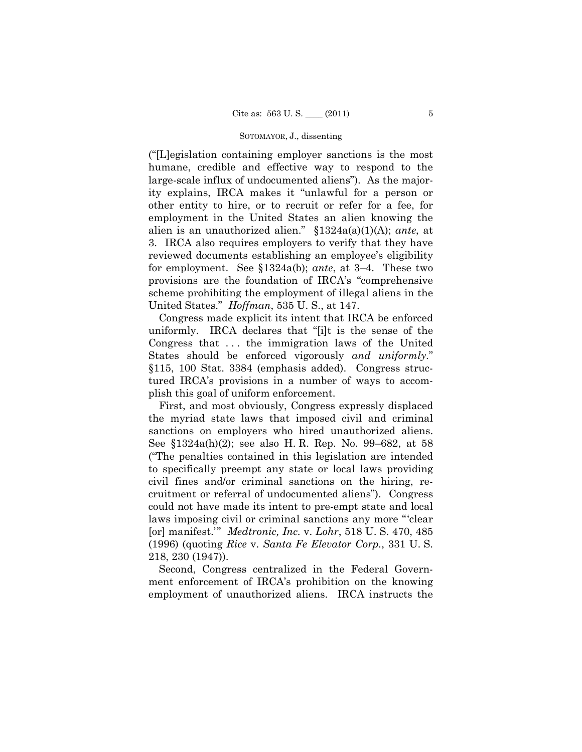("[L]egislation containing employer sanctions is the most humane, credible and effective way to respond to the large-scale influx of undocumented aliens"). As the majority explains, IRCA makes it "unlawful for a person or other entity to hire, or to recruit or refer for a fee, for employment in the United States an alien knowing the alien is an unauthorized alien." §1324a(a)(1)(A); *ante*, at 3. IRCA also requires employers to verify that they have reviewed documents establishing an employee's eligibility for employment. See §1324a(b); *ante*, at 3–4. These two provisions are the foundation of IRCA's "comprehensive scheme prohibiting the employment of illegal aliens in the United States." *Hoffman*, 535 U. S., at 147.

Congress made explicit its intent that IRCA be enforced uniformly. IRCA declares that "[i]t is the sense of the Congress that . . . the immigration laws of the United States should be enforced vigorously *and uniformly*." §115, 100 Stat. 3384 (emphasis added). Congress structured IRCA's provisions in a number of ways to accomplish this goal of uniform enforcement.

First, and most obviously, Congress expressly displaced the myriad state laws that imposed civil and criminal sanctions on employers who hired unauthorized aliens. See §1324a(h)(2); see also H. R. Rep. No. 99–682, at 58 ("The penalties contained in this legislation are intended to specifically preempt any state or local laws providing civil fines and/or criminal sanctions on the hiring, recruitment or referral of undocumented aliens"). Congress could not have made its intent to pre-empt state and local laws imposing civil or criminal sanctions any more "'clear [or] manifest.'" *Medtronic, Inc.* v. *Lohr*, 518 U. S. 470, 485 (1996) (quoting *Rice* v. *Santa Fe Elevator Corp.*, 331 U. S. 218, 230 (1947)).

Second, Congress centralized in the Federal Government enforcement of IRCA's prohibition on the knowing employment of unauthorized aliens. IRCA instructs the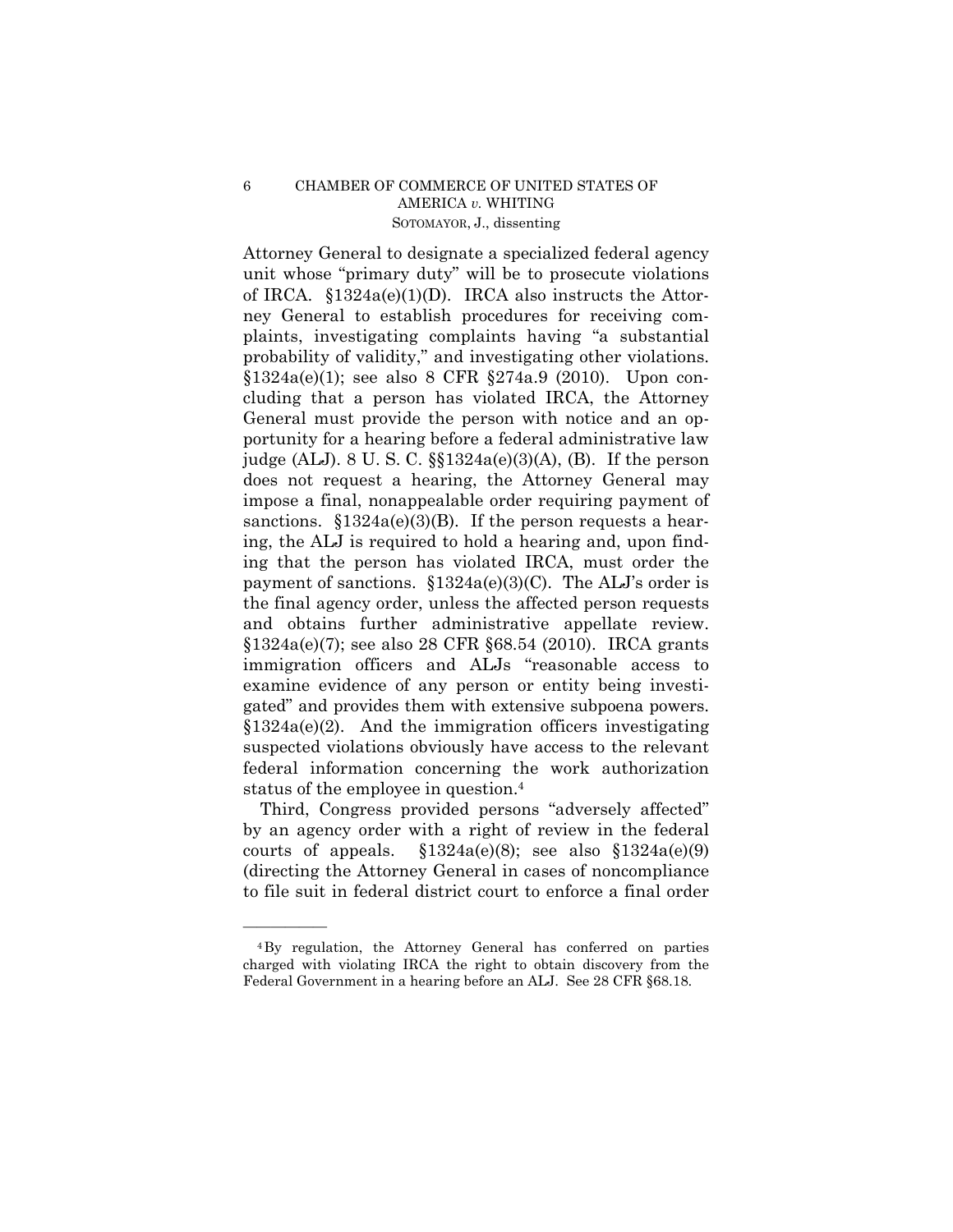Attorney General to designate a specialized federal agency unit whose "primary duty" will be to prosecute violations of IRCA. §1324a(e)(1)(D). IRCA also instructs the Attorney General to establish procedures for receiving complaints, investigating complaints having "a substantial probability of validity," and investigating other violations. §1324a(e)(1); see also 8 CFR §274a.9 (2010). Upon concluding that a person has violated IRCA, the Attorney General must provide the person with notice and an opportunity for a hearing before a federal administrative law judge (ALJ). 8 U. S. C. §§1324a(e)(3)(A), (B). If the person does not request a hearing, the Attorney General may impose a final, nonappealable order requiring payment of sanctions. §1324a(e)(3)(B). If the person requests a hearing, the ALJ is required to hold a hearing and, upon finding that the person has violated IRCA, must order the payment of sanctions. §1324a(e)(3)(C). The ALJ's order is the final agency order, unless the affected person requests and obtains further administrative appellate review. §1324a(e)(7); see also 28 CFR §68.54 (2010). IRCA grants immigration officers and ALJs "reasonable access to examine evidence of any person or entity being investigated" and provides them with extensive subpoena powers. §1324a(e)(2). And the immigration officers investigating suspected violations obviously have access to the relevant federal information concerning the work authorization status of the employee in question.[4]

Third, Congress provided persons "adversely affected" by an agency order with a right of review in the federal courts of appeals. §1324a(e)(8); see also §1324a(e)(9) (directing the Attorney General in cases of noncompliance to file suit in federal district court to enforce a final order

---

[4] By regulation, the Attorney General has conferred on parties charged with violating IRCA the right to obtain discovery from the Federal Government in a hearing before an ALJ. See 28 CFR §68.18.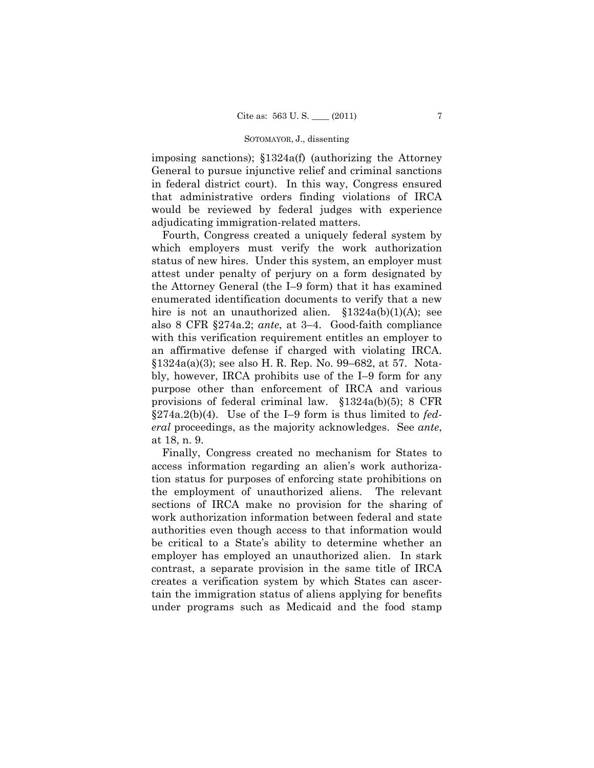imposing sanctions); §1324a(f) (authorizing the Attorney General to pursue injunctive relief and criminal sanctions in federal district court). In this way, Congress ensured that administrative orders finding violations of IRCA would be reviewed by federal judges with experience adjudicating immigration-related matters.

Fourth, Congress created a uniquely federal system by which employers must verify the work authorization status of new hires. Under this system, an employer must attest under penalty of perjury on a form designated by the Attorney General (the I–9 form) that it has examined enumerated identification documents to verify that a new hire is not an unauthorized alien. §1324a(b)(1)(A); see also 8 CFR §274a.2; *ante*, at 3–4. Good-faith compliance with this verification requirement entitles an employer to an affirmative defense if charged with violating IRCA. §1324a(a)(3); see also H. R. Rep. No. 99–682, at 57. Notably, however, IRCA prohibits use of the I–9 form for any purpose other than enforcement of IRCA and various provisions of federal criminal law. §1324a(b)(5); 8 CFR §274a.2(b)(4). Use of the I–9 form is thus limited to *federal* proceedings, as the majority acknowledges. See *ante*, at 18, n. 9.

Finally, Congress created no mechanism for States to access information regarding an alien's work authorization status for purposes of enforcing state prohibitions on the employment of unauthorized aliens. The relevant sections of IRCA make no provision for the sharing of work authorization information between federal and state authorities even though access to that information would be critical to a State's ability to determine whether an employer has employed an unauthorized alien. In stark contrast, a separate provision in the same title of IRCA creates a verification system by which States can ascertain the immigration status of aliens applying for benefits under programs such as Medicaid and the food stamp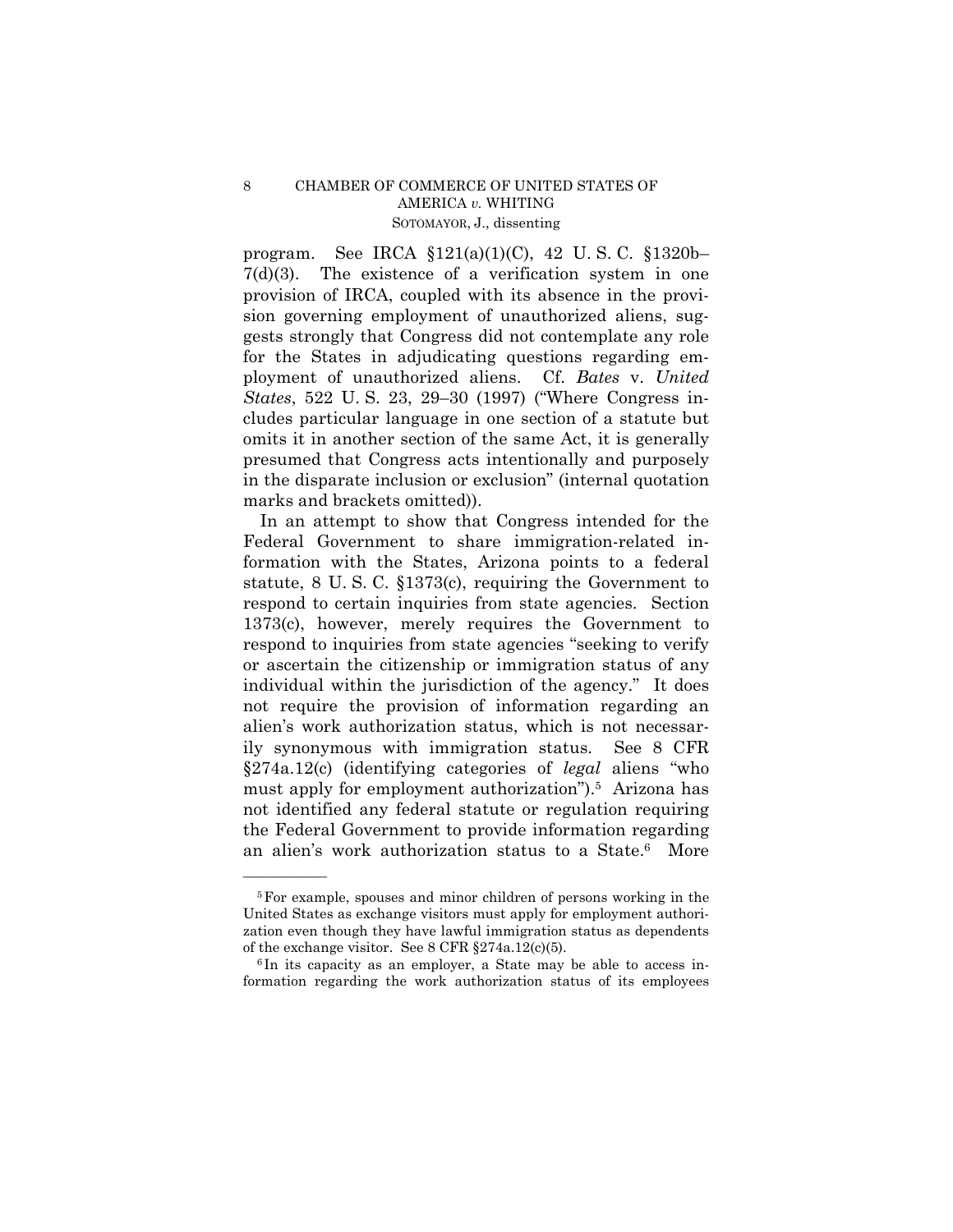program. See IRCA §121(a)(1)(C), 42 U. S. C. §1320b–7(d)(3). The existence of a verification system in one provision of IRCA, coupled with its absence in the provision governing employment of unauthorized aliens, suggests strongly that Congress did not contemplate any role for the States in adjudicating questions regarding employment of unauthorized aliens. Cf. *Bates* v. *United States*, 522 U. S. 23, 29–30 (1997) ("Where Congress includes particular language in one section of a statute but omits it in another section of the same Act, it is generally presumed that Congress acts intentionally and purposely in the disparate inclusion or exclusion" (internal quotation marks and brackets omitted)).

In an attempt to show that Congress intended for the Federal Government to share immigration-related information with the States, Arizona points to a federal statute, 8 U. S. C. §1373(c), requiring the Government to respond to certain inquiries from state agencies. Section 1373(c), however, merely requires the Government to respond to inquiries from state agencies "seeking to verify or ascertain the citizenship or immigration status of any individual within the jurisdiction of the agency." It does not require the provision of information regarding an alien's work authorization status, which is not necessarily synonymous with immigration status. See 8 CFR §274a.12(c) (identifying categories of *legal* aliens "who must apply for employment authorization").[5] Arizona has not identified any federal statute or regulation requiring the Federal Government to provide information regarding an alien's work authorization status to a State.[6] More

---

[5] For example, spouses and minor children of persons working in the United States as exchange visitors must apply for employment authorization even though they have lawful immigration status as dependents of the exchange visitor. See 8 CFR §274a.12(c)(5).

[6] In its capacity as an employer, a State may be able to access information regarding the work authorization status of its employees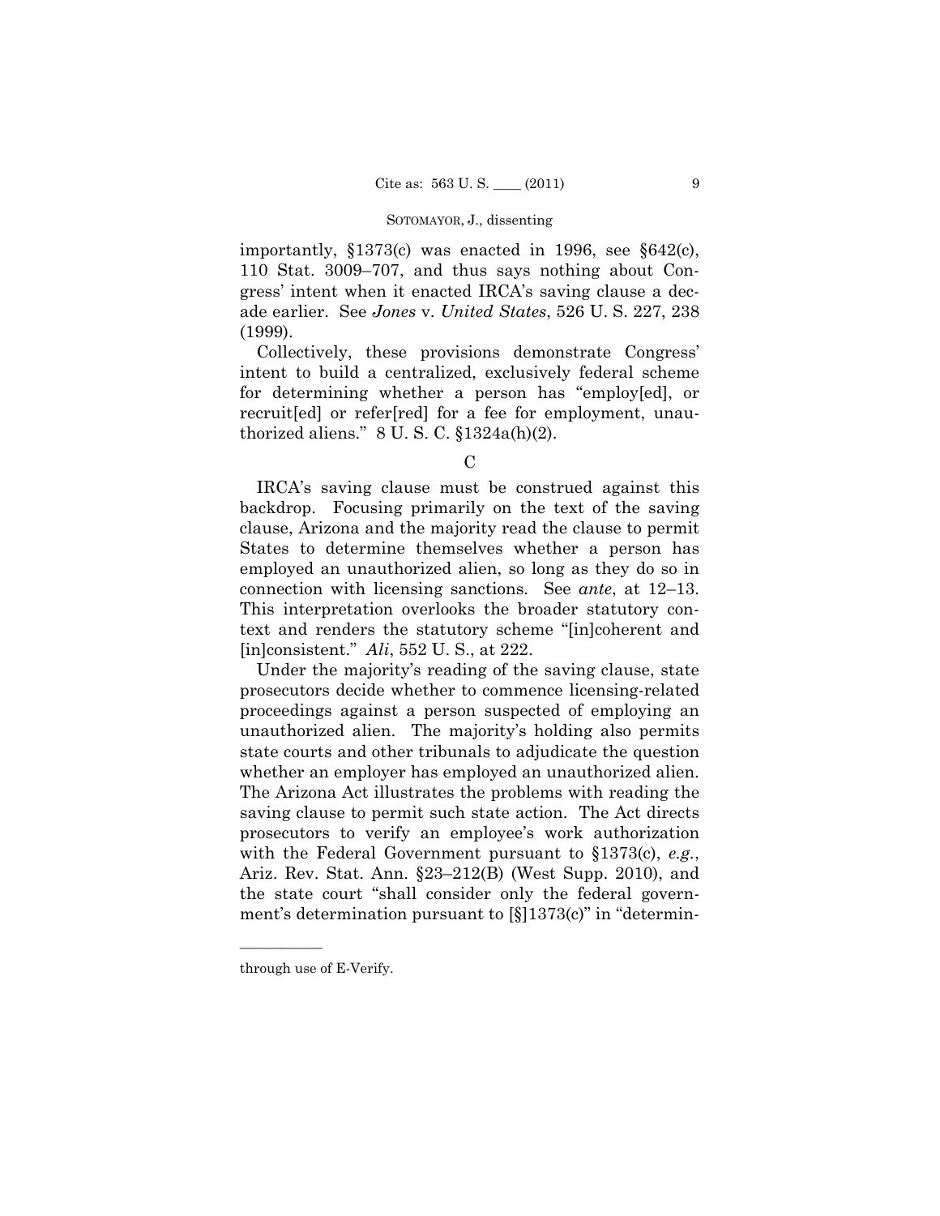importantly, §1373(c) was enacted in 1996, see §642(c), 110 Stat. 3009–707, and thus says nothing about Congress' intent when it enacted IRCA's saving clause a decade earlier. See *Jones* v. *United States*, 526 U. S. 227, 238 (1999).

Collectively, these provisions demonstrate Congress' intent to build a centralized, exclusively federal scheme for determining whether a person has "employ[ed], or recruit[ed] or refer[red] for a fee for employment, unauthorized aliens." 8 U. S. C. §1324a(h)(2).

### C

IRCA's saving clause must be construed against this backdrop. Focusing primarily on the text of the saving clause, Arizona and the majority read the clause to permit States to determine themselves whether a person has employed an unauthorized alien, so long as they do so in connection with licensing sanctions. See *ante*, at 12–13. This interpretation overlooks the broader statutory context and renders the statutory scheme "[in]coherent and [in]consistent." *Ali*, 552 U. S., at 222.

Under the majority's reading of the saving clause, state prosecutors decide whether to commence licensing-related proceedings against a person suspected of employing an unauthorized alien. The majority's holding also permits state courts and other tribunals to adjudicate the question whether an employer has employed an unauthorized alien. The Arizona Act illustrates the problems with reading the saving clause to permit such state action. The Act directs prosecutors to verify an employee's work authorization with the Federal Government pursuant to §1373(c), *e.g.*, Ariz. Rev. Stat. Ann. §23–212(B) (West Supp. 2010), and the state court "shall consider only the federal government's determination pursuant to [§]1373(c)" in "determin-

---

through use of E-Verify.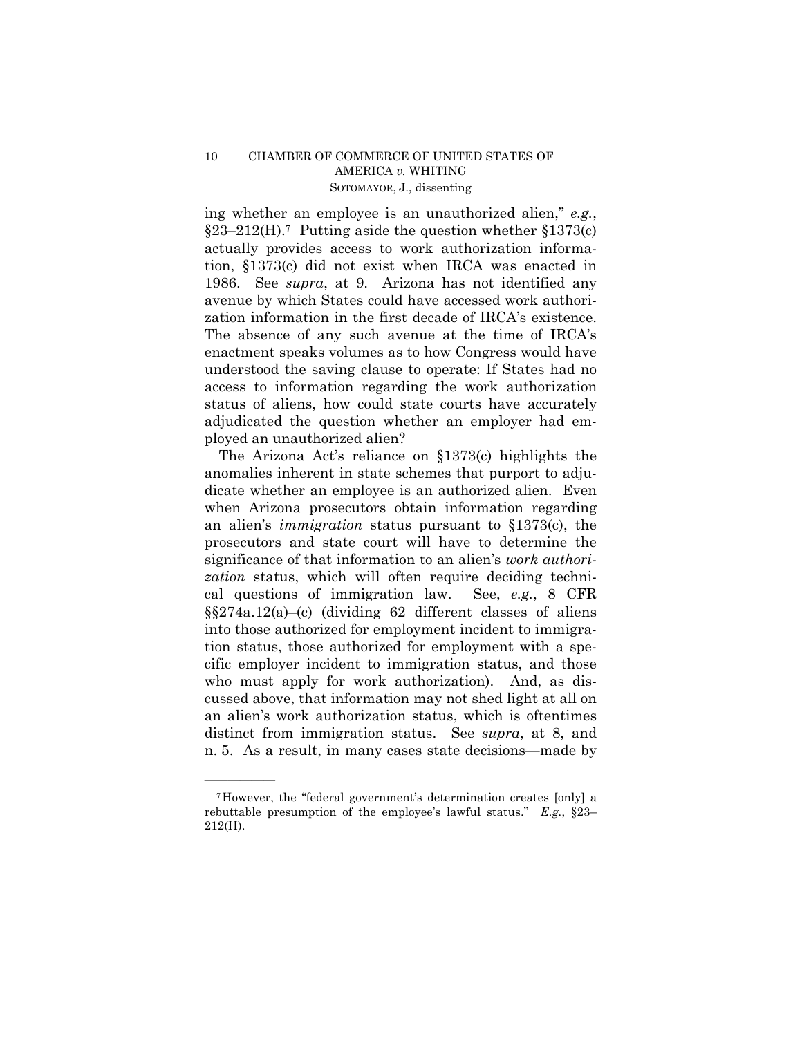ing whether an employee is an unauthorized alien," *e.g.*, §23–212(H).[7] Putting aside the question whether §1373(c) actually provides access to work authorization information, §1373(c) did not exist when IRCA was enacted in 1986. See *supra*, at 9. Arizona has not identified any avenue by which States could have accessed work authorization information in the first decade of IRCA's existence. The absence of any such avenue at the time of IRCA's enactment speaks volumes as to how Congress would have understood the saving clause to operate: If States had no access to information regarding the work authorization status of aliens, how could state courts have accurately adjudicated the question whether an employer had employed an unauthorized alien?

The Arizona Act's reliance on §1373(c) highlights the anomalies inherent in state schemes that purport to adjudicate whether an employee is an authorized alien. Even when Arizona prosecutors obtain information regarding an alien's *immigration* status pursuant to §1373(c), the prosecutors and state court will have to determine the significance of that information to an alien's *work authorization* status, which will often require deciding technical questions of immigration law. See, *e.g.*, 8 CFR §§274a.12(a)–(c) (dividing 62 different classes of aliens into those authorized for employment incident to immigration status, those authorized for employment with a specific employer incident to immigration status, and those who must apply for work authorization). And, as discussed above, that information may not shed light at all on an alien's work authorization status, which is oftentimes distinct from immigration status. See *supra*, at 8, and n. 5. As a result, in many cases state decisions—made by

[7] However, the "federal government's determination creates [only] a rebuttable presumption of the employee's lawful status." *E.g.*, §23–212(H).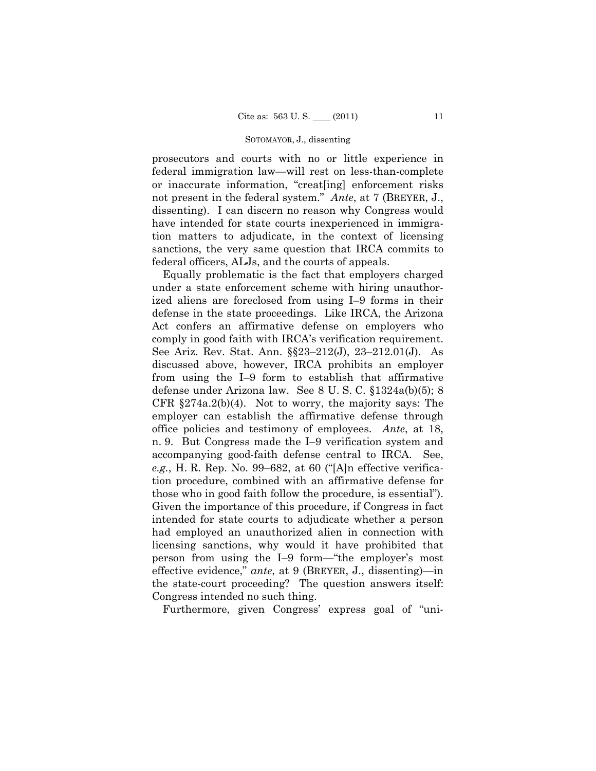prosecutors and courts with no or little experience in federal immigration law—will rest on less-than-complete or inaccurate information, "creat[ing] enforcement risks not present in the federal system." *Ante*, at 7 (BREYER, J., dissenting). I can discern no reason why Congress would have intended for state courts inexperienced in immigration matters to adjudicate, in the context of licensing sanctions, the very same question that IRCA commits to federal officers, ALJs, and the courts of appeals.

Equally problematic is the fact that employers charged under a state enforcement scheme with hiring unauthorized aliens are foreclosed from using I–9 forms in their defense in the state proceedings. Like IRCA, the Arizona Act confers an affirmative defense on employers who comply in good faith with IRCA's verification requirement. See Ariz. Rev. Stat. Ann. §§23–212(J), 23–212.01(J). As discussed above, however, IRCA prohibits an employer from using the I–9 form to establish that affirmative defense under Arizona law. See 8 U. S. C. §1324a(b)(5); 8 CFR §274a.2(b)(4). Not to worry, the majority says: The employer can establish the affirmative defense through office policies and testimony of employees. *Ante*, at 18, n. 9. But Congress made the I–9 verification system and accompanying good-faith defense central to IRCA. See, *e.g.*, H. R. Rep. No. 99–682, at 60 ("[A]n effective verification procedure, combined with an affirmative defense for those who in good faith follow the procedure, is essential"). Given the importance of this procedure, if Congress in fact intended for state courts to adjudicate whether a person had employed an unauthorized alien in connection with licensing sanctions, why would it have prohibited that person from using the I–9 form—"the employer's most effective evidence," *ante*, at 9 (BREYER, J., dissenting)—in the state-court proceeding? The question answers itself: Congress intended no such thing.

Furthermore, given Congress' express goal of "uni-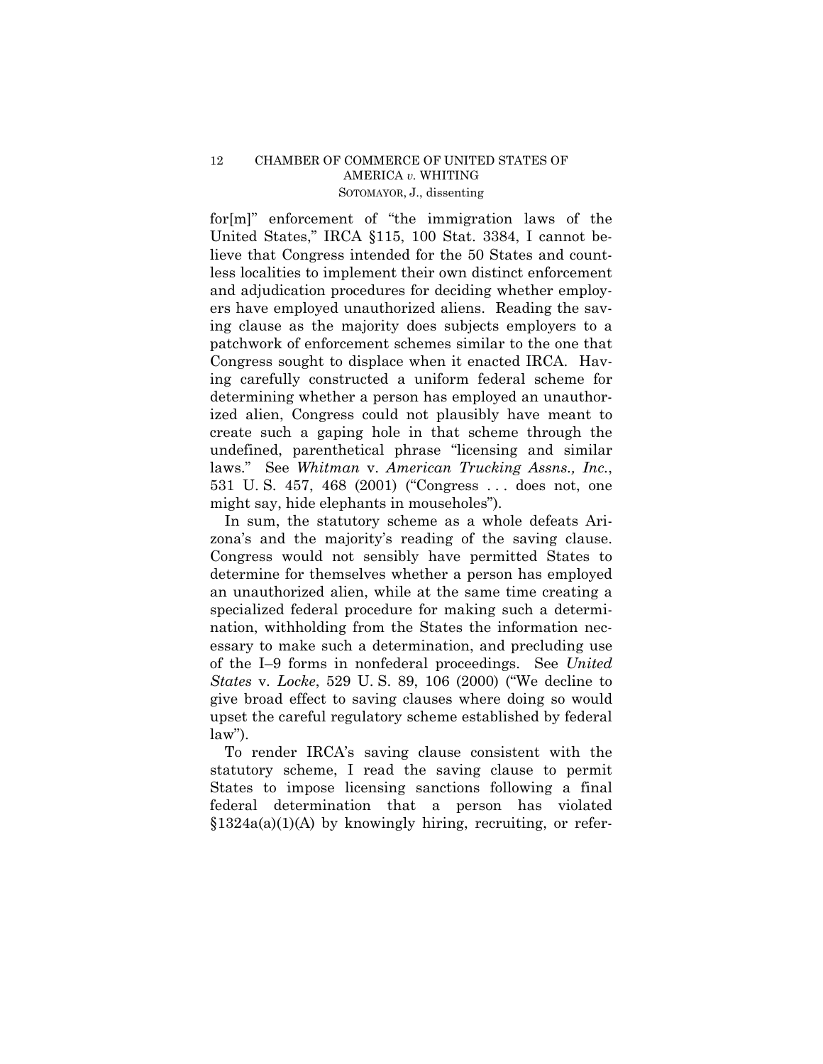for[m]" enforcement of "the immigration laws of the United States," IRCA §115, 100 Stat. 3384, I cannot believe that Congress intended for the 50 States and countless localities to implement their own distinct enforcement and adjudication procedures for deciding whether employers have employed unauthorized aliens. Reading the saving clause as the majority does subjects employers to a patchwork of enforcement schemes similar to the one that Congress sought to displace when it enacted IRCA. Having carefully constructed a uniform federal scheme for determining whether a person has employed an unauthorized alien, Congress could not plausibly have meant to create such a gaping hole in that scheme through the undefined, parenthetical phrase "licensing and similar laws." See *Whitman* v. *American Trucking Assns., Inc.*, 531 U. S. 457, 468 (2001) ("Congress . . . does not, one might say, hide elephants in mouseholes").

In sum, the statutory scheme as a whole defeats Arizona's and the majority's reading of the saving clause. Congress would not sensibly have permitted States to determine for themselves whether a person has employed an unauthorized alien, while at the same time creating a specialized federal procedure for making such a determination, withholding from the States the information necessary to make such a determination, and precluding use of the I–9 forms in nonfederal proceedings. See *United States* v. *Locke*, 529 U. S. 89, 106 (2000) ("We decline to give broad effect to saving clauses where doing so would upset the careful regulatory scheme established by federal law").

To render IRCA's saving clause consistent with the statutory scheme, I read the saving clause to permit States to impose licensing sanctions following a final federal determination that a person has violated §1324a(a)(1)(A) by knowingly hiring, recruiting, or refer-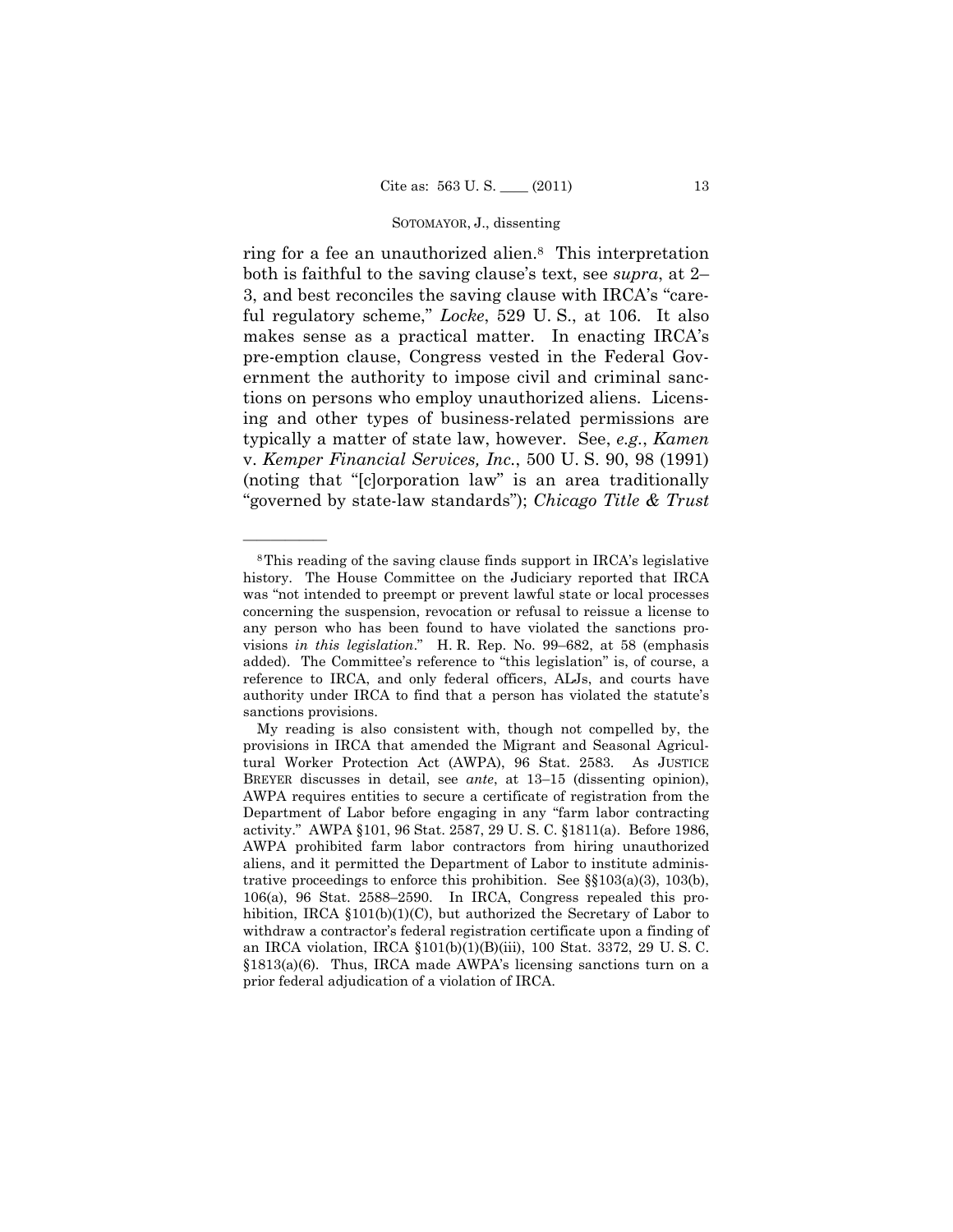ring for a fee an unauthorized alien.[8] This interpretation both is faithful to the saving clause's text, see *supra*, at 2–3, and best reconciles the saving clause with IRCA's "careful regulatory scheme," *Locke*, 529 U. S., at 106. It also makes sense as a practical matter. In enacting IRCA's pre-emption clause, Congress vested in the Federal Government the authority to impose civil and criminal sanctions on persons who employ unauthorized aliens. Licensing and other types of business-related permissions are typically a matter of state law, however. See, *e.g.*, *Kamen* v. *Kemper Financial Services, Inc.*, 500 U. S. 90, 98 (1991) (noting that "[c]orporation law" is an area traditionally "governed by state-law standards"); *Chicago Title & Trust*

---

[8] This reading of the saving clause finds support in IRCA's legislative history. The House Committee on the Judiciary reported that IRCA was "not intended to preempt or prevent lawful state or local processes concerning the suspension, revocation or refusal to reissue a license to any person who has been found to have violated the sanctions provisions *in this legislation*." H. R. Rep. No. 99–682, at 58 (emphasis added). The Committee's reference to "this legislation" is, of course, a reference to IRCA, and only federal officers, ALJs, and courts have authority under IRCA to find that a person has violated the statute's sanctions provisions.

My reading is also consistent with, though not compelled by, the provisions in IRCA that amended the Migrant and Seasonal Agricultural Worker Protection Act (AWPA), 96 Stat. 2583. As JUSTICE BREYER discusses in detail, see *ante*, at 13–15 (dissenting opinion), AWPA requires entities to secure a certificate of registration from the Department of Labor before engaging in any "farm labor contracting activity." AWPA §101, 96 Stat. 2587, 29 U. S. C. §1811(a). Before 1986, AWPA prohibited farm labor contractors from hiring unauthorized aliens, and it permitted the Department of Labor to institute administrative proceedings to enforce this prohibition. See §§103(a)(3), 103(b), 106(a), 96 Stat. 2588–2590. In IRCA, Congress repealed this prohibition, IRCA §101(b)(1)(C), but authorized the Secretary of Labor to withdraw a contractor's federal registration certificate upon a finding of an IRCA violation, IRCA §101(b)(1)(B)(iii), 100 Stat. 3372, 29 U. S. C. §1813(a)(6). Thus, IRCA made AWPA's licensing sanctions turn on a prior federal adjudication of a violation of IRCA.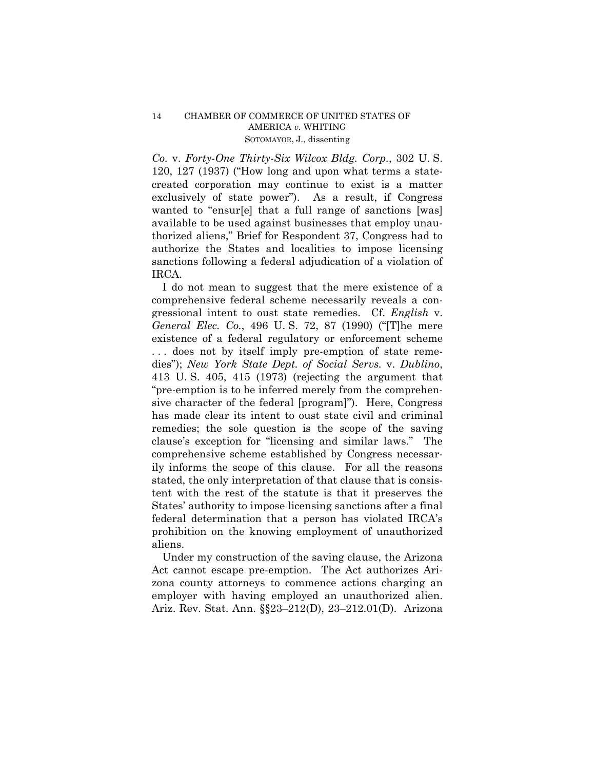*Co.* v. *Forty-One Thirty-Six Wilcox Bldg. Corp.*, 302 U. S. 120, 127 (1937) ("How long and upon what terms a state-created corporation may continue to exist is a matter exclusively of state power"). As a result, if Congress wanted to "ensur[e] that a full range of sanctions [was] available to be used against businesses that employ unauthorized aliens," Brief for Respondent 37, Congress had to authorize the States and localities to impose licensing sanctions following a federal adjudication of a violation of IRCA.

I do not mean to suggest that the mere existence of a comprehensive federal scheme necessarily reveals a congressional intent to oust state remedies. Cf. *English* v. *General Elec. Co.*, 496 U. S. 72, 87 (1990) ("[T]he mere existence of a federal regulatory or enforcement scheme . . . does not by itself imply pre-emption of state remedies"); *New York State Dept. of Social Servs.* v. *Dublino*, 413 U. S. 405, 415 (1973) (rejecting the argument that "pre-emption is to be inferred merely from the comprehensive character of the federal [program]"). Here, Congress has made clear its intent to oust state civil and criminal remedies; the sole question is the scope of the saving clause's exception for "licensing and similar laws." The comprehensive scheme established by Congress necessarily informs the scope of this clause. For all the reasons stated, the only interpretation of that clause that is consistent with the rest of the statute is that it preserves the States' authority to impose licensing sanctions after a final federal determination that a person has violated IRCA's prohibition on the knowing employment of unauthorized aliens.

Under my construction of the saving clause, the Arizona Act cannot escape pre-emption. The Act authorizes Arizona county attorneys to commence actions charging an employer with having employed an unauthorized alien. Ariz. Rev. Stat. Ann. §§23–212(D), 23–212.01(D). Arizona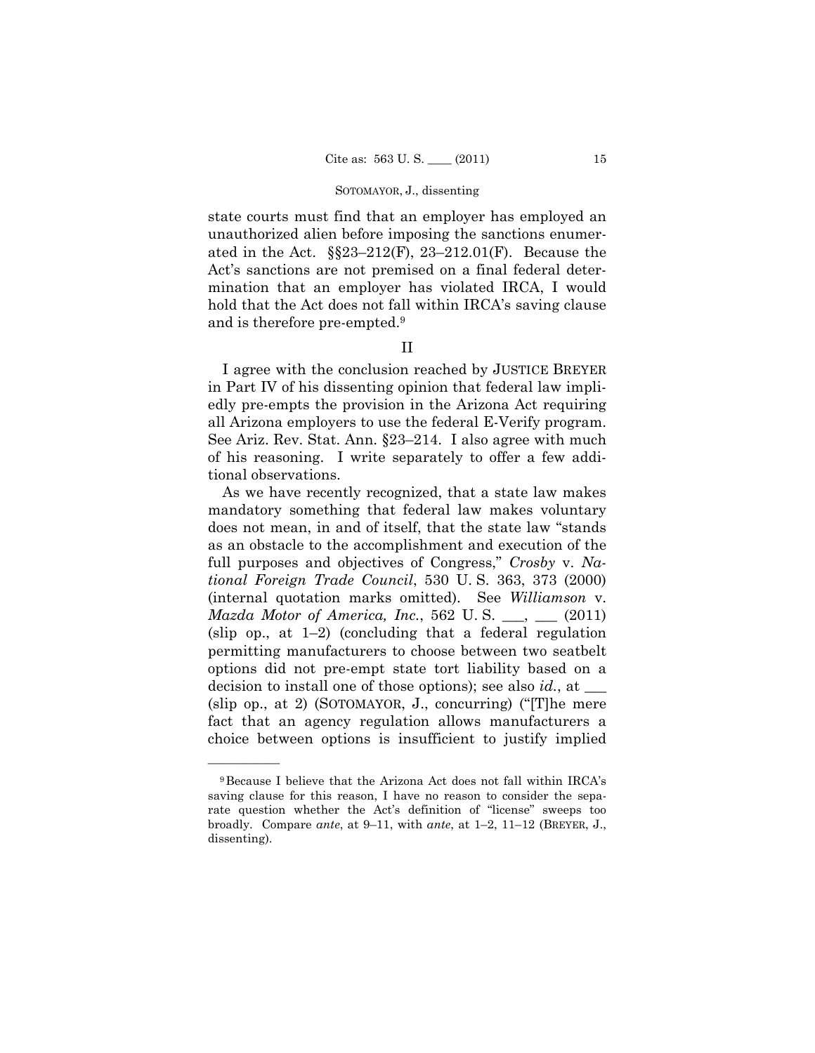state courts must find that an employer has employed an unauthorized alien before imposing the sanctions enumerated in the Act. §§23–212(F), 23–212.01(F). Because the Act's sanctions are not premised on a final federal determination that an employer has violated IRCA, I would hold that the Act does not fall within IRCA's saving clause and is therefore pre-empted.[9]

## II

I agree with the conclusion reached by JUSTICE BREYER in Part IV of his dissenting opinion that federal law impliedly pre-empts the provision in the Arizona Act requiring all Arizona employers to use the federal E-Verify program. See Ariz. Rev. Stat. Ann. §23–214. I also agree with much of his reasoning. I write separately to offer a few additional observations.

As we have recently recognized, that a state law makes mandatory something that federal law makes voluntary does not mean, in and of itself, that the state law "stands as an obstacle to the accomplishment and execution of the full purposes and objectives of Congress," *Crosby* v. *National Foreign Trade Council*, 530 U. S. 363, 373 (2000) (internal quotation marks omitted). See *Williamson* v. *Mazda Motor of America, Inc.*, 562 U. S. ___, ___ (2011) (slip op., at 1–2) (concluding that a federal regulation permitting manufacturers to choose between two seatbelt options did not pre-empt state tort liability based on a decision to install one of those options); see also *id.*, at ___ (slip op., at 2) (SOTOMAYOR, J., concurring) ("[T]he mere fact that an agency regulation allows manufacturers a choice between options is insufficient to justify implied

---

[9] Because I believe that the Arizona Act does not fall within IRCA's saving clause for this reason, I have no reason to consider the separate question whether the Act's definition of "license" sweeps too broadly. Compare *ante*, at 9–11, with *ante*, at 1–2, 11–12 (BREYER, J., dissenting).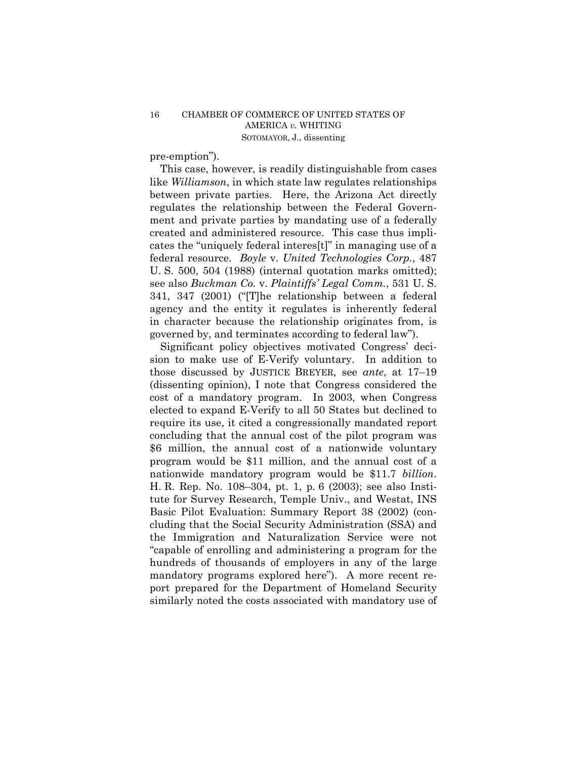pre-emption").

This case, however, is readily distinguishable from cases like *Williamson*, in which state law regulates relationships between private parties. Here, the Arizona Act directly regulates the relationship between the Federal Government and private parties by mandating use of a federally created and administered resource. This case thus implicates the "uniquely federal interes[t]" in managing use of a federal resource. *Boyle* v. *United Technologies Corp.*, 487 U. S. 500, 504 (1988) (internal quotation marks omitted); see also *Buckman Co.* v. *Plaintiffs' Legal Comm.*, 531 U. S. 341, 347 (2001) ("[T]he relationship between a federal agency and the entity it regulates is inherently federal in character because the relationship originates from, is governed by, and terminates according to federal law").

Significant policy objectives motivated Congress' decision to make use of E-Verify voluntary. In addition to those discussed by JUSTICE BREYER, see *ante*, at 17–19 (dissenting opinion), I note that Congress considered the cost of a mandatory program. In 2003, when Congress elected to expand E-Verify to all 50 States but declined to require its use, it cited a congressionally mandated report concluding that the annual cost of the pilot program was $6 million, the annual cost of a nationwide voluntary program would be $11 million, and the annual cost of a nationwide mandatory program would be $11.7 *billion*. H. R. Rep. No. 108–304, pt. 1, p. 6 (2003); see also Institute for Survey Research, Temple Univ., and Westat, INS Basic Pilot Evaluation: Summary Report 38 (2002) (concluding that the Social Security Administration (SSA) and the Immigration and Naturalization Service were not "capable of enrolling and administering a program for the hundreds of thousands of employers in any of the large mandatory programs explored here"). A more recent report prepared for the Department of Homeland Security similarly noted the costs associated with mandatory use of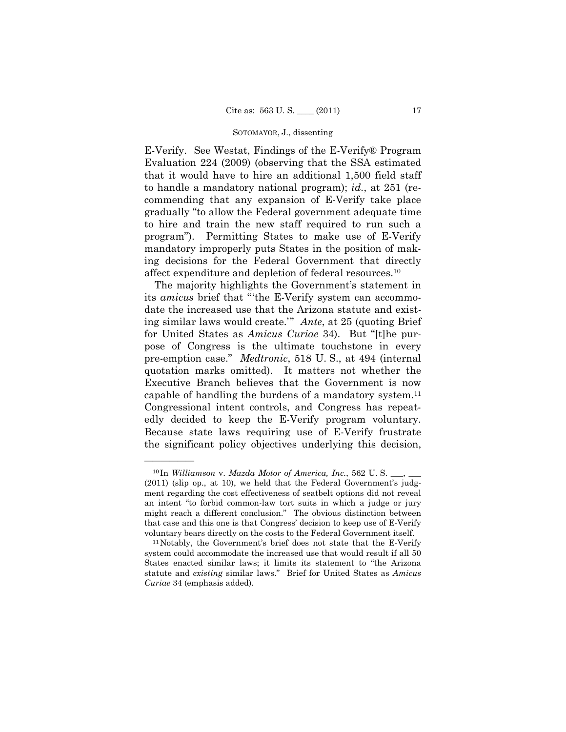E-Verify. See Westat, Findings of the E-Verify® Program Evaluation 224 (2009) (observing that the SSA estimated that it would have to hire an additional 1,500 field staff to handle a mandatory national program); *id.*, at 251 (recommending that any expansion of E-Verify take place gradually "to allow the Federal government adequate time to hire and train the new staff required to run such a program"). Permitting States to make use of E-Verify mandatory improperly puts States in the position of making decisions for the Federal Government that directly affect expenditure and depletion of federal resources.[10]

The majority highlights the Government's statement in its *amicus* brief that "'the E-Verify system can accommodate the increased use that the Arizona statute and existing similar laws would create.'" *Ante*, at 25 (quoting Brief for United States as *Amicus Curiae* 34). But "[t]he purpose of Congress is the ultimate touchstone in every pre-emption case." *Medtronic*, 518 U. S., at 494 (internal quotation marks omitted). It matters not whether the Executive Branch believes that the Government is now capable of handling the burdens of a mandatory system.[11] Congressional intent controls, and Congress has repeatedly decided to keep the E-Verify program voluntary. Because state laws requiring use of E-Verify frustrate the significant policy objectives underlying this decision,

---

[10] In *Williamson* v. *Mazda Motor of America, Inc.*, 562 U. S. ___, ___ (2011) (slip op., at 10), we held that the Federal Government's judgment regarding the cost effectiveness of seatbelt options did not reveal an intent "to forbid common-law tort suits in which a judge or jury might reach a different conclusion." The obvious distinction between that case and this one is that Congress' decision to keep use of E-Verify voluntary bears directly on the costs to the Federal Government itself.

[11] Notably, the Government's brief does not state that the E-Verify system could accommodate the increased use that would result if all 50 States enacted similar laws; it limits its statement to "the Arizona statute and *existing* similar laws." Brief for United States as *Amicus Curiae* 34 (emphasis added).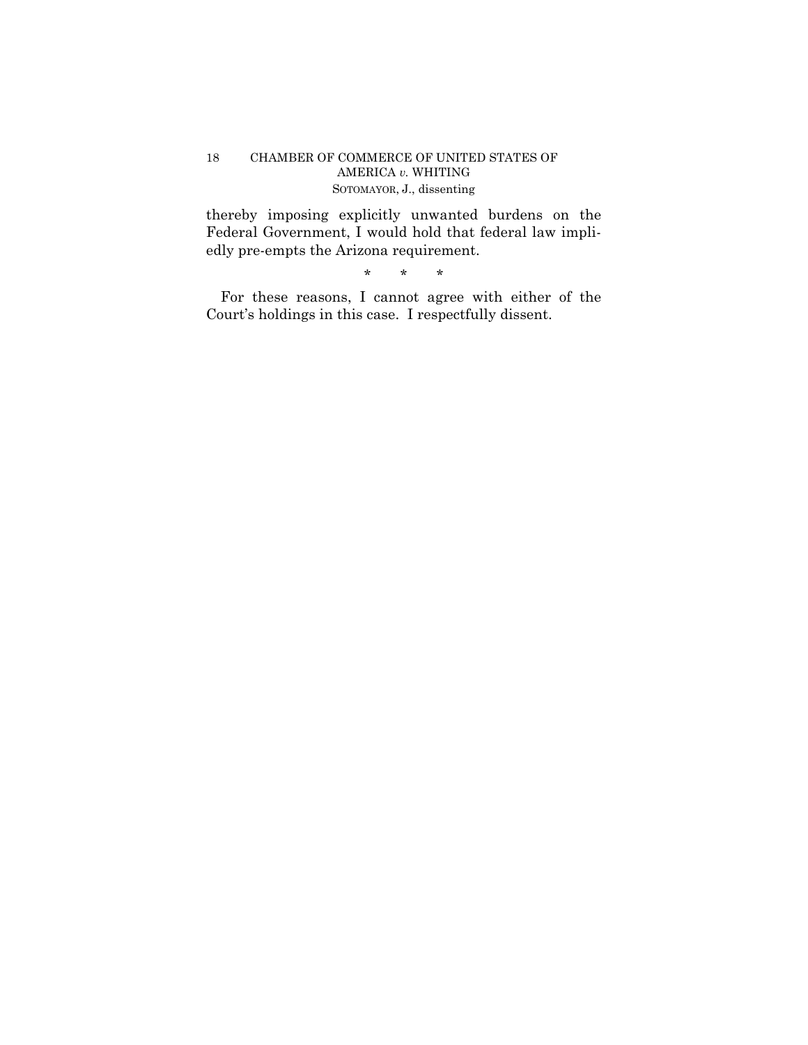thereby imposing explicitly unwanted burdens on the Federal Government, I would hold that federal law impliedly pre-empts the Arizona requirement.

\* \* \*

For these reasons, I cannot agree with either of the Court's holdings in this case. I respectfully dissent.